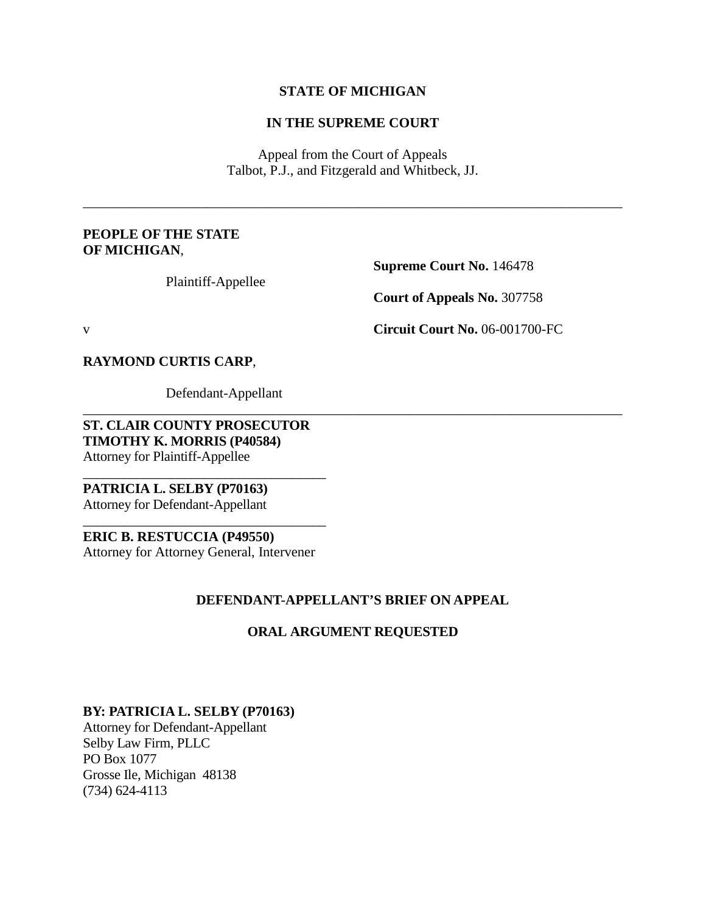**STATE OF MICHIGAN**

**IN THE SUPREME COURT**

Appeal from the Court of Appeals
Talbot, P.J., and Fitzgerald and Whitbeck, JJ.

---

**PEOPLE OF THE STATE OF MICHIGAN**,

Plaintiff-Appellee

**Supreme Court No.** 146478

**Court of Appeals No.** 307758

v

**Circuit Court No.** 06-001700-FC

**RAYMOND CURTIS CARP**,

Defendant-Appellant

---

**ST. CLAIR COUNTY PROSECUTOR**
**TIMOTHY K. MORRIS (P40584)**
Attorney for Plaintiff-Appellee

---

**PATRICIA L. SELBY (P70163)**
Attorney for Defendant-Appellant

---

**ERIC B. RESTUCCIA (P49550)**
Attorney for Attorney General, Intervener

**DEFENDANT-APPELLANT'S BRIEF ON APPEAL**

**ORAL ARGUMENT REQUESTED**

**BY: PATRICIA L. SELBY (P70163)**
Attorney for Defendant-Appellant
Selby Law Firm, PLLC
PO Box 1077
Grosse Ile, Michigan 48138
(734) 624-4113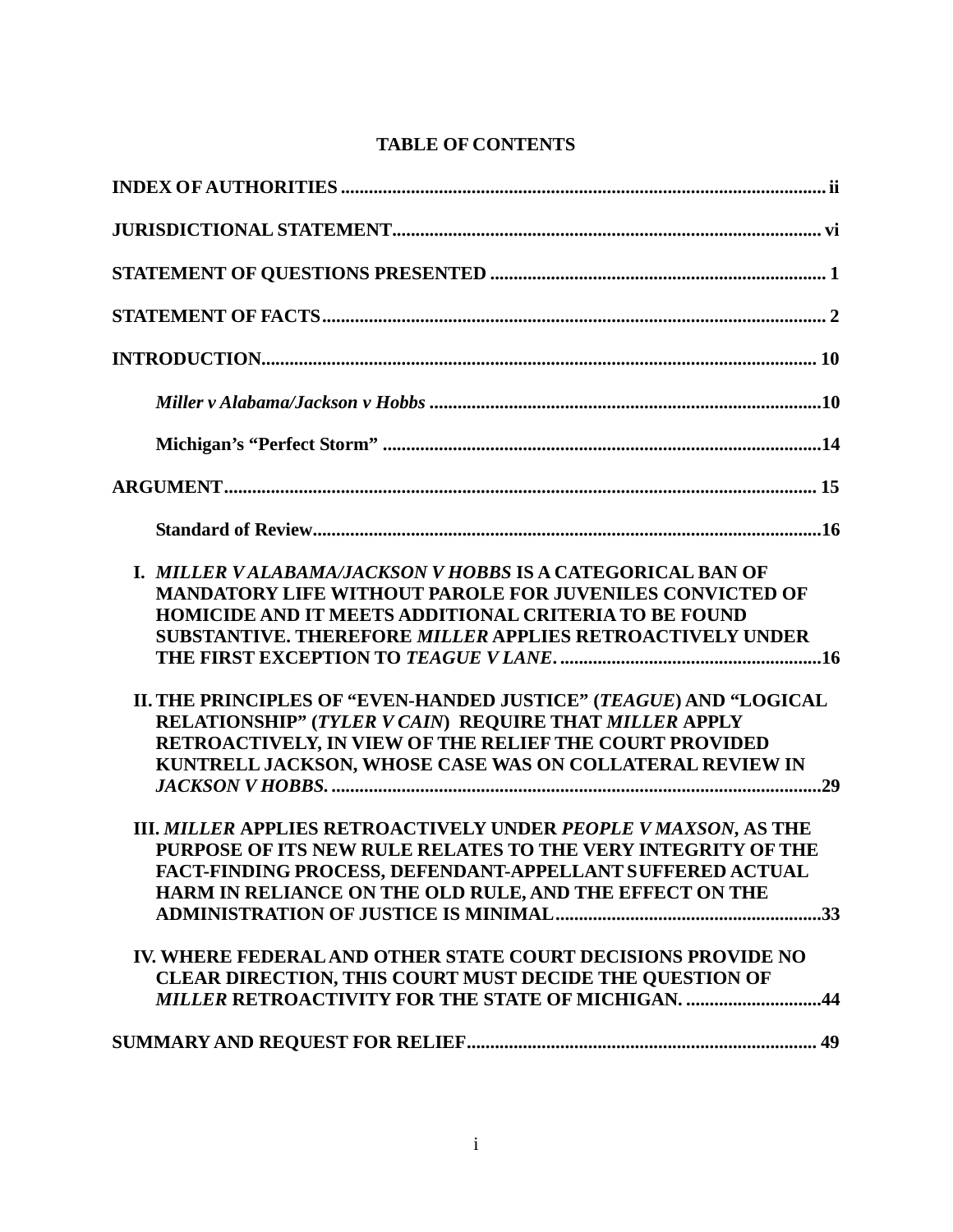# TABLE OF CONTENTS

**INDEX OF AUTHORITIES** ..... ii

**JURISDICTIONAL STATEMENT** ..... vi

**STATEMENT OF QUESTIONS PRESENTED** ..... 1

**STATEMENT OF FACTS** ..... 2

**INTRODUCTION** ..... 10

- ***Miller v Alabama/Jackson v Hobbs*** ..... 10
- **Michigan's "Perfect Storm"** ..... 14

**ARGUMENT** ..... 15

- **Standard of Review** ..... 16

**I. *MILLER V ALABAMA/JACKSON V HOBBS* IS A CATEGORICAL BAN OF MANDATORY LIFE WITHOUT PAROLE FOR JUVENILES CONVICTED OF HOMICIDE AND IT MEETS ADDITIONAL CRITERIA TO BE FOUND SUBSTANTIVE. THEREFORE *MILLER* APPLIES RETROACTIVELY UNDER THE FIRST EXCEPTION TO *TEAGUE V LANE*.** ..... 16

**II. THE PRINCIPLES OF "EVEN-HANDED JUSTICE" (*TEAGUE*) AND "LOGICAL RELATIONSHIP" (*TYLER V CAIN*) REQUIRE THAT *MILLER* APPLY RETROACTIVELY, IN VIEW OF THE RELIEF THE COURT PROVIDED KUNTRELL JACKSON, WHOSE CASE WAS ON COLLATERAL REVIEW IN *JACKSON V HOBBS*.** ..... 29

**III. *MILLER* APPLIES RETROACTIVELY UNDER *PEOPLE V MAXSON*, AS THE PURPOSE OF ITS NEW RULE RELATES TO THE VERY INTEGRITY OF THE FACT-FINDING PROCESS, DEFENDANT-APPELLANT SUFFERED ACTUAL HARM IN RELIANCE ON THE OLD RULE, AND THE EFFECT ON THE ADMINISTRATION OF JUSTICE IS MINIMAL** ..... 33

**IV. WHERE FEDERAL AND OTHER STATE COURT DECISIONS PROVIDE NO CLEAR DIRECTION, THIS COURT MUST DECIDE THE QUESTION OF *MILLER* RETROACTIVITY FOR THE STATE OF MICHIGAN.** ..... 44

**SUMMARY AND REQUEST FOR RELIEF** ..... 49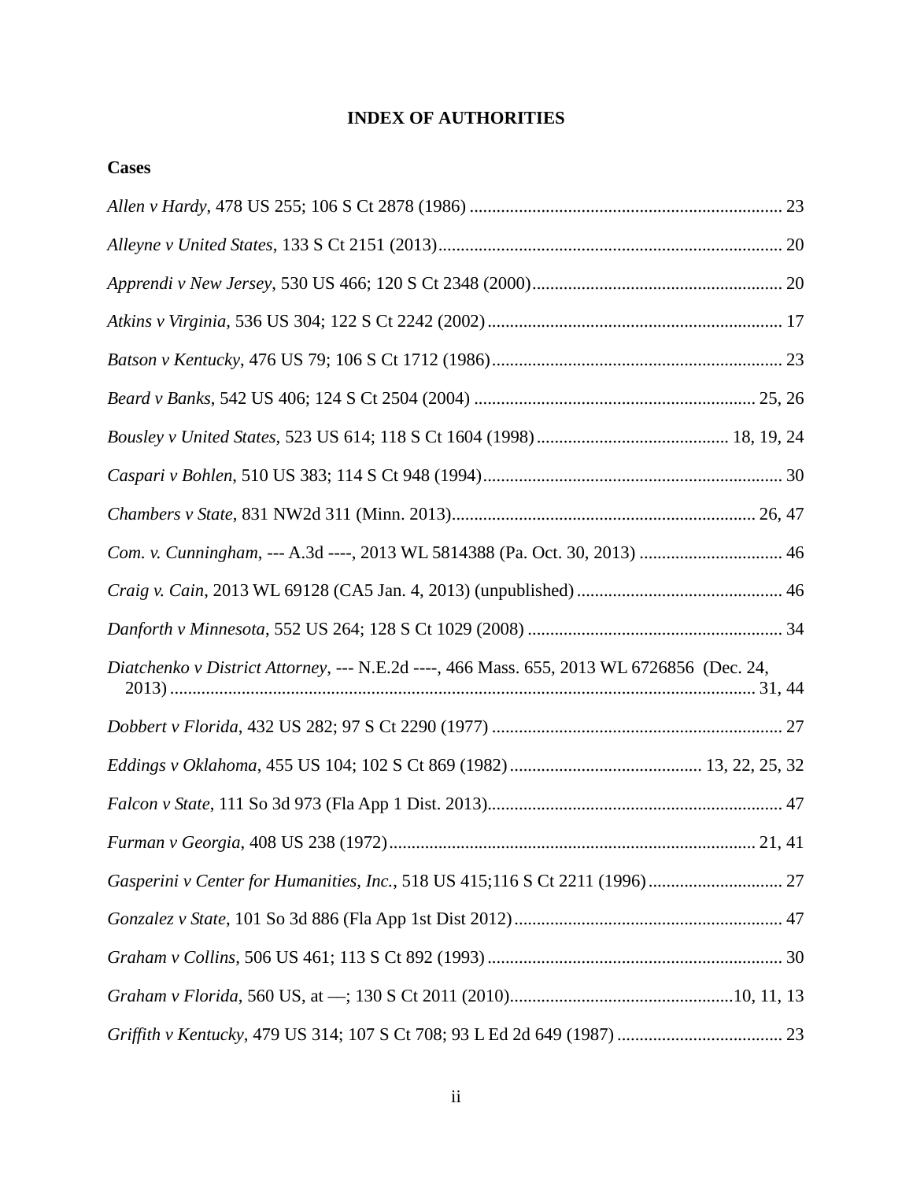# INDEX OF AUTHORITIES

## Cases

*Allen v Hardy*, 478 US 255; 106 S Ct 2878 (1986) ..................................................................... 23

*Alleyne v United States*, 133 S Ct 2151 (2013)............................................................................ 20

*Apprendi v New Jersey*, 530 US 466; 120 S Ct 2348 (2000)........................................................ 20

*Atkins v Virginia,* 536 US 304; 122 S Ct 2242 (2002) ................................................................. 17

*Batson v Kentucky*, 476 US 79; 106 S Ct 1712 (1986)................................................................. 23

*Beard v Banks*, 542 US 406; 124 S Ct 2504 (2004) .............................................................. 25, 26

*Bousley v United States,* 523 US 614; 118 S Ct 1604 (1998)........................................... 18, 19, 24

*Caspari v Bohlen*, 510 US 383; 114 S Ct 948 (1994).................................................................. 30

*Chambers v State*, 831 NW2d 311 (Minn. 2013).................................................................... 26, 47

*Com. v. Cunningham*, --- A.3d ----, 2013 WL 5814388 (Pa. Oct. 30, 2013) ................................ 46

*Craig v. Cain*, 2013 WL 69128 (CA5 Jan. 4, 2013) (unpublished) .............................................. 46

*Danforth v Minnesota*, 552 US 264; 128 S Ct 1029 (2008) ......................................................... 34

*Diatchenko v District Attorney*, --- N.E.2d ----, 466 Mass. 655, 2013 WL 6726856 (Dec. 24, 2013) .................................................................................................................................. 31, 44

*Dobbert v Florida*, 432 US 282; 97 S Ct 2290 (1977) ................................................................. 27

*Eddings v Oklahoma*, 455 US 104; 102 S Ct 869 (1982)........................................... 13, 22, 25, 32

*Falcon v State*, 111 So 3d 973 (Fla App 1 Dist. 2013)................................................................. 47

*Furman v Georgia*, 408 US 238 (1972)................................................................................. 21, 41

*Gasperini v Center for Humanities, Inc.*, 518 US 415;116 S Ct 2211 (1996).............................. 27

*Gonzalez v State*, 101 So 3d 886 (Fla App 1st Dist 2012)............................................................ 47

*Graham v Collins*, 506 US 461; 113 S Ct 892 (1993) .................................................................. 30

*Graham v Florida*, 560 US, at —; 130 S Ct 2011 (2010).................................................10, 11, 13

*Griffith v Kentucky*, 479 US 314; 107 S Ct 708; 93 L Ed 2d 649 (1987) ..................................... 23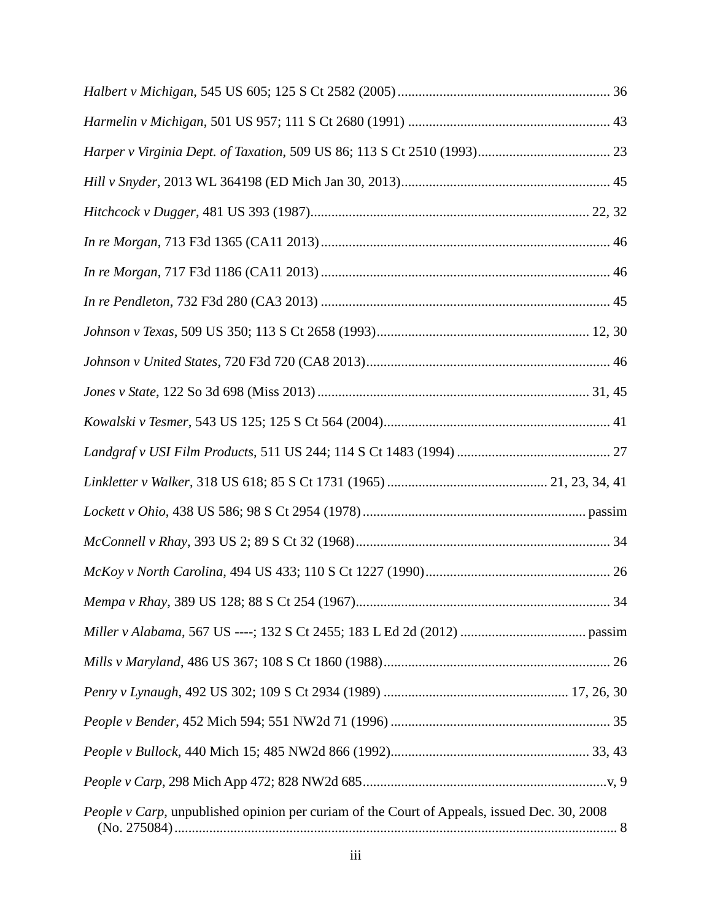*Halbert v Michigan*, 545 US 605; 125 S Ct 2582 (2005) ........................................................... 36

*Harmelin v Michigan*, 501 US 957; 111 S Ct 2680 (1991) .......................................................... 43

*Harper v Virginia Dept. of Taxation*, 509 US 86; 113 S Ct 2510 (1993)...................................... 23

*Hill v Snyder*, 2013 WL 364198 (ED Mich Jan 30, 2013)............................................................ 45

*Hitchcock v Dugger*, 481 US 393 (1987)................................................................................ 22, 32

*In re Morgan*, 713 F3d 1365 (CA11 2013).................................................................................. 46

*In re Morgan*, 717 F3d 1186 (CA11 2013).................................................................................. 46

*In re Pendleton*, 732 F3d 280 (CA3 2013) .................................................................................. 45

*Johnson v Texas*, 509 US 350; 113 S Ct 2658 (1993)............................................................. 12, 30

*Johnson v United States*, 720 F3d 720 (CA8 2013)...................................................................... 46

*Jones v State*, 122 So 3d 698 (Miss 2013) .............................................................................. 31, 45

*Kowalski v Tesmer*, 543 US 125; 125 S Ct 564 (2004)................................................................. 41

*Landgraf v USI Film Products*, 511 US 244; 114 S Ct 1483 (1994) ............................................ 27

*Linkletter v Walker*, 318 US 618; 85 S Ct 1731 (1965) ............................................. 21, 23, 34, 41

*Lockett v Ohio*, 438 US 586; 98 S Ct 2954 (1978)................................................................ passim

*McConnell v Rhay*, 393 US 2; 89 S Ct 32 (1968)......................................................................... 34

*McKoy v North Carolina*, 494 US 433; 110 S Ct 1227 (1990)..................................................... 26

*Mempa v Rhay*, 389 US 128; 88 S Ct 254 (1967)......................................................................... 34

*Miller v Alabama*, 567 US ----; 132 S Ct 2455; 183 L Ed 2d (2012) .................................... passim

*Mills v Maryland*, 486 US 367; 108 S Ct 1860 (1988)................................................................. 26

*Penry v Lynaugh*, 492 US 302; 109 S Ct 2934 (1989) ..................................................... 17, 26, 30

*People v Bender*, 452 Mich 594; 551 NW2d 71 (1996) ............................................................... 35

*People v Bullock*, 440 Mich 15; 485 NW2d 866 (1992)......................................................... 33, 43

*People v Carp*, 298 Mich App 472; 828 NW2d 685......................................................................v, 9

*People v Carp*, unpublished opinion per curiam of the Court of Appeals, issued Dec. 30, 2008 (No. 275084)............................................................................................................................... 8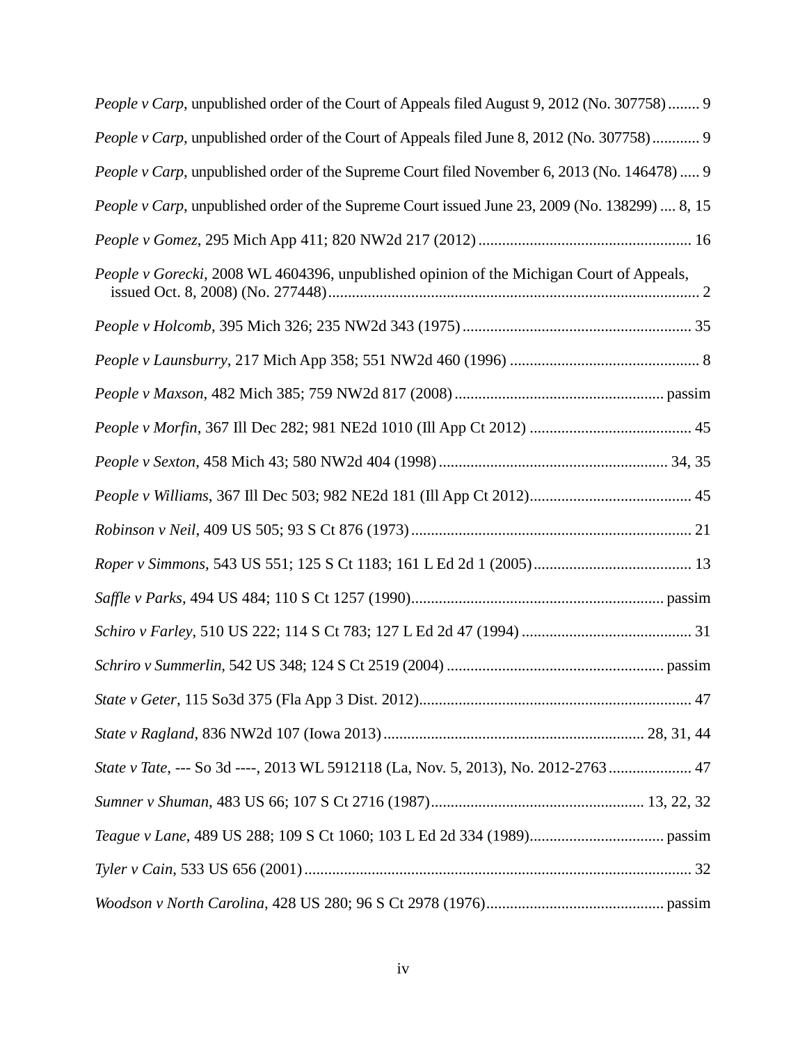*People v Carp*, unpublished order of the Court of Appeals filed August 9, 2012 (No. 307758) ........ 9

*People v Carp*, unpublished order of the Court of Appeals filed June 8, 2012 (No. 307758) ............ 9

*People v Carp*, unpublished order of the Supreme Court filed November 6, 2013 (No. 146478) ..... 9

*People v Carp*, unpublished order of the Supreme Court issued June 23, 2009 (No. 138299) .... 8, 15

*People v Gomez*, 295 Mich App 411; 820 NW2d 217 (2012) ...................................................... 16

*People v Gorecki*, 2008 WL 4604396, unpublished opinion of the Michigan Court of Appeals, issued Oct. 8, 2008) (No. 277448) ............................................................................................. 2

*People v Holcomb*, 395 Mich 326; 235 NW2d 343 (1975) .......................................................... 35

*People v Launsburry*, 217 Mich App 358; 551 NW2d 460 (1996) ................................................ 8

*People v Maxson*, 482 Mich 385; 759 NW2d 817 (2008) ..................................................... passim

*People v Morfin*, 367 Ill Dec 282; 981 NE2d 1010 (Ill App Ct 2012) ......................................... 45

*People v Sexton*, 458 Mich 43; 580 NW2d 404 (1998) .......................................................... 34, 35

*People v Williams*, 367 Ill Dec 503; 982 NE2d 181 (Ill App Ct 2012) ......................................... 45

*Robinson v Neil*, 409 US 505; 93 S Ct 876 (1973) ...................................................................... 21

*Roper v Simmons*, 543 US 551; 125 S Ct 1183; 161 L Ed 2d 1 (2005) ........................................ 13

*Saffle v Parks*, 494 US 484; 110 S Ct 1257 (1990) ................................................................ passim

*Schiro v Farley*, 510 US 222; 114 S Ct 783; 127 L Ed 2d 47 (1994) ........................................... 31

*Schriro v Summerlin*, 542 US 348; 124 S Ct 2519 (2004) ...................................................... passim

*State v Geter*, 115 So3d 375 (Fla App 3 Dist. 2012) ..................................................................... 47

*State v Ragland*, 836 NW2d 107 (Iowa 2013) ................................................................. 28, 31, 44

*State v Tate*, --- So 3d ----, 2013 WL 5912118 (La, Nov. 5, 2013), No. 2012-2763 ..................... 47

*Sumner v Shuman*, 483 US 66; 107 S Ct 2716 (1987) ..................................................... 13, 22, 32

*Teague v Lane*, 489 US 288; 109 S Ct 1060; 103 L Ed 2d 334 (1989) .................................. passim

*Tyler v Cain*, 533 US 656 (2001) ................................................................................................. 32

*Woodson v North Carolina*, 428 US 280; 96 S Ct 2978 (1976) ............................................. passim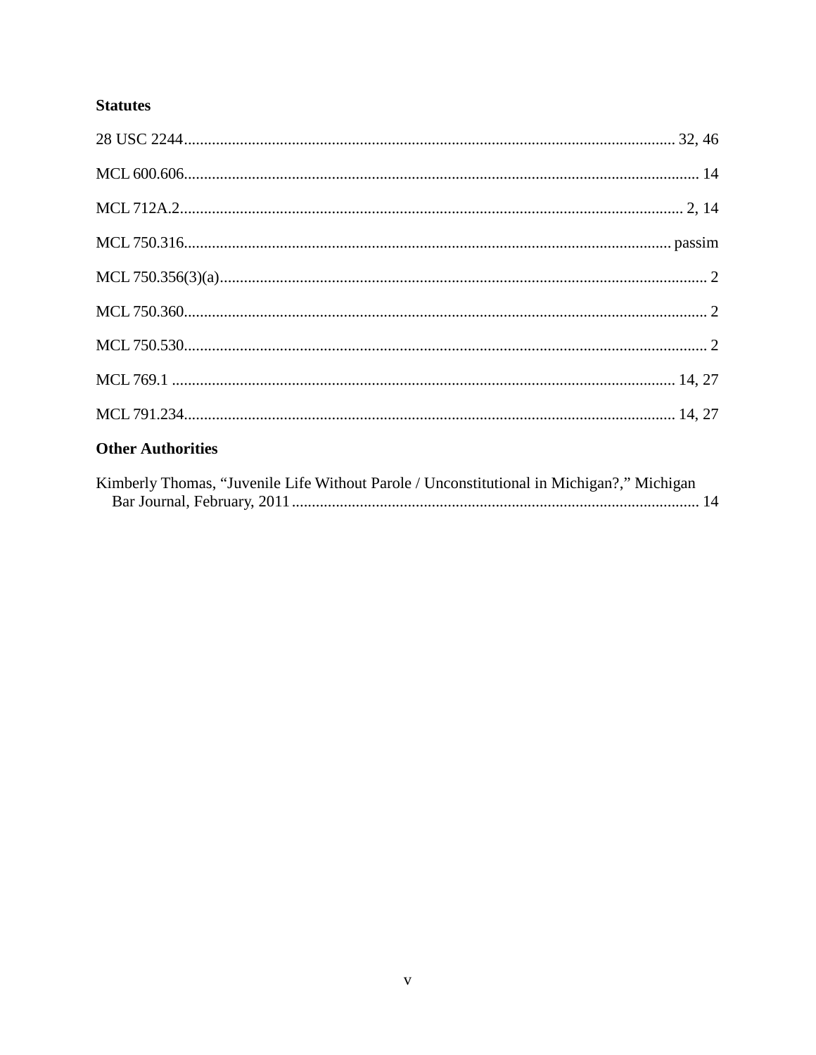### Statutes

28 USC 2244 .......................................................................................................................... 32, 46

MCL 600.606 ............................................................................................................................. 14

MCL 712A.2 ............................................................................................................................ 2, 14

MCL 750.316 ....................................................................................................................... passim

MCL 750.356(3)(a) ........................................................................................................................ 2

MCL 750.360 ................................................................................................................................ 2

MCL 750.530 ................................................................................................................................ 2

MCL 769.1 ............................................................................................................................. 14, 27

MCL 791.234 .......................................................................................................................... 14, 27

### Other Authorities

Kimberly Thomas, "Juvenile Life Without Parole / Unconstitutional in Michigan?," Michigan Bar Journal, February, 2011 ..................................................................................................... 14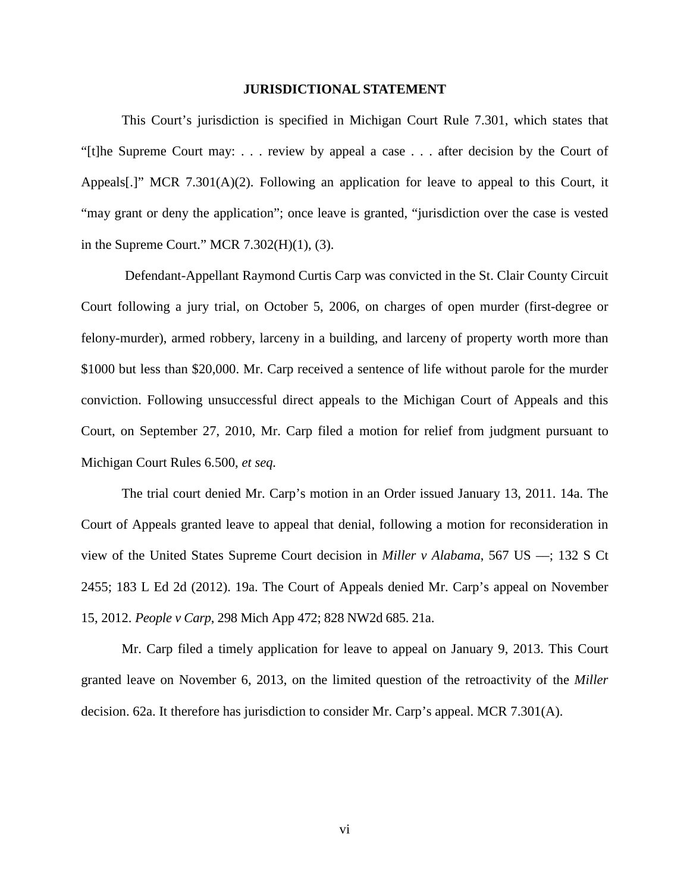## JURISDICTIONAL STATEMENT

This Court's jurisdiction is specified in Michigan Court Rule 7.301, which states that "[t]he Supreme Court may: . . . review by appeal a case . . . after decision by the Court of Appeals[.]" MCR 7.301(A)(2). Following an application for leave to appeal to this Court, it "may grant or deny the application"; once leave is granted, "jurisdiction over the case is vested in the Supreme Court." MCR 7.302(H)(1), (3).

Defendant-Appellant Raymond Curtis Carp was convicted in the St. Clair County Circuit Court following a jury trial, on October 5, 2006, on charges of open murder (first-degree or felony-murder), armed robbery, larceny in a building, and larceny of property worth more than \$1000 but less than \$20,000. Mr. Carp received a sentence of life without parole for the murder conviction. Following unsuccessful direct appeals to the Michigan Court of Appeals and this Court, on September 27, 2010, Mr. Carp filed a motion for relief from judgment pursuant to Michigan Court Rules 6.500, *et seq.*

The trial court denied Mr. Carp's motion in an Order issued January 13, 2011. 14a. The Court of Appeals granted leave to appeal that denial, following a motion for reconsideration in view of the United States Supreme Court decision in *Miller v Alabama*, 567 US —; 132 S Ct 2455; 183 L Ed 2d (2012). 19a. The Court of Appeals denied Mr. Carp's appeal on November 15, 2012. *People v Carp*, 298 Mich App 472; 828 NW2d 685. 21a.

Mr. Carp filed a timely application for leave to appeal on January 9, 2013. This Court granted leave on November 6, 2013, on the limited question of the retroactivity of the *Miller* decision. 62a. It therefore has jurisdiction to consider Mr. Carp's appeal. MCR 7.301(A).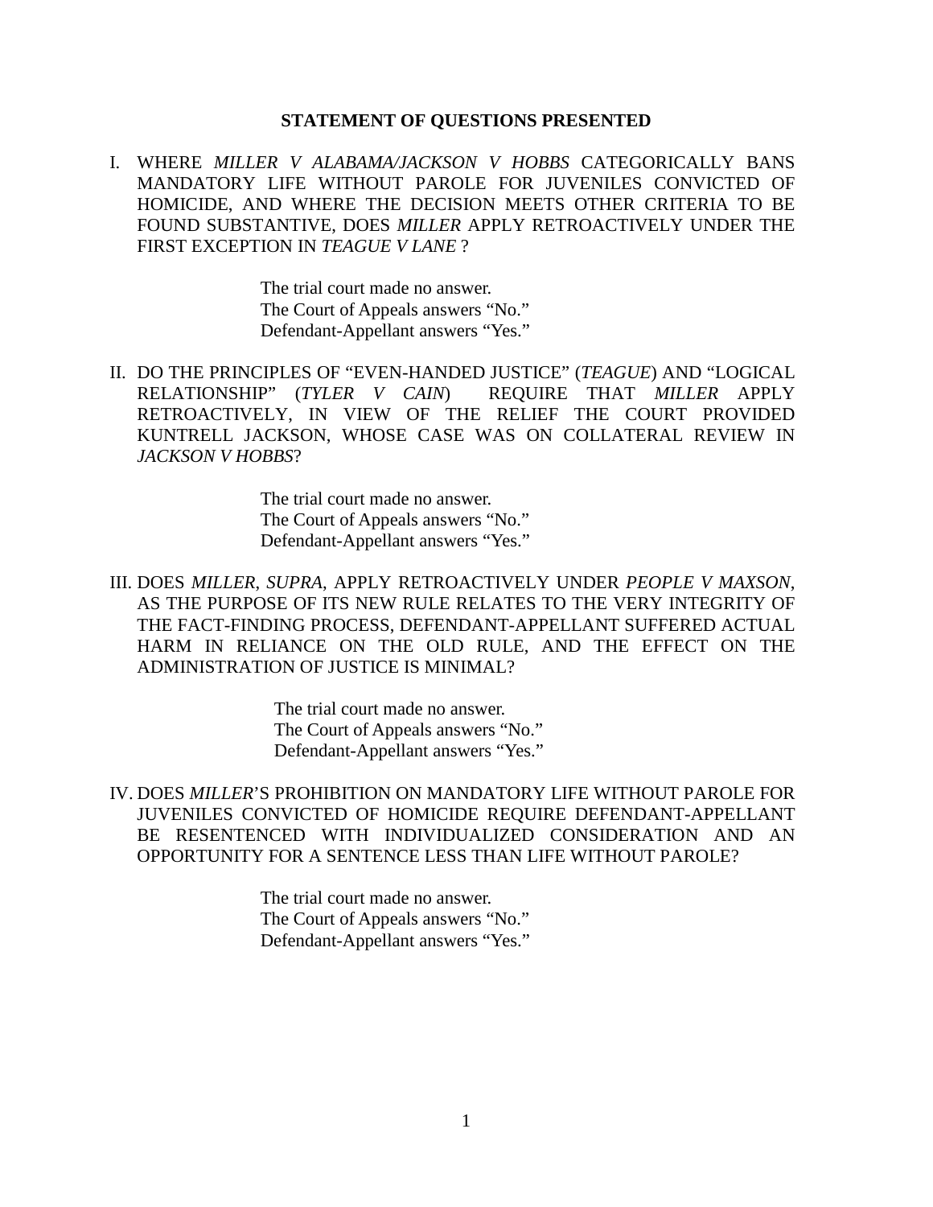## STATEMENT OF QUESTIONS PRESENTED

I. WHERE *MILLER V ALABAMA/JACKSON V HOBBS* CATEGORICALLY BANS MANDATORY LIFE WITHOUT PAROLE FOR JUVENILES CONVICTED OF HOMICIDE, AND WHERE THE DECISION MEETS OTHER CRITERIA TO BE FOUND SUBSTANTIVE, DOES *MILLER* APPLY RETROACTIVELY UNDER THE FIRST EXCEPTION IN *TEAGUE V LANE* ?

> The trial court made no answer.
> The Court of Appeals answers "No."
> Defendant-Appellant answers "Yes."

II. DO THE PRINCIPLES OF "EVEN-HANDED JUSTICE" (*TEAGUE*) AND "LOGICAL RELATIONSHIP" (*TYLER V CAIN*) REQUIRE THAT *MILLER* APPLY RETROACTIVELY, IN VIEW OF THE RELIEF THE COURT PROVIDED KUNTRELL JACKSON, WHOSE CASE WAS ON COLLATERAL REVIEW IN *JACKSON V HOBBS*?

> The trial court made no answer.
> The Court of Appeals answers "No."
> Defendant-Appellant answers "Yes."

III. DOES *MILLER*, *SUPRA*, APPLY RETROACTIVELY UNDER *PEOPLE V MAXSON*, AS THE PURPOSE OF ITS NEW RULE RELATES TO THE VERY INTEGRITY OF THE FACT-FINDING PROCESS, DEFENDANT-APPELLANT SUFFERED ACTUAL HARM IN RELIANCE ON THE OLD RULE, AND THE EFFECT ON THE ADMINISTRATION OF JUSTICE IS MINIMAL?

> The trial court made no answer.
> The Court of Appeals answers "No."
> Defendant-Appellant answers "Yes."

IV. DOES *MILLER*'S PROHIBITION ON MANDATORY LIFE WITHOUT PAROLE FOR JUVENILES CONVICTED OF HOMICIDE REQUIRE DEFENDANT-APPELLANT BE RESENTENCED WITH INDIVIDUALIZED CONSIDERATION AND AN OPPORTUNITY FOR A SENTENCE LESS THAN LIFE WITHOUT PAROLE?

> The trial court made no answer.
> The Court of Appeals answers "No."
> Defendant-Appellant answers "Yes."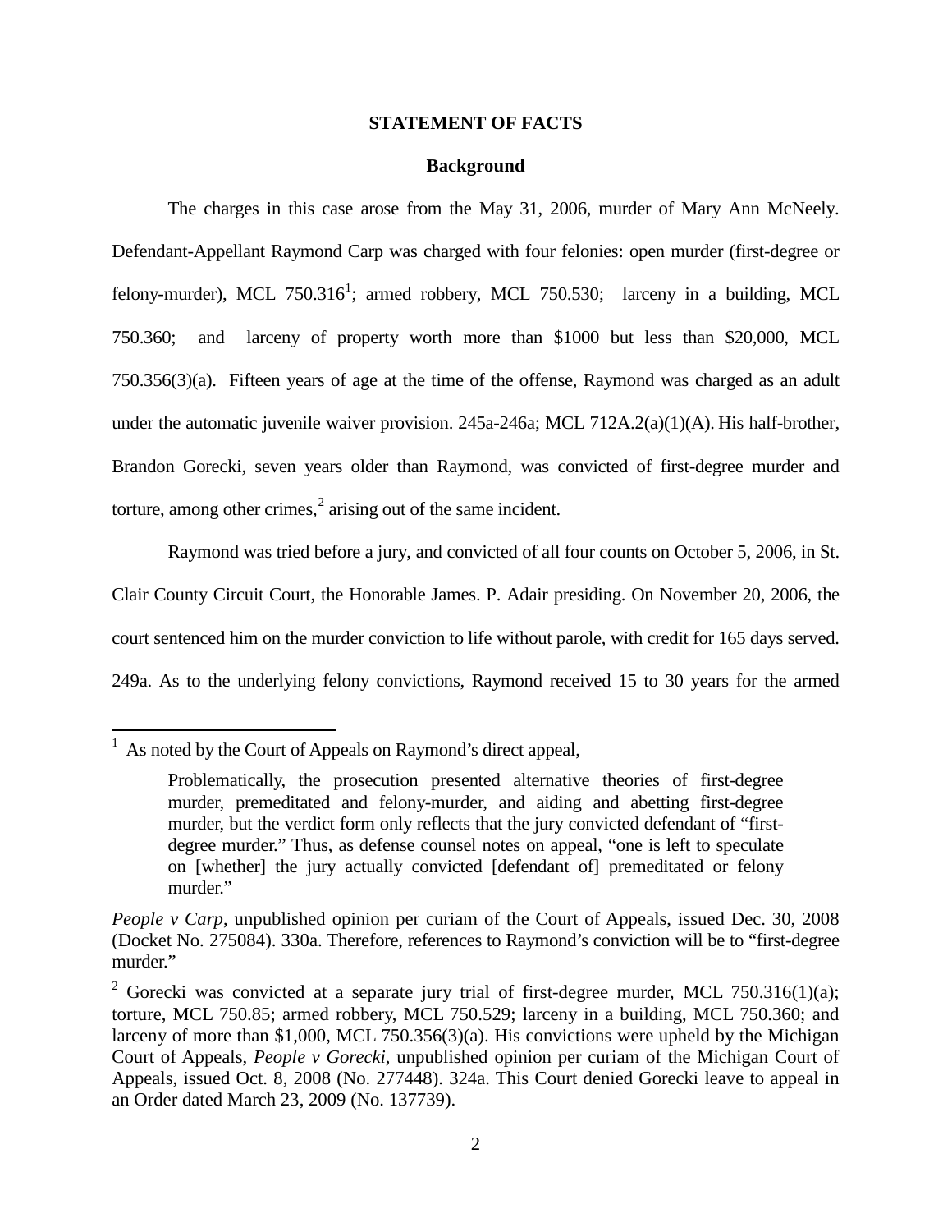## STATEMENT OF FACTS

### Background

The charges in this case arose from the May 31, 2006, murder of Mary Ann McNeely. Defendant-Appellant Raymond Carp was charged with four felonies: open murder (first-degree or felony-murder), MCL 750.316[1]; armed robbery, MCL 750.530; larceny in a building, MCL 750.360; and larceny of property worth more than $1000 but less than $20,000, MCL 750.356(3)(a). Fifteen years of age at the time of the offense, Raymond was charged as an adult under the automatic juvenile waiver provision. 245a-246a; MCL 712A.2(a)(1)(A). His half-brother, Brandon Gorecki, seven years older than Raymond, was convicted of first-degree murder and torture, among other crimes,[2] arising out of the same incident.

Raymond was tried before a jury, and convicted of all four counts on October 5, 2006, in St. Clair County Circuit Court, the Honorable James. P. Adair presiding. On November 20, 2006, the court sentenced him on the murder conviction to life without parole, with credit for 165 days served. 249a. As to the underlying felony convictions, Raymond received 15 to 30 years for the armed

---

[1] As noted by the Court of Appeals on Raymond's direct appeal,

> Problematically, the prosecution presented alternative theories of first-degree murder, premeditated and felony-murder, and aiding and abetting first-degree murder, but the verdict form only reflects that the jury convicted defendant of "first-degree murder." Thus, as defense counsel notes on appeal, "one is left to speculate on [whether] the jury actually convicted [defendant of] premeditated or felony murder."

*People v Carp*, unpublished opinion per curiam of the Court of Appeals, issued Dec. 30, 2008 (Docket No. 275084). 330a. Therefore, references to Raymond's conviction will be to "first-degree murder."

[2] Gorecki was convicted at a separate jury trial of first-degree murder, MCL 750.316(1)(a); torture, MCL 750.85; armed robbery, MCL 750.529; larceny in a building, MCL 750.360; and larceny of more than $1,000, MCL 750.356(3)(a). His convictions were upheld by the Michigan Court of Appeals, *People v Gorecki*, unpublished opinion per curiam of the Michigan Court of Appeals, issued Oct. 8, 2008 (No. 277448). 324a. This Court denied Gorecki leave to appeal in an Order dated March 23, 2009 (No. 137739).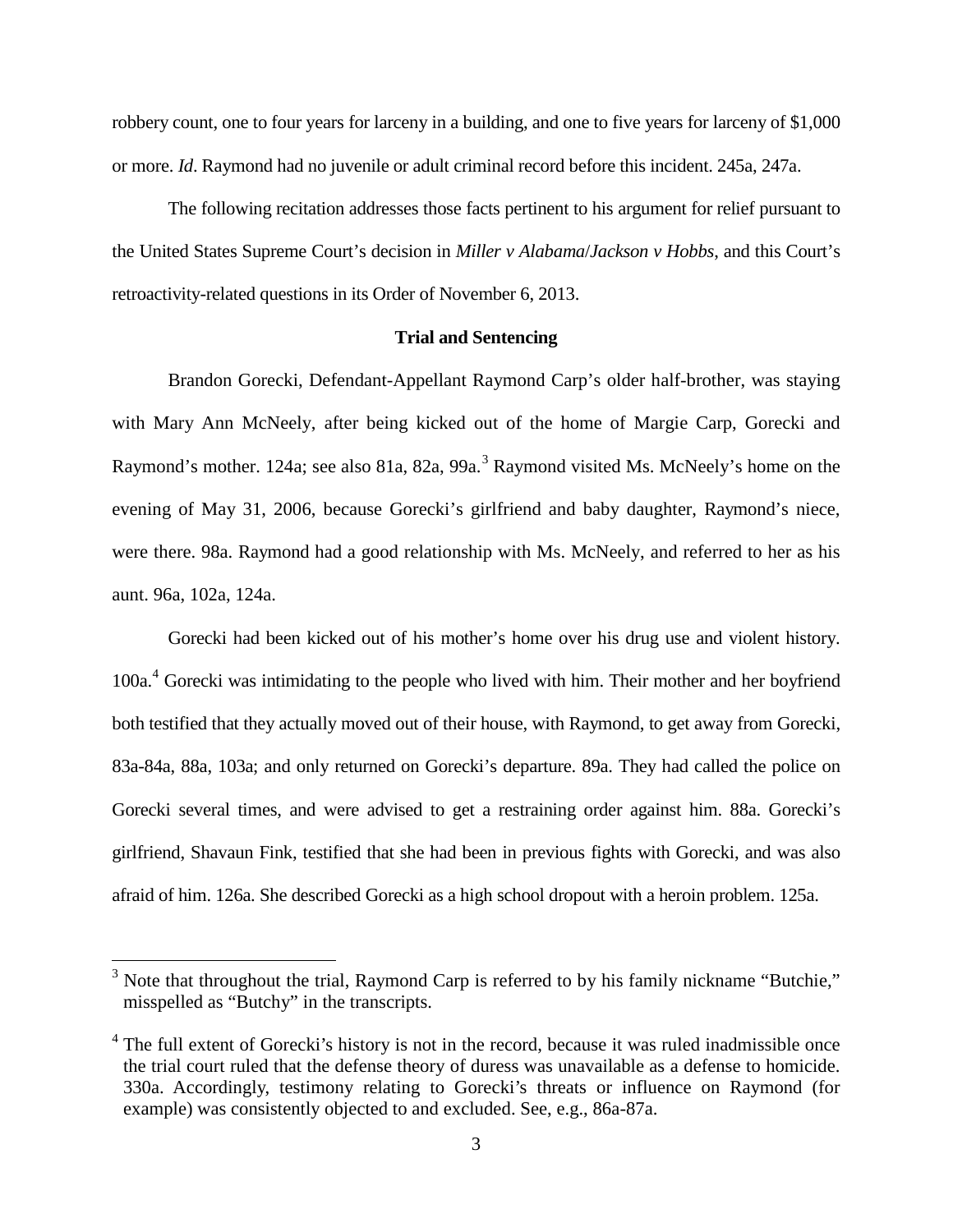robbery count, one to four years for larceny in a building, and one to five years for larceny of $1,000 or more. *Id*. Raymond had no juvenile or adult criminal record before this incident. 245a, 247a.

The following recitation addresses those facts pertinent to his argument for relief pursuant to the United States Supreme Court's decision in *Miller v Alabama*/*Jackson v Hobbs*, and this Court's retroactivity-related questions in its Order of November 6, 2013.

**Trial and Sentencing**

Brandon Gorecki, Defendant-Appellant Raymond Carp's older half-brother, was staying with Mary Ann McNeely, after being kicked out of the home of Margie Carp, Gorecki and Raymond's mother. 124a; see also 81a, 82a, 99a.[3] Raymond visited Ms. McNeely's home on the evening of May 31, 2006, because Gorecki's girlfriend and baby daughter, Raymond's niece, were there. 98a. Raymond had a good relationship with Ms. McNeely, and referred to her as his aunt. 96a, 102a, 124a.

Gorecki had been kicked out of his mother's home over his drug use and violent history. 100a.[4] Gorecki was intimidating to the people who lived with him. Their mother and her boyfriend both testified that they actually moved out of their house, with Raymond, to get away from Gorecki, 83a-84a, 88a, 103a; and only returned on Gorecki's departure. 89a. They had called the police on Gorecki several times, and were advised to get a restraining order against him. 88a. Gorecki's girlfriend, Shavaun Fink, testified that she had been in previous fights with Gorecki, and was also afraid of him. 126a. She described Gorecki as a high school dropout with a heroin problem. 125a.

---

[3] Note that throughout the trial, Raymond Carp is referred to by his family nickname "Butchie," misspelled as "Butchy" in the transcripts.

[4] The full extent of Gorecki's history is not in the record, because it was ruled inadmissible once the trial court ruled that the defense theory of duress was unavailable as a defense to homicide. 330a. Accordingly, testimony relating to Gorecki's threats or influence on Raymond (for example) was consistently objected to and excluded. See, e.g., 86a-87a.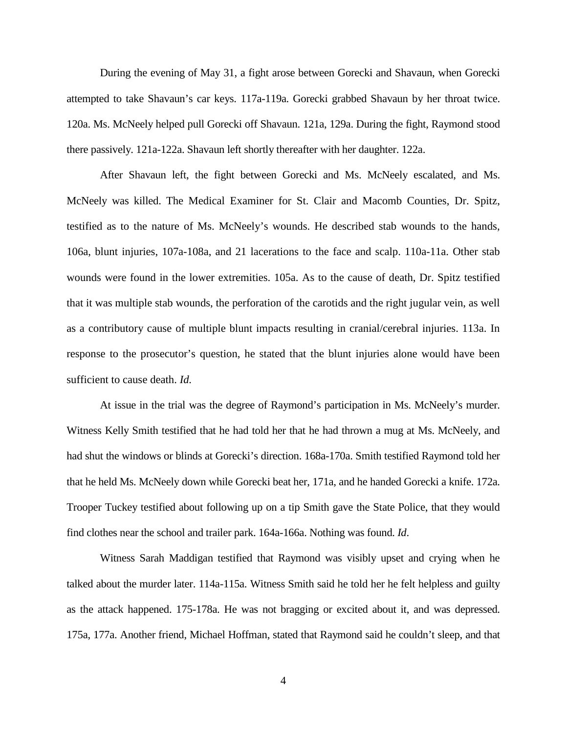During the evening of May 31, a fight arose between Gorecki and Shavaun, when Gorecki attempted to take Shavaun's car keys. 117a-119a. Gorecki grabbed Shavaun by her throat twice. 120a. Ms. McNeely helped pull Gorecki off Shavaun. 121a, 129a. During the fight, Raymond stood there passively. 121a-122a. Shavaun left shortly thereafter with her daughter. 122a.

After Shavaun left, the fight between Gorecki and Ms. McNeely escalated, and Ms. McNeely was killed. The Medical Examiner for St. Clair and Macomb Counties, Dr. Spitz, testified as to the nature of Ms. McNeely's wounds. He described stab wounds to the hands, 106a, blunt injuries, 107a-108a, and 21 lacerations to the face and scalp. 110a-11a. Other stab wounds were found in the lower extremities. 105a. As to the cause of death, Dr. Spitz testified that it was multiple stab wounds, the perforation of the carotids and the right jugular vein, as well as a contributory cause of multiple blunt impacts resulting in cranial/cerebral injuries. 113a. In response to the prosecutor's question, he stated that the blunt injuries alone would have been sufficient to cause death. *Id.*

At issue in the trial was the degree of Raymond's participation in Ms. McNeely's murder. Witness Kelly Smith testified that he had told her that he had thrown a mug at Ms. McNeely, and had shut the windows or blinds at Gorecki's direction. 168a-170a. Smith testified Raymond told her that he held Ms. McNeely down while Gorecki beat her, 171a, and he handed Gorecki a knife. 172a. Trooper Tuckey testified about following up on a tip Smith gave the State Police, that they would find clothes near the school and trailer park. 164a-166a. Nothing was found. *Id*.

Witness Sarah Maddigan testified that Raymond was visibly upset and crying when he talked about the murder later. 114a-115a. Witness Smith said he told her he felt helpless and guilty as the attack happened. 175-178a. He was not bragging or excited about it, and was depressed. 175a, 177a. Another friend, Michael Hoffman, stated that Raymond said he couldn't sleep, and that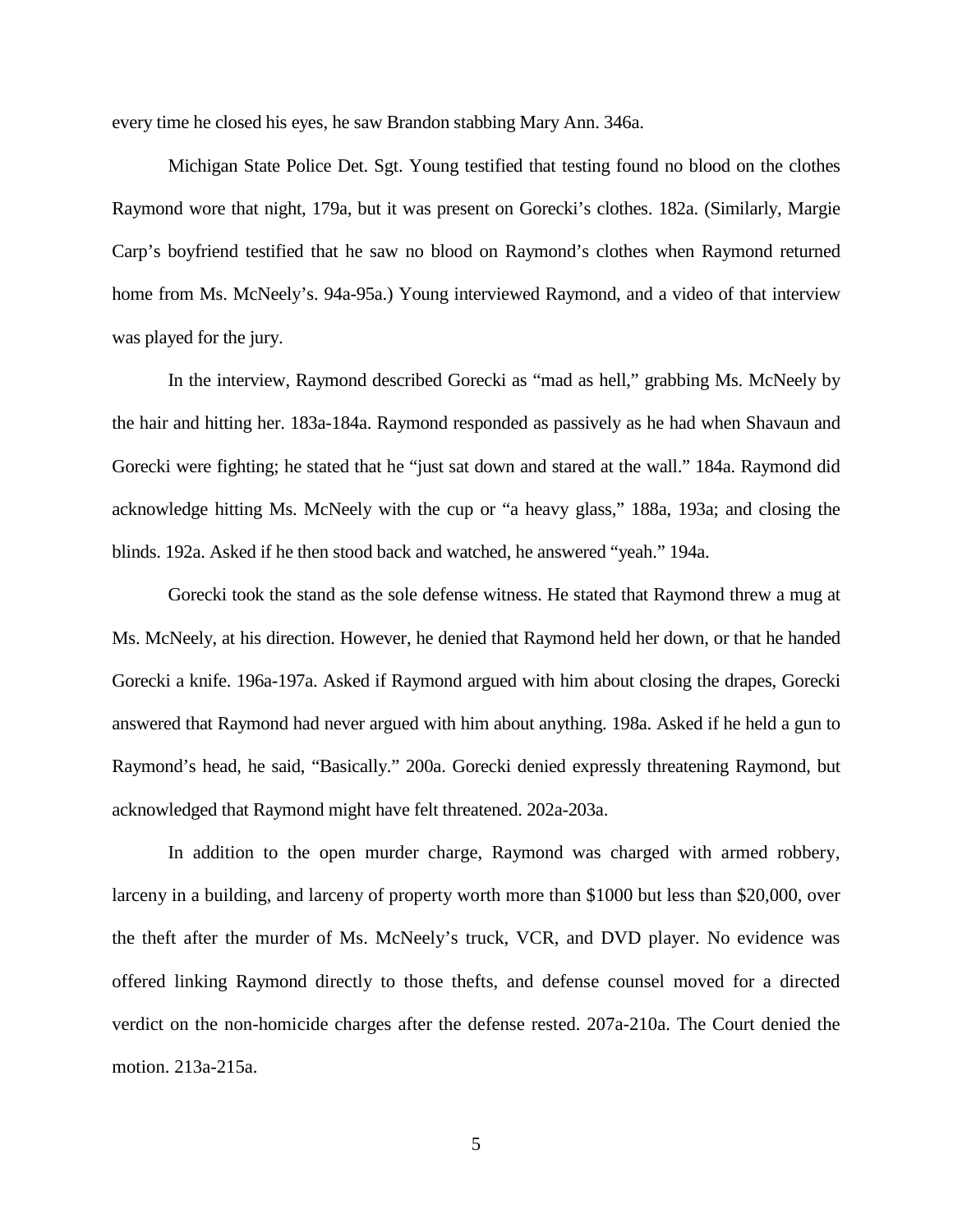every time he closed his eyes, he saw Brandon stabbing Mary Ann. 346a.

Michigan State Police Det. Sgt. Young testified that testing found no blood on the clothes Raymond wore that night, 179a, but it was present on Gorecki's clothes. 182a. (Similarly, Margie Carp's boyfriend testified that he saw no blood on Raymond's clothes when Raymond returned home from Ms. McNeely's. 94a-95a.) Young interviewed Raymond, and a video of that interview was played for the jury.

In the interview, Raymond described Gorecki as "mad as hell," grabbing Ms. McNeely by the hair and hitting her. 183a-184a. Raymond responded as passively as he had when Shavaun and Gorecki were fighting; he stated that he "just sat down and stared at the wall." 184a. Raymond did acknowledge hitting Ms. McNeely with the cup or "a heavy glass," 188a, 193a; and closing the blinds. 192a. Asked if he then stood back and watched, he answered "yeah." 194a.

Gorecki took the stand as the sole defense witness. He stated that Raymond threw a mug at Ms. McNeely, at his direction. However, he denied that Raymond held her down, or that he handed Gorecki a knife. 196a-197a. Asked if Raymond argued with him about closing the drapes, Gorecki answered that Raymond had never argued with him about anything. 198a. Asked if he held a gun to Raymond's head, he said, "Basically." 200a. Gorecki denied expressly threatening Raymond, but acknowledged that Raymond might have felt threatened. 202a-203a.

In addition to the open murder charge, Raymond was charged with armed robbery, larceny in a building, and larceny of property worth more than $1000 but less than $20,000, over the theft after the murder of Ms. McNeely's truck, VCR, and DVD player. No evidence was offered linking Raymond directly to those thefts, and defense counsel moved for a directed verdict on the non-homicide charges after the defense rested. 207a-210a. The Court denied the motion. 213a-215a.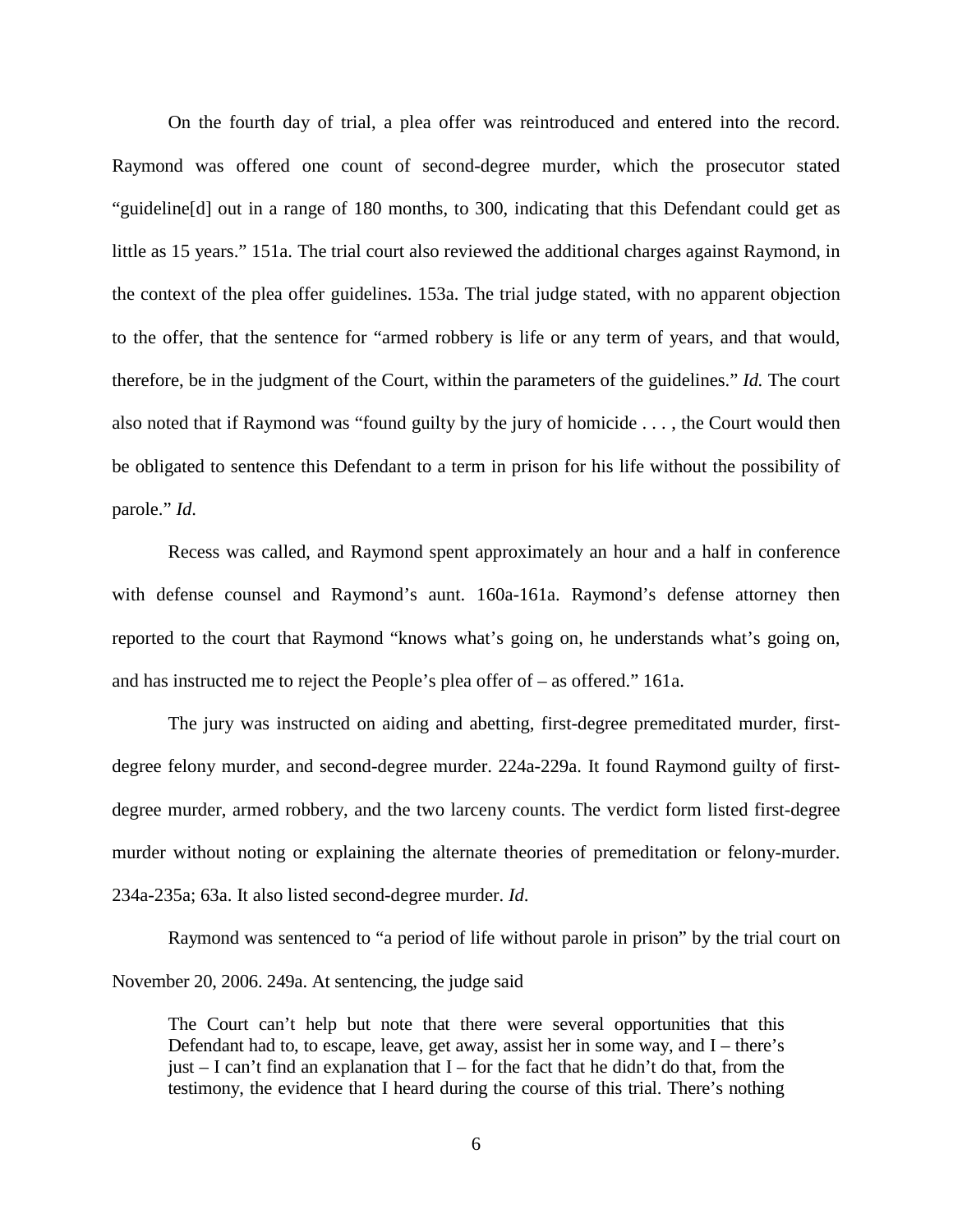On the fourth day of trial, a plea offer was reintroduced and entered into the record. Raymond was offered one count of second-degree murder, which the prosecutor stated "guideline[d] out in a range of 180 months, to 300, indicating that this Defendant could get as little as 15 years." 151a. The trial court also reviewed the additional charges against Raymond, in the context of the plea offer guidelines. 153a. The trial judge stated, with no apparent objection to the offer, that the sentence for "armed robbery is life or any term of years, and that would, therefore, be in the judgment of the Court, within the parameters of the guidelines." *Id.* The court also noted that if Raymond was "found guilty by the jury of homicide . . . , the Court would then be obligated to sentence this Defendant to a term in prison for his life without the possibility of parole." *Id*.

Recess was called, and Raymond spent approximately an hour and a half in conference with defense counsel and Raymond's aunt. 160a-161a. Raymond's defense attorney then reported to the court that Raymond "knows what's going on, he understands what's going on, and has instructed me to reject the People's plea offer of – as offered." 161a.

The jury was instructed on aiding and abetting, first-degree premeditated murder, first-degree felony murder, and second-degree murder. 224a-229a. It found Raymond guilty of first-degree murder, armed robbery, and the two larceny counts. The verdict form listed first-degree murder without noting or explaining the alternate theories of premeditation or felony-murder. 234a-235a; 63a. It also listed second-degree murder. *Id*.

Raymond was sentenced to "a period of life without parole in prison" by the trial court on November 20, 2006. 249a. At sentencing, the judge said

> The Court can't help but note that there were several opportunities that this Defendant had to, to escape, leave, get away, assist her in some way, and I – there's just – I can't find an explanation that I – for the fact that he didn't do that, from the testimony, the evidence that I heard during the course of this trial. There's nothing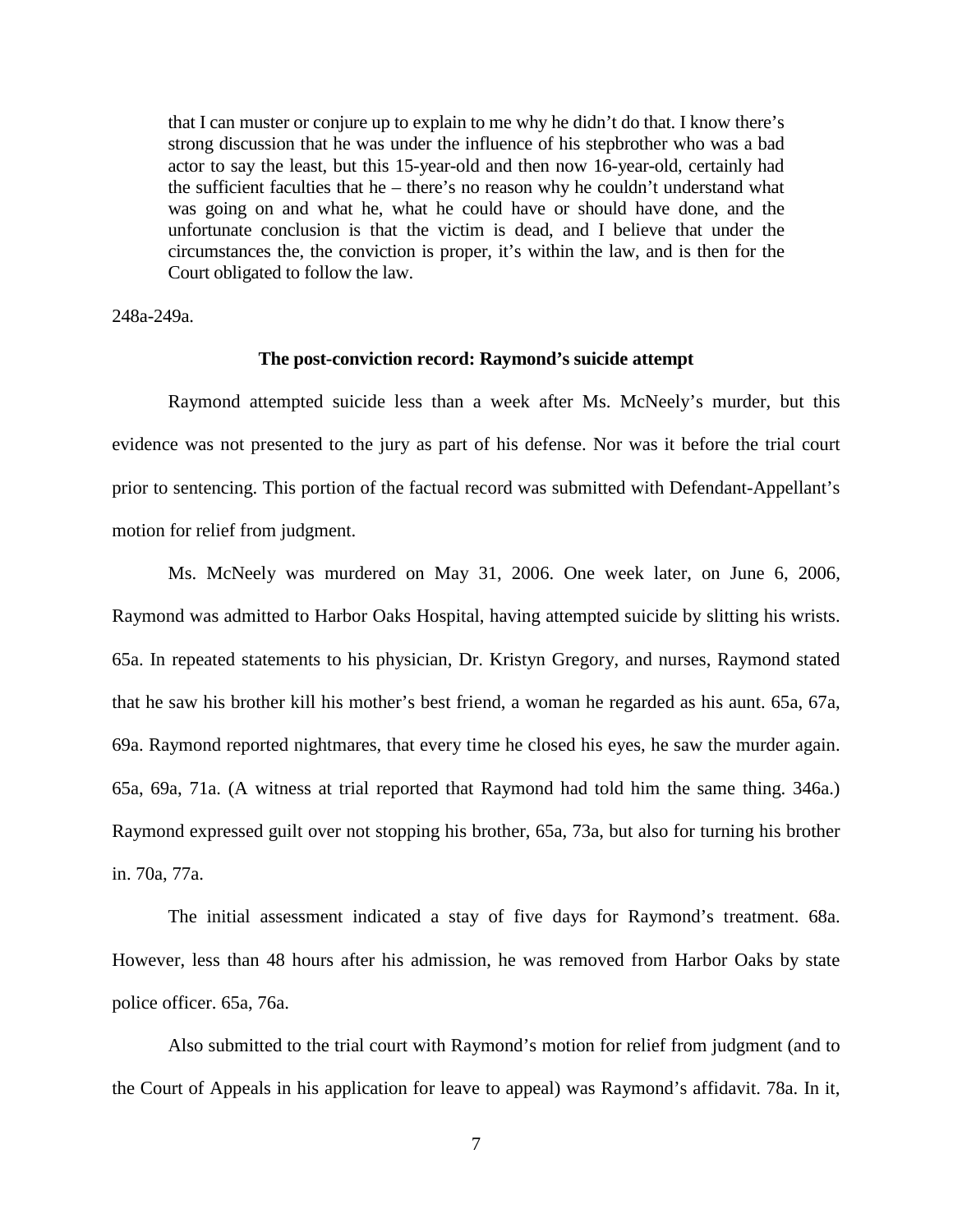> that I can muster or conjure up to explain to me why he didn't do that. I know there's strong discussion that he was under the influence of his stepbrother who was a bad actor to say the least, but this 15-year-old and then now 16-year-old, certainly had the sufficient faculties that he – there's no reason why he couldn't understand what was going on and what he, what he could have or should have done, and the unfortunate conclusion is that the victim is dead, and I believe that under the circumstances the, the conviction is proper, it's within the law, and is then for the Court obligated to follow the law.

248a-249a.

**The post-conviction record: Raymond's suicide attempt**

Raymond attempted suicide less than a week after Ms. McNeely's murder, but this evidence was not presented to the jury as part of his defense. Nor was it before the trial court prior to sentencing. This portion of the factual record was submitted with Defendant-Appellant's motion for relief from judgment.

Ms. McNeely was murdered on May 31, 2006. One week later, on June 6, 2006, Raymond was admitted to Harbor Oaks Hospital, having attempted suicide by slitting his wrists. 65a. In repeated statements to his physician, Dr. Kristyn Gregory, and nurses, Raymond stated that he saw his brother kill his mother's best friend, a woman he regarded as his aunt. 65a, 67a, 69a. Raymond reported nightmares, that every time he closed his eyes, he saw the murder again. 65a, 69a, 71a. (A witness at trial reported that Raymond had told him the same thing. 346a.) Raymond expressed guilt over not stopping his brother, 65a, 73a, but also for turning his brother in. 70a, 77a.

The initial assessment indicated a stay of five days for Raymond's treatment. 68a. However, less than 48 hours after his admission, he was removed from Harbor Oaks by state police officer. 65a, 76a.

Also submitted to the trial court with Raymond's motion for relief from judgment (and to the Court of Appeals in his application for leave to appeal) was Raymond's affidavit. 78a. In it,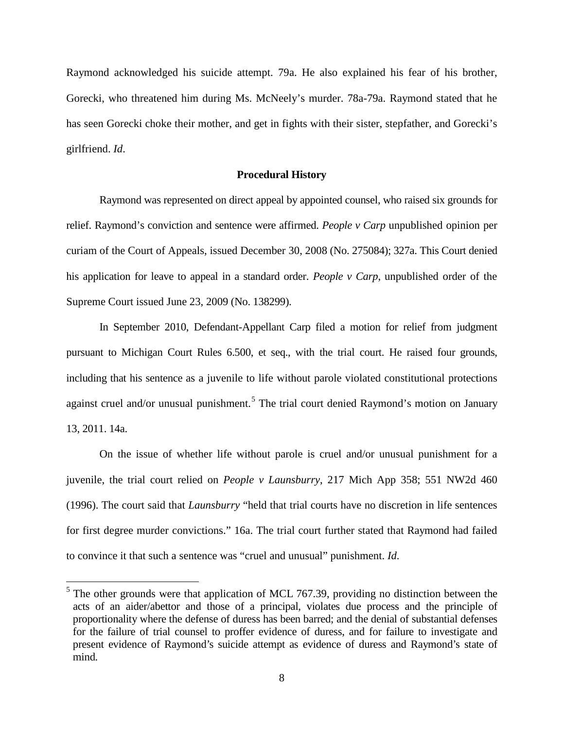Raymond acknowledged his suicide attempt. 79a. He also explained his fear of his brother, Gorecki, who threatened him during Ms. McNeely's murder. 78a-79a. Raymond stated that he has seen Gorecki choke their mother, and get in fights with their sister, stepfather, and Gorecki's girlfriend. *Id*.

**Procedural History**

Raymond was represented on direct appeal by appointed counsel, who raised six grounds for relief. Raymond's conviction and sentence were affirmed. *People v Carp* unpublished opinion per curiam of the Court of Appeals, issued December 30, 2008 (No. 275084); 327a. This Court denied his application for leave to appeal in a standard order. *People v Carp*, unpublished order of the Supreme Court issued June 23, 2009 (No. 138299).

In September 2010, Defendant-Appellant Carp filed a motion for relief from judgment pursuant to Michigan Court Rules 6.500, et seq., with the trial court. He raised four grounds, including that his sentence as a juvenile to life without parole violated constitutional protections against cruel and/or unusual punishment.[5] The trial court denied Raymond's motion on January 13, 2011. 14a.

On the issue of whether life without parole is cruel and/or unusual punishment for a juvenile, the trial court relied on *People v Launsburry*, 217 Mich App 358; 551 NW2d 460 (1996). The court said that *Launsburry* "held that trial courts have no discretion in life sentences for first degree murder convictions." 16a. The trial court further stated that Raymond had failed to convince it that such a sentence was "cruel and unusual" punishment. *Id*.

[5] The other grounds were that application of MCL 767.39, providing no distinction between the acts of an aider/abettor and those of a principal, violates due process and the principle of proportionality where the defense of duress has been barred; and the denial of substantial defenses for the failure of trial counsel to proffer evidence of duress, and for failure to investigate and present evidence of Raymond's suicide attempt as evidence of duress and Raymond's state of mind.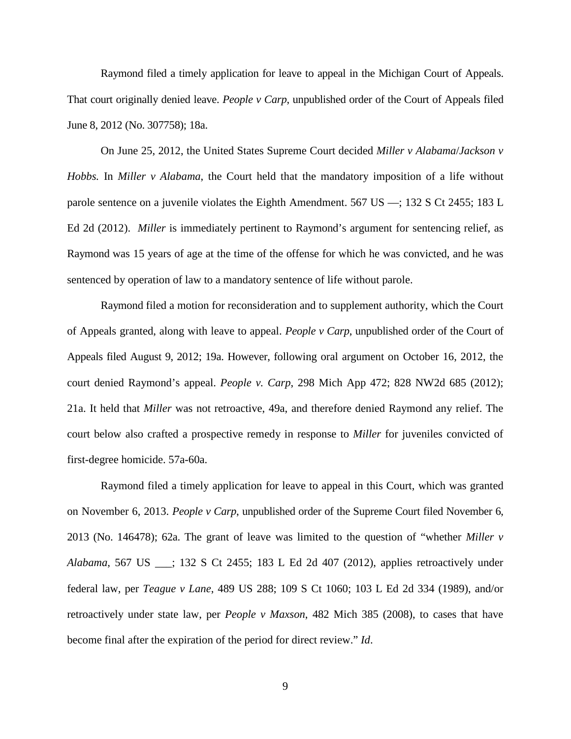Raymond filed a timely application for leave to appeal in the Michigan Court of Appeals. That court originally denied leave. *People v Carp*, unpublished order of the Court of Appeals filed June 8, 2012 (No. 307758); 18a.

On June 25, 2012, the United States Supreme Court decided *Miller v Alabama*/*Jackson v Hobbs.* In *Miller v Alabama*, the Court held that the mandatory imposition of a life without parole sentence on a juvenile violates the Eighth Amendment. 567 US —; 132 S Ct 2455; 183 L Ed 2d (2012). *Miller* is immediately pertinent to Raymond's argument for sentencing relief, as Raymond was 15 years of age at the time of the offense for which he was convicted, and he was sentenced by operation of law to a mandatory sentence of life without parole.

Raymond filed a motion for reconsideration and to supplement authority, which the Court of Appeals granted, along with leave to appeal. *People v Carp*, unpublished order of the Court of Appeals filed August 9, 2012; 19a. However, following oral argument on October 16, 2012, the court denied Raymond's appeal. *People v. Carp*, 298 Mich App 472; 828 NW2d 685 (2012); 21a. It held that *Miller* was not retroactive, 49a, and therefore denied Raymond any relief. The court below also crafted a prospective remedy in response to *Miller* for juveniles convicted of first-degree homicide. 57a-60a.

Raymond filed a timely application for leave to appeal in this Court, which was granted on November 6, 2013. *People v Carp*, unpublished order of the Supreme Court filed November 6, 2013 (No. 146478); 62a. The grant of leave was limited to the question of "whether *Miller v Alabama*, 567 US ___; 132 S Ct 2455; 183 L Ed 2d 407 (2012), applies retroactively under federal law, per *Teague v Lane*, 489 US 288; 109 S Ct 1060; 103 L Ed 2d 334 (1989), and/or retroactively under state law, per *People v Maxson*, 482 Mich 385 (2008), to cases that have become final after the expiration of the period for direct review." *Id*.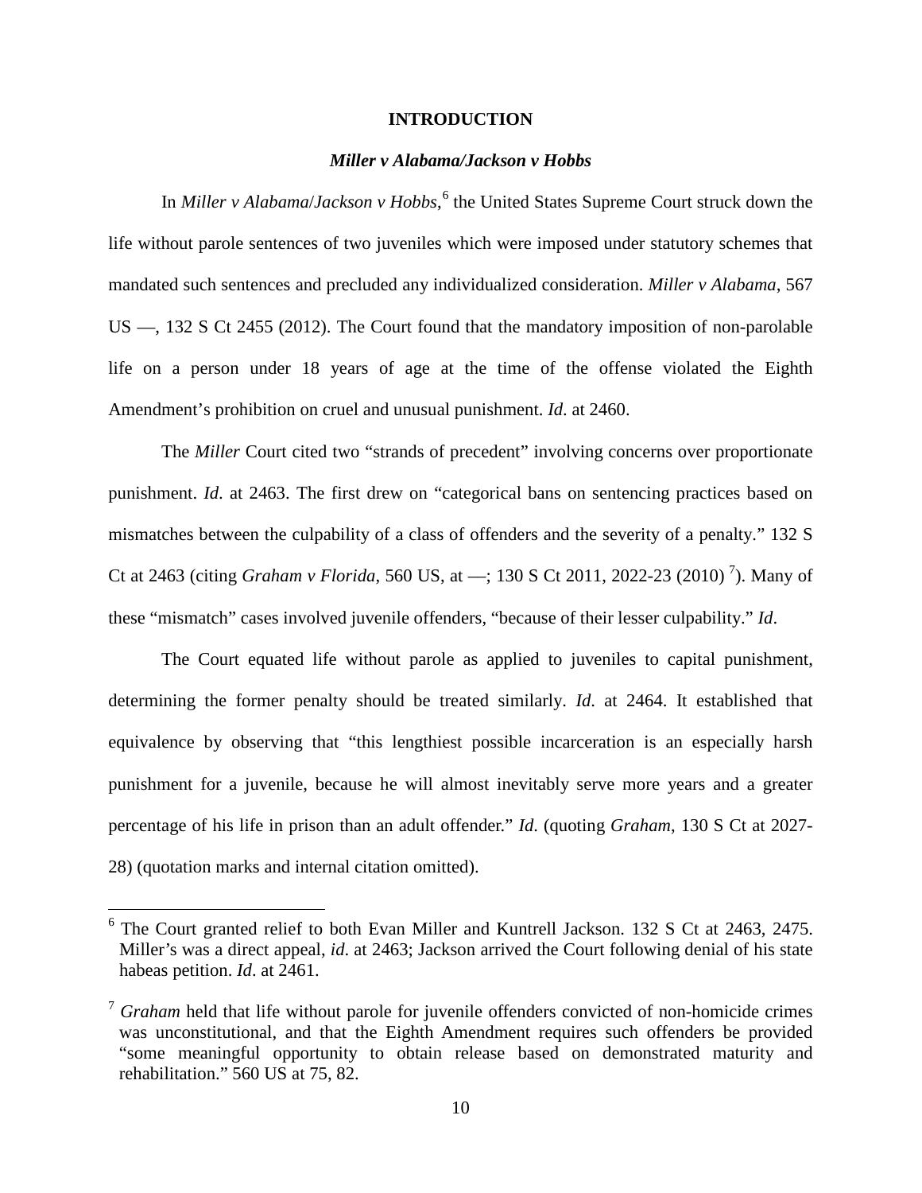## INTRODUCTION

### *Miller v Alabama/Jackson v Hobbs*

In *Miller v Alabama*/*Jackson v Hobbs*,[6] the United States Supreme Court struck down the life without parole sentences of two juveniles which were imposed under statutory schemes that mandated such sentences and precluded any individualized consideration. *Miller v Alabama*, 567 US —, 132 S Ct 2455 (2012). The Court found that the mandatory imposition of non-parolable life on a person under 18 years of age at the time of the offense violated the Eighth Amendment's prohibition on cruel and unusual punishment. *Id*. at 2460.

The *Miller* Court cited two "strands of precedent" involving concerns over proportionate punishment. *Id*. at 2463. The first drew on "categorical bans on sentencing practices based on mismatches between the culpability of a class of offenders and the severity of a penalty." 132 S Ct at 2463 (citing *Graham v Florida*, 560 US, at —; 130 S Ct 2011, 2022-23 (2010) [7]). Many of these "mismatch" cases involved juvenile offenders, "because of their lesser culpability." *Id*.

The Court equated life without parole as applied to juveniles to capital punishment, determining the former penalty should be treated similarly. *Id*. at 2464. It established that equivalence by observing that "this lengthiest possible incarceration is an especially harsh punishment for a juvenile, because he will almost inevitably serve more years and a greater percentage of his life in prison than an adult offender." *Id*. (quoting *Graham*, 130 S Ct at 2027-28) (quotation marks and internal citation omitted).

---

[6] The Court granted relief to both Evan Miller and Kuntrell Jackson. 132 S Ct at 2463, 2475. Miller's was a direct appeal, *id*. at 2463; Jackson arrived the Court following denial of his state habeas petition. *Id*. at 2461.

[7] *Graham* held that life without parole for juvenile offenders convicted of non-homicide crimes was unconstitutional, and that the Eighth Amendment requires such offenders be provided "some meaningful opportunity to obtain release based on demonstrated maturity and rehabilitation." 560 US at 75, 82.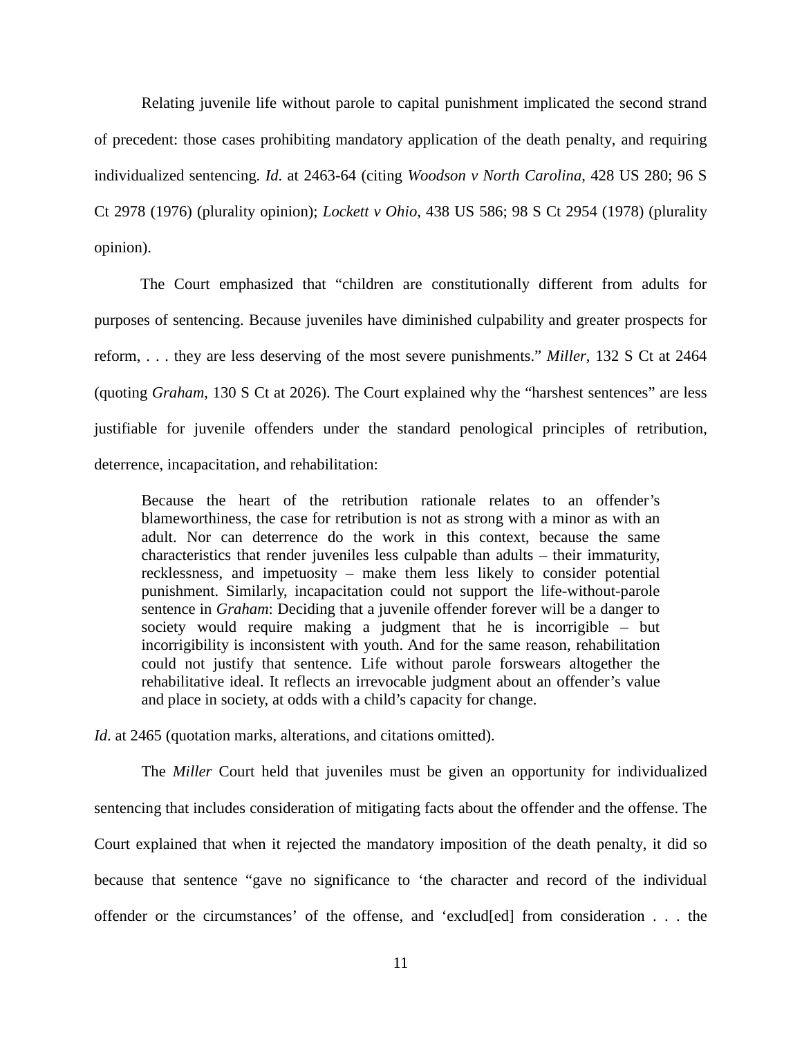Relating juvenile life without parole to capital punishment implicated the second strand of precedent: those cases prohibiting mandatory application of the death penalty, and requiring individualized sentencing. *Id.* at 2463-64 (citing *Woodson v North Carolina*, 428 US 280; 96 S Ct 2978 (1976) (plurality opinion); *Lockett v Ohio*, 438 US 586; 98 S Ct 2954 (1978) (plurality opinion).

The Court emphasized that "children are constitutionally different from adults for purposes of sentencing. Because juveniles have diminished culpability and greater prospects for reform, . . . they are less deserving of the most severe punishments." *Miller*, 132 S Ct at 2464 (quoting *Graham*, 130 S Ct at 2026). The Court explained why the "harshest sentences" are less justifiable for juvenile offenders under the standard penological principles of retribution, deterrence, incapacitation, and rehabilitation:

> Because the heart of the retribution rationale relates to an offender's blameworthiness, the case for retribution is not as strong with a minor as with an adult. Nor can deterrence do the work in this context, because the same characteristics that render juveniles less culpable than adults – their immaturity, recklessness, and impetuosity – make them less likely to consider potential punishment. Similarly, incapacitation could not support the life-without-parole sentence in *Graham*: Deciding that a juvenile offender forever will be a danger to society would require making a judgment that he is incorrigible – but incorrigibility is inconsistent with youth. And for the same reason, rehabilitation could not justify that sentence. Life without parole forswears altogether the rehabilitative ideal. It reflects an irrevocable judgment about an offender's value and place in society, at odds with a child's capacity for change.

*Id.* at 2465 (quotation marks, alterations, and citations omitted).

The *Miller* Court held that juveniles must be given an opportunity for individualized sentencing that includes consideration of mitigating facts about the offender and the offense. The Court explained that when it rejected the mandatory imposition of the death penalty, it did so because that sentence "gave no significance to 'the character and record of the individual offender or the circumstances' of the offense, and 'exclud[ed] from consideration . . . the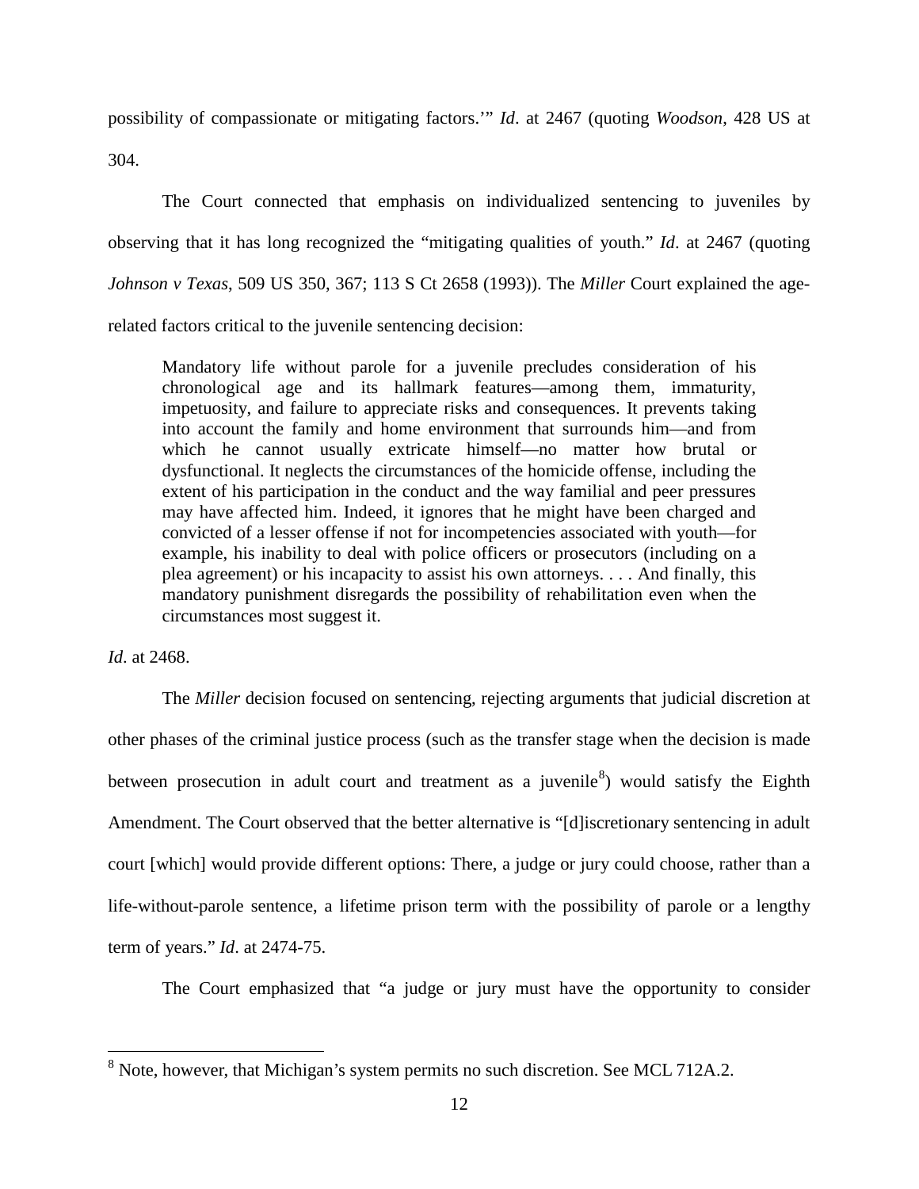possibility of compassionate or mitigating factors.'" *Id*. at 2467 (quoting *Woodson*, 428 US at 304.

The Court connected that emphasis on individualized sentencing to juveniles by observing that it has long recognized the "mitigating qualities of youth." *Id*. at 2467 (quoting *Johnson v Texas*, 509 US 350, 367; 113 S Ct 2658 (1993)). The *Miller* Court explained the age-related factors critical to the juvenile sentencing decision:

> Mandatory life without parole for a juvenile precludes consideration of his chronological age and its hallmark features—among them, immaturity, impetuosity, and failure to appreciate risks and consequences. It prevents taking into account the family and home environment that surrounds him—and from which he cannot usually extricate himself—no matter how brutal or dysfunctional. It neglects the circumstances of the homicide offense, including the extent of his participation in the conduct and the way familial and peer pressures may have affected him. Indeed, it ignores that he might have been charged and convicted of a lesser offense if not for incompetencies associated with youth—for example, his inability to deal with police officers or prosecutors (including on a plea agreement) or his incapacity to assist his own attorneys. . . . And finally, this mandatory punishment disregards the possibility of rehabilitation even when the circumstances most suggest it.

*Id*. at 2468.

The *Miller* decision focused on sentencing, rejecting arguments that judicial discretion at other phases of the criminal justice process (such as the transfer stage when the decision is made between prosecution in adult court and treatment as a juvenile[8]) would satisfy the Eighth Amendment. The Court observed that the better alternative is "[d]iscretionary sentencing in adult court [which] would provide different options: There, a judge or jury could choose, rather than a life-without-parole sentence, a lifetime prison term with the possibility of parole or a lengthy term of years." *Id*. at 2474-75.

The Court emphasized that "a judge or jury must have the opportunity to consider

---

[8] Note, however, that Michigan's system permits no such discretion. See MCL 712A.2.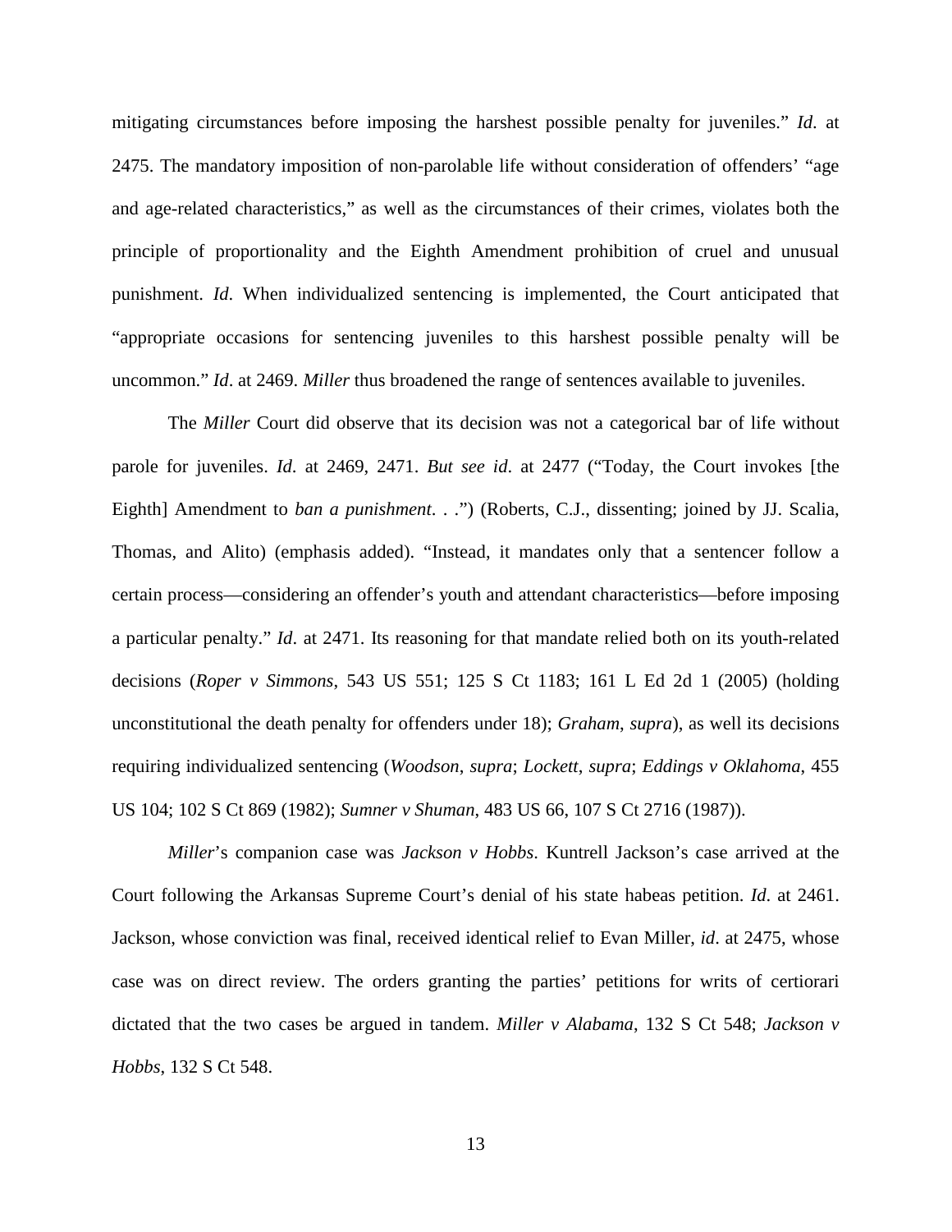mitigating circumstances before imposing the harshest possible penalty for juveniles." *Id*. at 2475. The mandatory imposition of non-parolable life without consideration of offenders' "age and age-related characteristics," as well as the circumstances of their crimes, violates both the principle of proportionality and the Eighth Amendment prohibition of cruel and unusual punishment. *Id*. When individualized sentencing is implemented, the Court anticipated that "appropriate occasions for sentencing juveniles to this harshest possible penalty will be uncommon." *Id*. at 2469. *Miller* thus broadened the range of sentences available to juveniles.

The *Miller* Court did observe that its decision was not a categorical bar of life without parole for juveniles. *Id*. at 2469, 2471. *But see id*. at 2477 ("Today, the Court invokes [the Eighth] Amendment to *ban a punishment*. . .") (Roberts, C.J., dissenting; joined by JJ. Scalia, Thomas, and Alito) (emphasis added). "Instead, it mandates only that a sentencer follow a certain process—considering an offender's youth and attendant characteristics—before imposing a particular penalty." *Id*. at 2471. Its reasoning for that mandate relied both on its youth-related decisions (*Roper v Simmons*, 543 US 551; 125 S Ct 1183; 161 L Ed 2d 1 (2005) (holding unconstitutional the death penalty for offenders under 18); *Graham, supra*), as well its decisions requiring individualized sentencing (*Woodson*, *supra*; *Lockett*, *supra*; *Eddings v Oklahoma*, 455 US 104; 102 S Ct 869 (1982); *Sumner v Shuman*, 483 US 66, 107 S Ct 2716 (1987)).

*Miller*'s companion case was *Jackson v Hobbs*. Kuntrell Jackson's case arrived at the Court following the Arkansas Supreme Court's denial of his state habeas petition. *Id*. at 2461. Jackson, whose conviction was final, received identical relief to Evan Miller, *id*. at 2475, whose case was on direct review. The orders granting the parties' petitions for writs of certiorari dictated that the two cases be argued in tandem. *Miller v Alabama*, 132 S Ct 548; *Jackson v Hobbs*, 132 S Ct 548.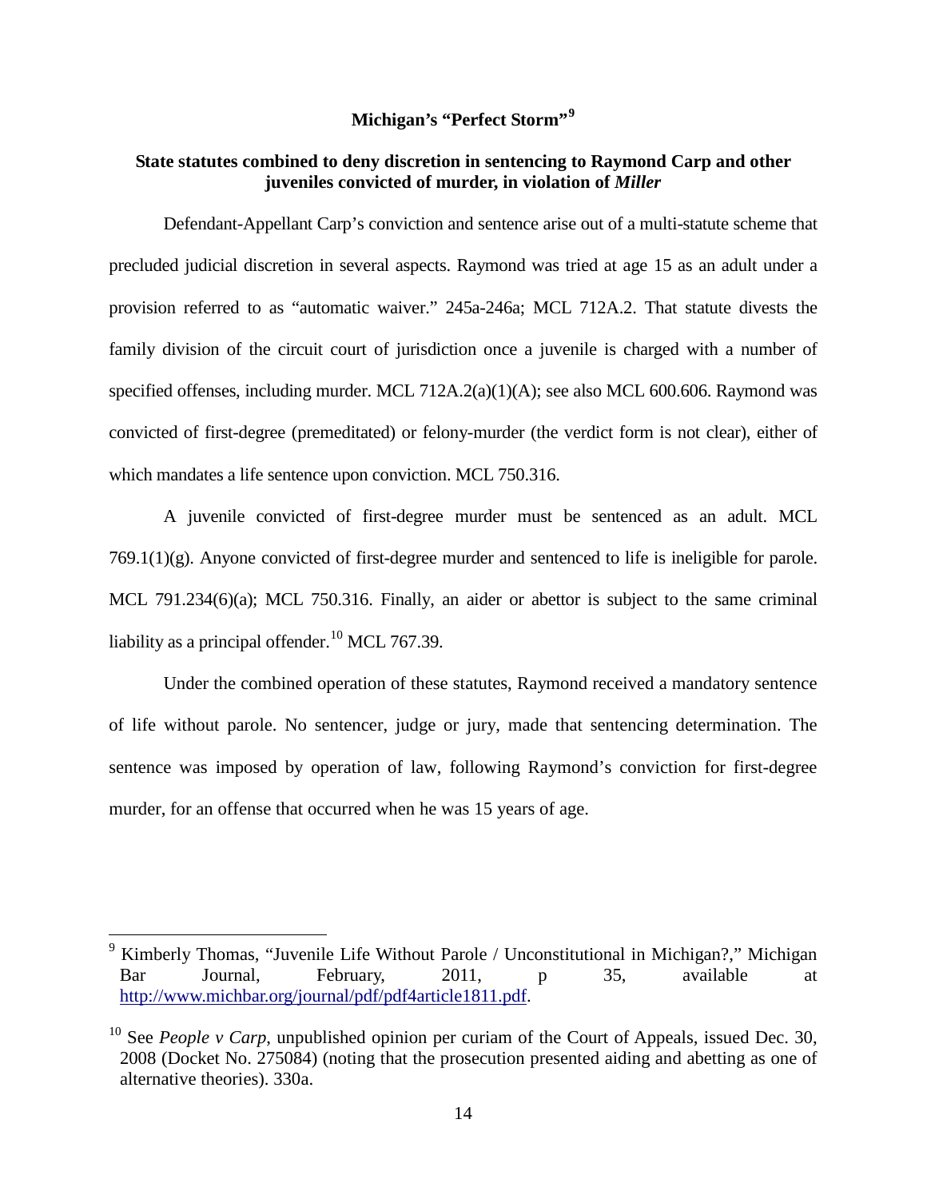## Michigan's "Perfect Storm"[9]

### State statutes combined to deny discretion in sentencing to Raymond Carp and other juveniles convicted of murder, in violation of *Miller*

Defendant-Appellant Carp's conviction and sentence arise out of a multi-statute scheme that precluded judicial discretion in several aspects. Raymond was tried at age 15 as an adult under a provision referred to as "automatic waiver." 245a-246a; MCL 712A.2. That statute divests the family division of the circuit court of jurisdiction once a juvenile is charged with a number of specified offenses, including murder. MCL 712A.2(a)(1)(A); see also MCL 600.606. Raymond was convicted of first-degree (premeditated) or felony-murder (the verdict form is not clear), either of which mandates a life sentence upon conviction. MCL 750.316.

A juvenile convicted of first-degree murder must be sentenced as an adult. MCL 769.1(1)(g). Anyone convicted of first-degree murder and sentenced to life is ineligible for parole. MCL 791.234(6)(a); MCL 750.316. Finally, an aider or abettor is subject to the same criminal liability as a principal offender.[10] MCL 767.39.

Under the combined operation of these statutes, Raymond received a mandatory sentence of life without parole. No sentencer, judge or jury, made that sentencing determination. The sentence was imposed by operation of law, following Raymond's conviction for first-degree murder, for an offense that occurred when he was 15 years of age.

---

[9] Kimberly Thomas, "Juvenile Life Without Parole / Unconstitutional in Michigan?," Michigan Bar Journal, February, 2011, p 35, available at http://www.michbar.org/journal/pdf/pdf4article1811.pdf.

[10] See *People v Carp*, unpublished opinion per curiam of the Court of Appeals, issued Dec. 30, 2008 (Docket No. 275084) (noting that the prosecution presented aiding and abetting as one of alternative theories). 330a.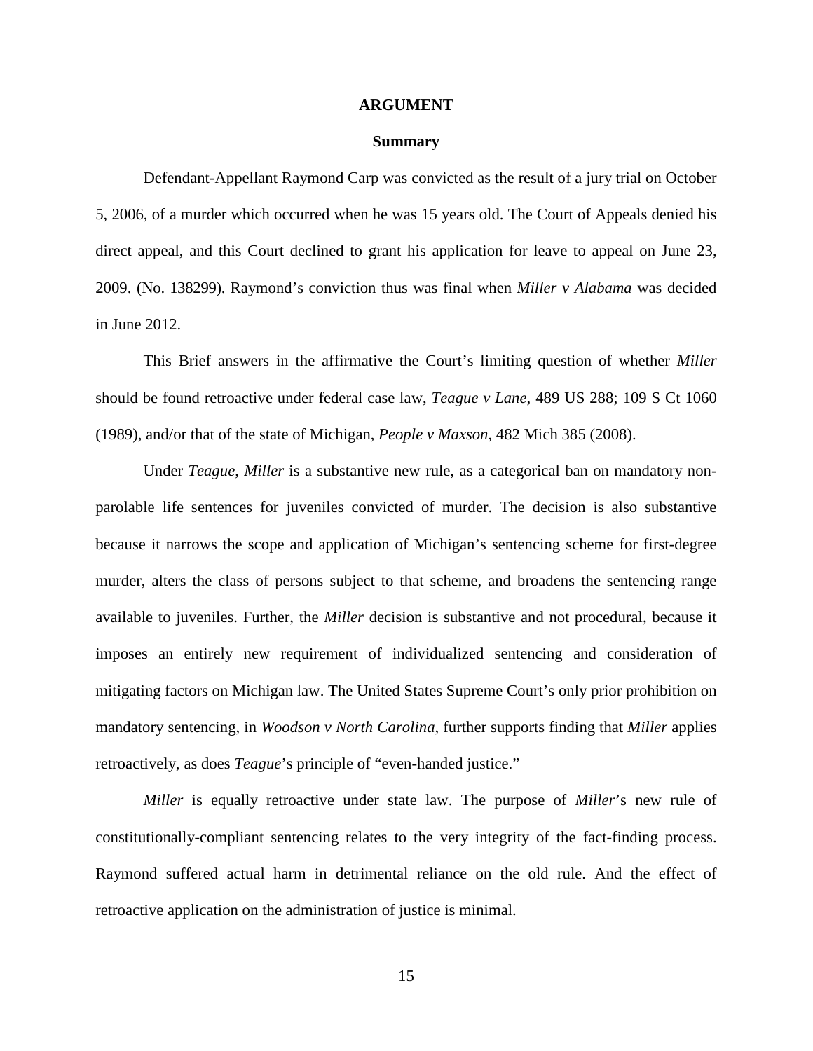# ARGUMENT

## Summary

Defendant-Appellant Raymond Carp was convicted as the result of a jury trial on October 5, 2006, of a murder which occurred when he was 15 years old. The Court of Appeals denied his direct appeal, and this Court declined to grant his application for leave to appeal on June 23, 2009. (No. 138299). Raymond's conviction thus was final when *Miller v Alabama* was decided in June 2012.

This Brief answers in the affirmative the Court's limiting question of whether *Miller* should be found retroactive under federal case law, *Teague v Lane*, 489 US 288; 109 S Ct 1060 (1989), and/or that of the state of Michigan, *People v Maxson*, 482 Mich 385 (2008).

Under *Teague*, *Miller* is a substantive new rule, as a categorical ban on mandatory non-parolable life sentences for juveniles convicted of murder. The decision is also substantive because it narrows the scope and application of Michigan's sentencing scheme for first-degree murder, alters the class of persons subject to that scheme, and broadens the sentencing range available to juveniles. Further, the *Miller* decision is substantive and not procedural, because it imposes an entirely new requirement of individualized sentencing and consideration of mitigating factors on Michigan law. The United States Supreme Court's only prior prohibition on mandatory sentencing, in *Woodson v North Carolina*, further supports finding that *Miller* applies retroactively, as does *Teague*'s principle of "even-handed justice."

*Miller* is equally retroactive under state law. The purpose of *Miller*'s new rule of constitutionally-compliant sentencing relates to the very integrity of the fact-finding process. Raymond suffered actual harm in detrimental reliance on the old rule. And the effect of retroactive application on the administration of justice is minimal.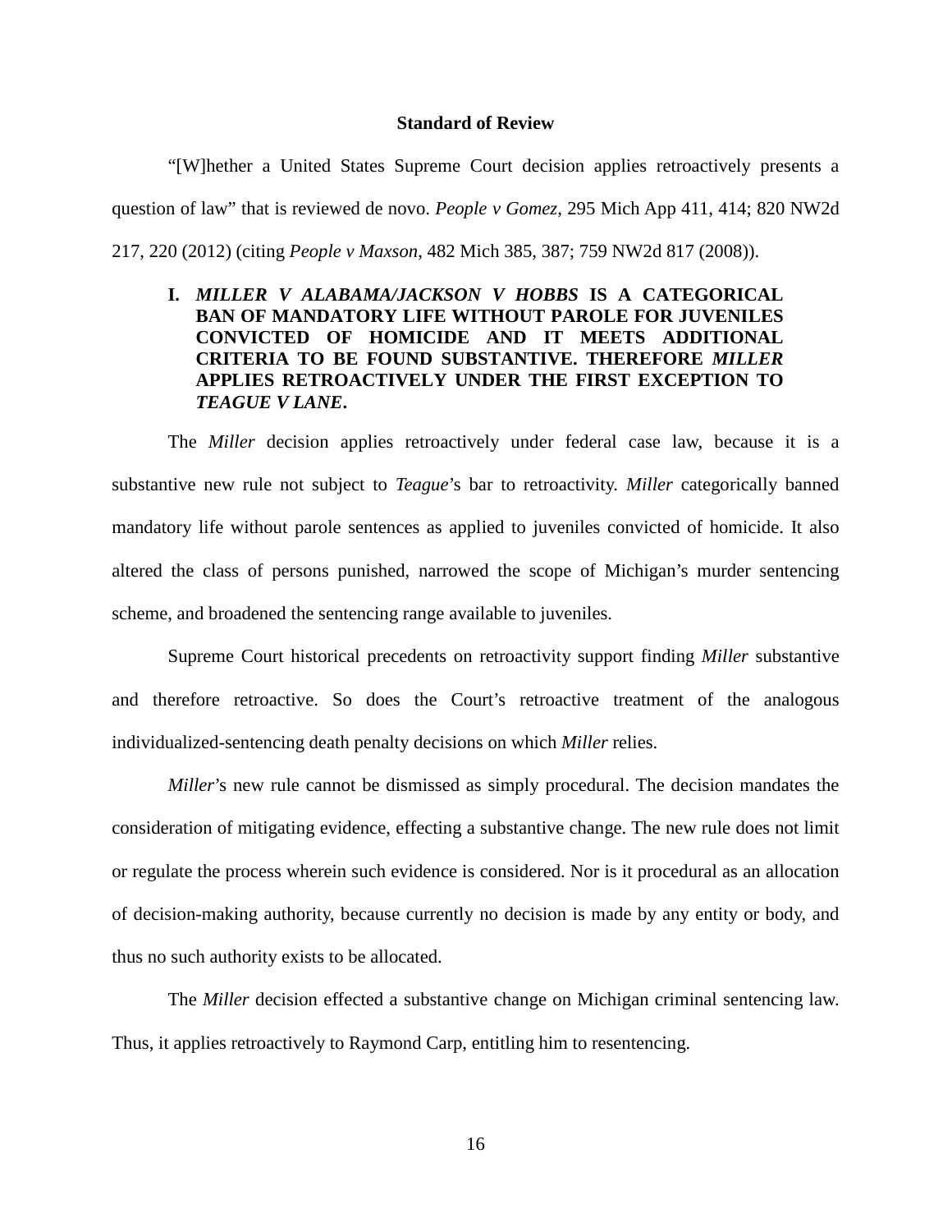**Standard of Review**

"[W]hether a United States Supreme Court decision applies retroactively presents a question of law" that is reviewed de novo. *People v Gomez*, 295 Mich App 411, 414; 820 NW2d 217, 220 (2012) (citing *People v Maxson*, 482 Mich 385, 387; 759 NW2d 817 (2008)).

## I. *MILLER V ALABAMA/JACKSON V HOBBS* IS A CATEGORICAL BAN OF MANDATORY LIFE WITHOUT PAROLE FOR JUVENILES CONVICTED OF HOMICIDE AND IT MEETS ADDITIONAL CRITERIA TO BE FOUND SUBSTANTIVE. THEREFORE *MILLER* APPLIES RETROACTIVELY UNDER THE FIRST EXCEPTION TO *TEAGUE V LANE*.

The *Miller* decision applies retroactively under federal case law, because it is a substantive new rule not subject to *Teague*'s bar to retroactivity. *Miller* categorically banned mandatory life without parole sentences as applied to juveniles convicted of homicide. It also altered the class of persons punished, narrowed the scope of Michigan's murder sentencing scheme, and broadened the sentencing range available to juveniles.

Supreme Court historical precedents on retroactivity support finding *Miller* substantive and therefore retroactive. So does the Court's retroactive treatment of the analogous individualized-sentencing death penalty decisions on which *Miller* relies.

*Miller*'s new rule cannot be dismissed as simply procedural. The decision mandates the consideration of mitigating evidence, effecting a substantive change. The new rule does not limit or regulate the process wherein such evidence is considered. Nor is it procedural as an allocation of decision-making authority, because currently no decision is made by any entity or body, and thus no such authority exists to be allocated.

The *Miller* decision effected a substantive change on Michigan criminal sentencing law. Thus, it applies retroactively to Raymond Carp, entitling him to resentencing.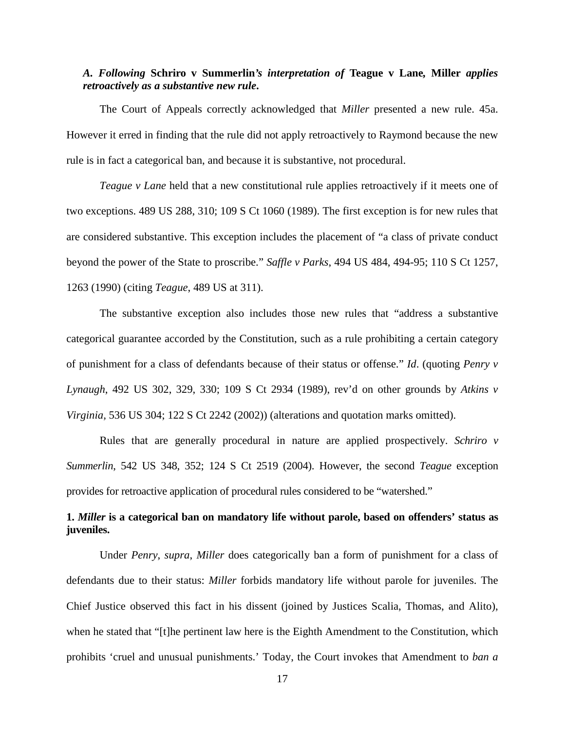### *A. Following* **Schriro v Summerlin***'s interpretation of* **Teague v Lane, Miller** *applies retroactively as a substantive new rule***.**

The Court of Appeals correctly acknowledged that *Miller* presented a new rule. 45a. However it erred in finding that the rule did not apply retroactively to Raymond because the new rule is in fact a categorical ban, and because it is substantive, not procedural.

*Teague v Lane* held that a new constitutional rule applies retroactively if it meets one of two exceptions. 489 US 288, 310; 109 S Ct 1060 (1989). The first exception is for new rules that are considered substantive. This exception includes the placement of "a class of private conduct beyond the power of the State to proscribe." *Saffle v Parks*, 494 US 484, 494-95; 110 S Ct 1257, 1263 (1990) (citing *Teague*, 489 US at 311).

The substantive exception also includes those new rules that "address a substantive categorical guarantee accorded by the Constitution, such as a rule prohibiting a certain category of punishment for a class of defendants because of their status or offense." *Id*. (quoting *Penry v Lynaugh*, 492 US 302, 329, 330; 109 S Ct 2934 (1989), rev'd on other grounds by *Atkins v Virginia,* 536 US 304; 122 S Ct 2242 (2002)) (alterations and quotation marks omitted).

Rules that are generally procedural in nature are applied prospectively. *Schriro v Summerlin*, 542 US 348, 352; 124 S Ct 2519 (2004). However, the second *Teague* exception provides for retroactive application of procedural rules considered to be "watershed."

#### **1. *Miller* is a categorical ban on mandatory life without parole, based on offenders' status as juveniles.**

Under *Penry*, *supra*, *Miller* does categorically ban a form of punishment for a class of defendants due to their status: *Miller* forbids mandatory life without parole for juveniles. The Chief Justice observed this fact in his dissent (joined by Justices Scalia, Thomas, and Alito), when he stated that "[t]he pertinent law here is the Eighth Amendment to the Constitution, which prohibits 'cruel and unusual punishments.' Today, the Court invokes that Amendment to *ban a*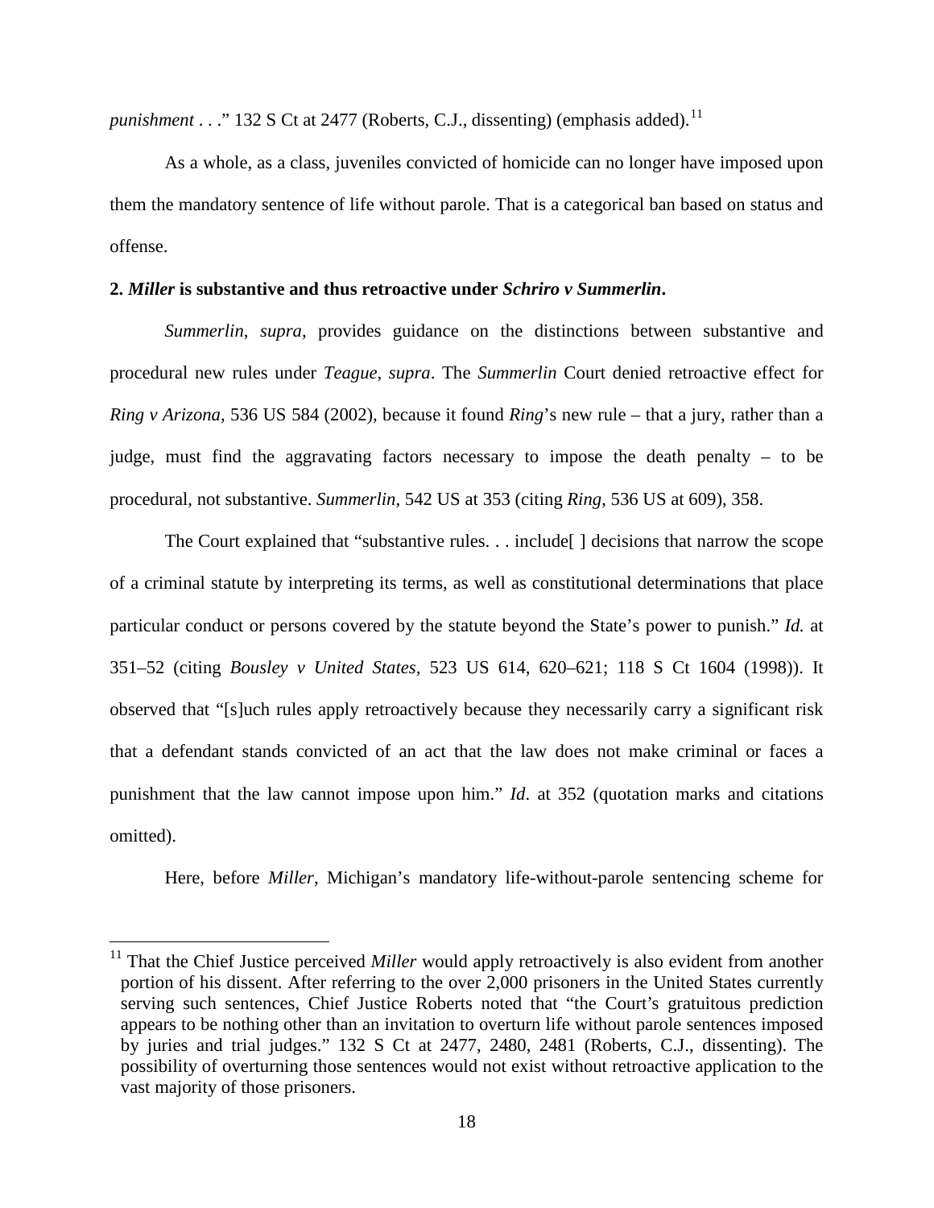*punishment* . . ." 132 S Ct at 2477 (Roberts, C.J., dissenting) (emphasis added).[11]

As a whole, as a class, juveniles convicted of homicide can no longer have imposed upon them the mandatory sentence of life without parole. That is a categorical ban based on status and offense.

**2. *Miller* is substantive and thus retroactive under *Schriro v Summerlin*.**

*Summerlin*, *supra*, provides guidance on the distinctions between substantive and procedural new rules under *Teague*, *supra*. The *Summerlin* Court denied retroactive effect for *Ring v Arizona*, 536 US 584 (2002), because it found *Ring*'s new rule – that a jury, rather than a judge, must find the aggravating factors necessary to impose the death penalty – to be procedural, not substantive. *Summerlin*, 542 US at 353 (citing *Ring*, 536 US at 609), 358.

The Court explained that "substantive rules. . . include[ ] decisions that narrow the scope of a criminal statute by interpreting its terms, as well as constitutional determinations that place particular conduct or persons covered by the statute beyond the State's power to punish." *Id.* at 351–52 (citing *Bousley v United States*, 523 US 614, 620–621; 118 S Ct 1604 (1998)). It observed that "[s]uch rules apply retroactively because they necessarily carry a significant risk that a defendant stands convicted of an act that the law does not make criminal or faces a punishment that the law cannot impose upon him." *Id*. at 352 (quotation marks and citations omitted).

Here, before *Miller*, Michigan's mandatory life-without-parole sentencing scheme for

[11] That the Chief Justice perceived *Miller* would apply retroactively is also evident from another portion of his dissent. After referring to the over 2,000 prisoners in the United States currently serving such sentences, Chief Justice Roberts noted that "the Court's gratuitous prediction appears to be nothing other than an invitation to overturn life without parole sentences imposed by juries and trial judges." 132 S Ct at 2477, 2480, 2481 (Roberts, C.J., dissenting). The possibility of overturning those sentences would not exist without retroactive application to the vast majority of those prisoners.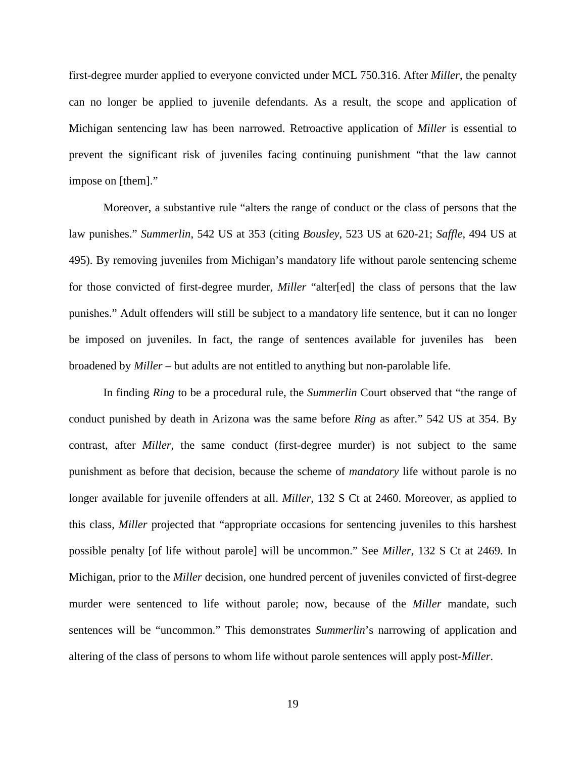first-degree murder applied to everyone convicted under MCL 750.316. After *Miller*, the penalty can no longer be applied to juvenile defendants. As a result, the scope and application of Michigan sentencing law has been narrowed. Retroactive application of *Miller* is essential to prevent the significant risk of juveniles facing continuing punishment "that the law cannot impose on [them]."

Moreover, a substantive rule "alters the range of conduct or the class of persons that the law punishes." *Summerlin*, 542 US at 353 (citing *Bousley*, 523 US at 620-21; *Saffle*, 494 US at 495). By removing juveniles from Michigan's mandatory life without parole sentencing scheme for those convicted of first-degree murder, *Miller* "alter[ed] the class of persons that the law punishes." Adult offenders will still be subject to a mandatory life sentence, but it can no longer be imposed on juveniles. In fact, the range of sentences available for juveniles has been broadened by *Miller* – but adults are not entitled to anything but non-parolable life.

In finding *Ring* to be a procedural rule, the *Summerlin* Court observed that "the range of conduct punished by death in Arizona was the same before *Ring* as after." 542 US at 354. By contrast, after *Miller*, the same conduct (first-degree murder) is not subject to the same punishment as before that decision, because the scheme of *mandatory* life without parole is no longer available for juvenile offenders at all. *Miller*, 132 S Ct at 2460. Moreover, as applied to this class, *Miller* projected that "appropriate occasions for sentencing juveniles to this harshest possible penalty [of life without parole] will be uncommon." See *Miller*, 132 S Ct at 2469. In Michigan, prior to the *Miller* decision, one hundred percent of juveniles convicted of first-degree murder were sentenced to life without parole; now, because of the *Miller* mandate, such sentences will be "uncommon." This demonstrates *Summerlin*'s narrowing of application and altering of the class of persons to whom life without parole sentences will apply post-*Miller*.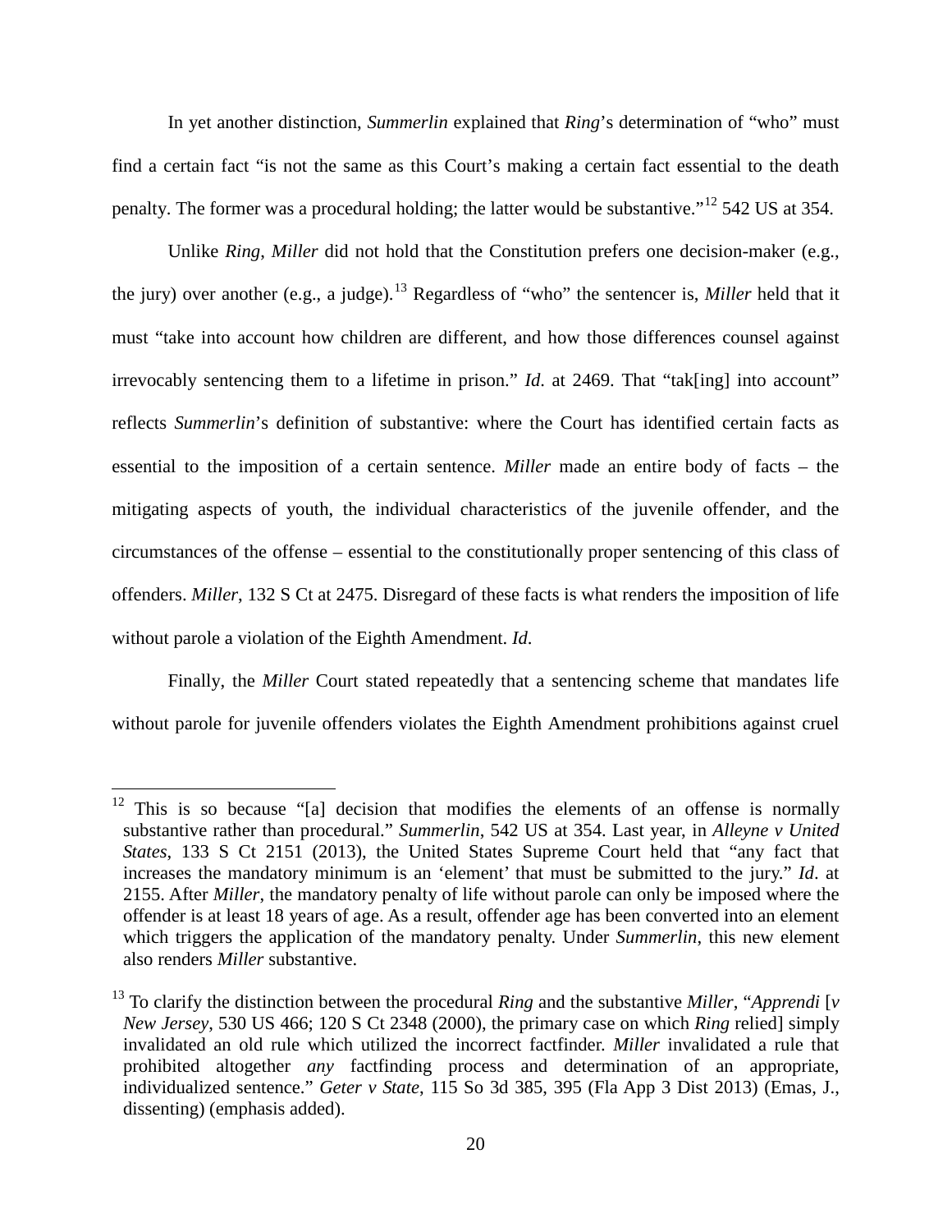In yet another distinction, *Summerlin* explained that *Ring*'s determination of "who" must find a certain fact "is not the same as this Court's making a certain fact essential to the death penalty. The former was a procedural holding; the latter would be substantive."[12] 542 US at 354.

Unlike *Ring*, *Miller* did not hold that the Constitution prefers one decision-maker (e.g., the jury) over another (e.g., a judge).[13] Regardless of "who" the sentencer is, *Miller* held that it must "take into account how children are different, and how those differences counsel against irrevocably sentencing them to a lifetime in prison." *Id*. at 2469. That "tak[ing] into account" reflects *Summerlin*'s definition of substantive: where the Court has identified certain facts as essential to the imposition of a certain sentence. *Miller* made an entire body of facts – the mitigating aspects of youth, the individual characteristics of the juvenile offender, and the circumstances of the offense – essential to the constitutionally proper sentencing of this class of offenders. *Miller*, 132 S Ct at 2475. Disregard of these facts is what renders the imposition of life without parole a violation of the Eighth Amendment. *Id*.

Finally, the *Miller* Court stated repeatedly that a sentencing scheme that mandates life without parole for juvenile offenders violates the Eighth Amendment prohibitions against cruel

---

[12] This is so because "[a] decision that modifies the elements of an offense is normally substantive rather than procedural." *Summerlin*, 542 US at 354. Last year, in *Alleyne v United States*, 133 S Ct 2151 (2013), the United States Supreme Court held that "any fact that increases the mandatory minimum is an 'element' that must be submitted to the jury." *Id*. at 2155. After *Miller*, the mandatory penalty of life without parole can only be imposed where the offender is at least 18 years of age. As a result, offender age has been converted into an element which triggers the application of the mandatory penalty. Under *Summerlin*, this new element also renders *Miller* substantive.

[13] To clarify the distinction between the procedural *Ring* and the substantive *Miller*, "*Apprendi* [*v New Jersey*, 530 US 466; 120 S Ct 2348 (2000), the primary case on which *Ring* relied] simply invalidated an old rule which utilized the incorrect factfinder. *Miller* invalidated a rule that prohibited altogether *any* factfinding process and determination of an appropriate, individualized sentence." *Geter v State*, 115 So 3d 385, 395 (Fla App 3 Dist 2013) (Emas, J., dissenting) (emphasis added).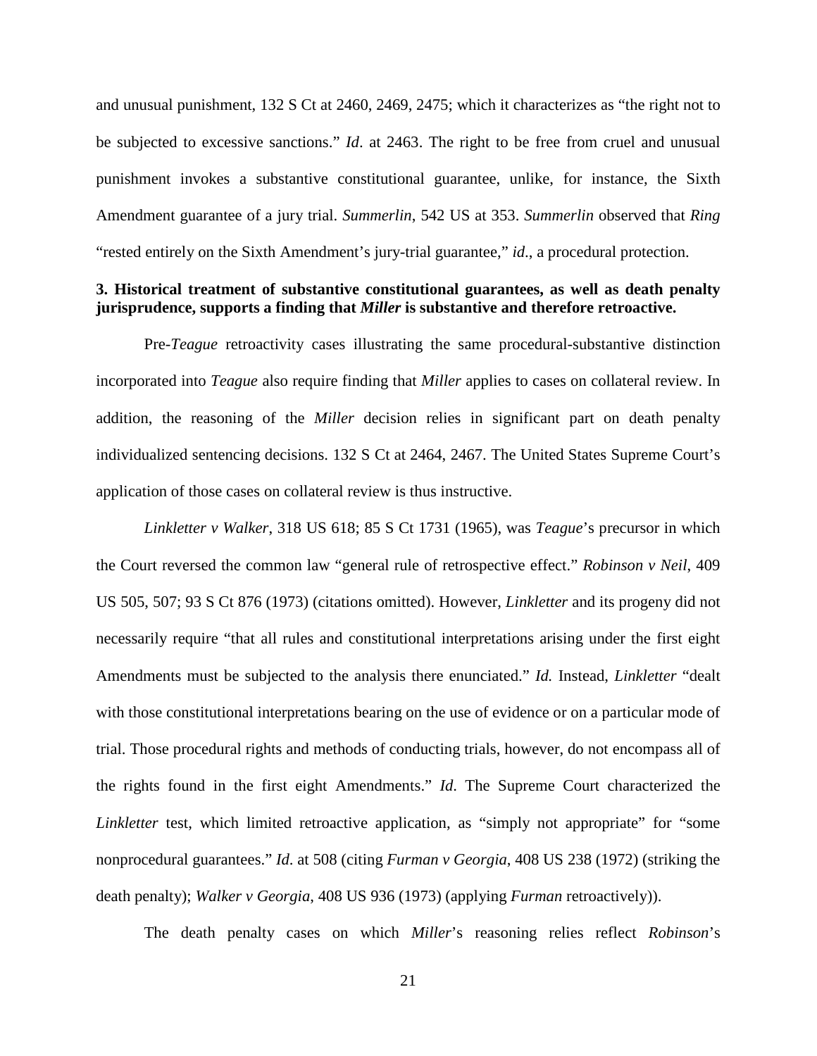and unusual punishment, 132 S Ct at 2460, 2469, 2475; which it characterizes as "the right not to be subjected to excessive sanctions." *Id*. at 2463. The right to be free from cruel and unusual punishment invokes a substantive constitutional guarantee, unlike, for instance, the Sixth Amendment guarantee of a jury trial. *Summerlin*, 542 US at 353. *Summerlin* observed that *Ring* "rested entirely on the Sixth Amendment's jury-trial guarantee," *id*., a procedural protection.

**3. Historical treatment of substantive constitutional guarantees, as well as death penalty jurisprudence, supports a finding that *Miller* is substantive and therefore retroactive.**

Pre-*Teague* retroactivity cases illustrating the same procedural-substantive distinction incorporated into *Teague* also require finding that *Miller* applies to cases on collateral review. In addition, the reasoning of the *Miller* decision relies in significant part on death penalty individualized sentencing decisions. 132 S Ct at 2464, 2467. The United States Supreme Court's application of those cases on collateral review is thus instructive.

*Linkletter v Walker*, 318 US 618; 85 S Ct 1731 (1965), was *Teague*'s precursor in which the Court reversed the common law "general rule of retrospective effect." *Robinson v Neil*, 409 US 505, 507; 93 S Ct 876 (1973) (citations omitted). However, *Linkletter* and its progeny did not necessarily require "that all rules and constitutional interpretations arising under the first eight Amendments must be subjected to the analysis there enunciated." *Id.* Instead, *Linkletter* "dealt with those constitutional interpretations bearing on the use of evidence or on a particular mode of trial. Those procedural rights and methods of conducting trials, however, do not encompass all of the rights found in the first eight Amendments." *Id*. The Supreme Court characterized the *Linkletter* test, which limited retroactive application, as "simply not appropriate" for "some nonprocedural guarantees." *Id*. at 508 (citing *Furman v Georgia*, 408 US 238 (1972) (striking the death penalty); *Walker v Georgia*, 408 US 936 (1973) (applying *Furman* retroactively)).

The death penalty cases on which *Miller*'s reasoning relies reflect *Robinson*'s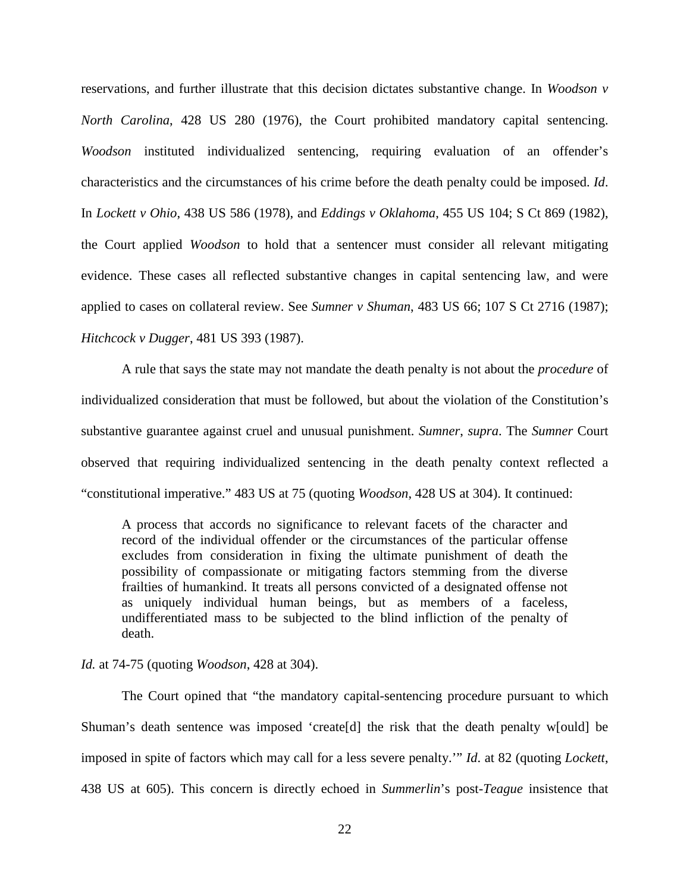reservations, and further illustrate that this decision dictates substantive change. In *Woodson v North Carolina*, 428 US 280 (1976), the Court prohibited mandatory capital sentencing. *Woodson* instituted individualized sentencing, requiring evaluation of an offender's characteristics and the circumstances of his crime before the death penalty could be imposed. *Id*. In *Lockett v Ohio*, 438 US 586 (1978), and *Eddings v Oklahoma*, 455 US 104; S Ct 869 (1982), the Court applied *Woodson* to hold that a sentencer must consider all relevant mitigating evidence. These cases all reflected substantive changes in capital sentencing law, and were applied to cases on collateral review. See *Sumner v Shuman*, 483 US 66; 107 S Ct 2716 (1987); *Hitchcock v Dugger*, 481 US 393 (1987).

A rule that says the state may not mandate the death penalty is not about the *procedure* of individualized consideration that must be followed, but about the violation of the Constitution's substantive guarantee against cruel and unusual punishment. *Sumner*, *supra*. The *Sumner* Court observed that requiring individualized sentencing in the death penalty context reflected a "constitutional imperative." 483 US at 75 (quoting *Woodson*, 428 US at 304). It continued:

> A process that accords no significance to relevant facets of the character and record of the individual offender or the circumstances of the particular offense excludes from consideration in fixing the ultimate punishment of death the possibility of compassionate or mitigating factors stemming from the diverse frailties of humankind. It treats all persons convicted of a designated offense not as uniquely individual human beings, but as members of a faceless, undifferentiated mass to be subjected to the blind infliction of the penalty of death.

*Id.* at 74-75 (quoting *Woodson*, 428 at 304).

The Court opined that "the mandatory capital-sentencing procedure pursuant to which Shuman's death sentence was imposed 'create[d] the risk that the death penalty w[ould] be imposed in spite of factors which may call for a less severe penalty.'" *Id*. at 82 (quoting *Lockett*, 438 US at 605). This concern is directly echoed in *Summerlin*'s post-*Teague* insistence that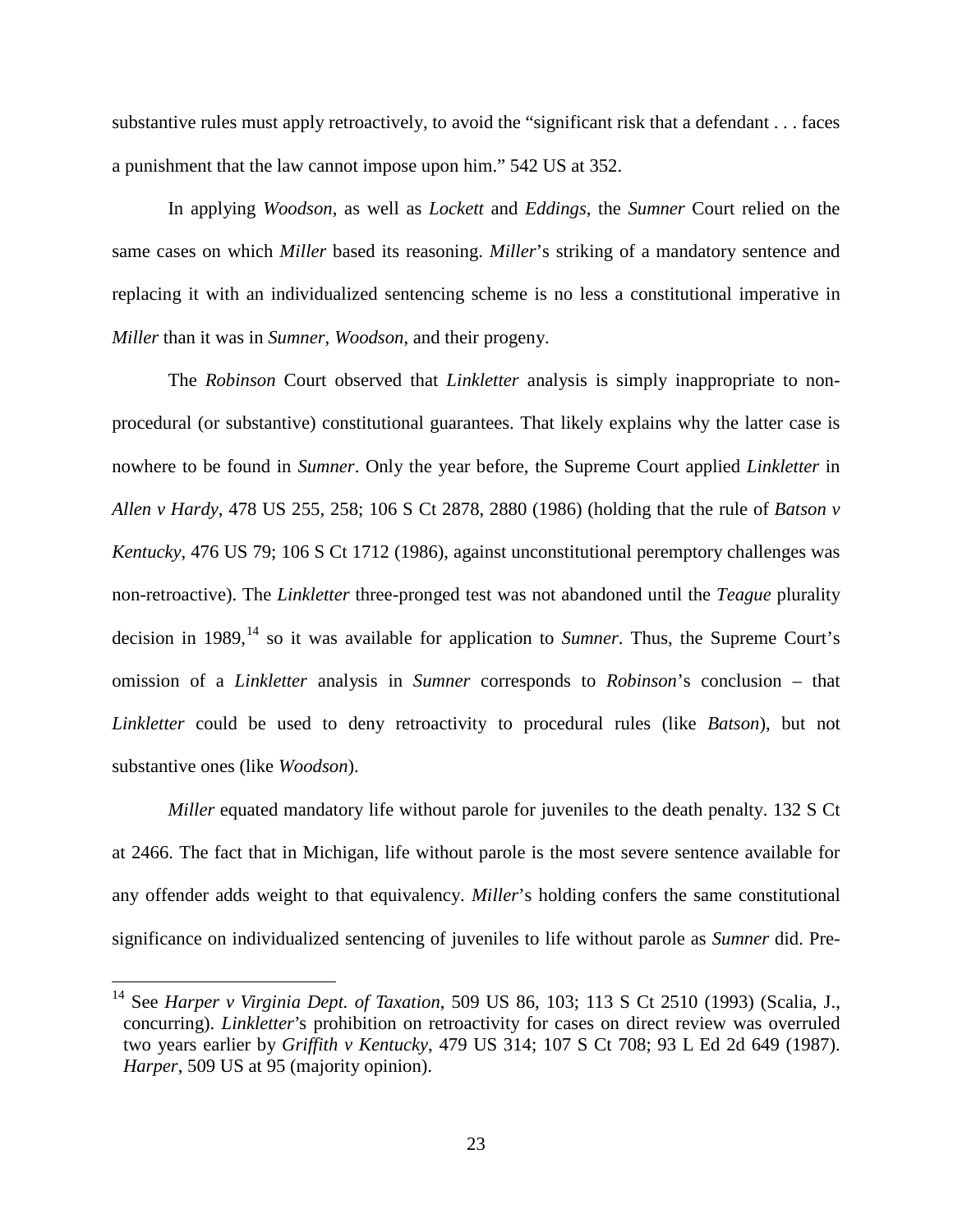substantive rules must apply retroactively, to avoid the "significant risk that a defendant . . . faces a punishment that the law cannot impose upon him." 542 US at 352.

In applying *Woodson*, as well as *Lockett* and *Eddings*, the *Sumner* Court relied on the same cases on which *Miller* based its reasoning. *Miller*'s striking of a mandatory sentence and replacing it with an individualized sentencing scheme is no less a constitutional imperative in *Miller* than it was in *Sumner*, *Woodson*, and their progeny.

The *Robinson* Court observed that *Linkletter* analysis is simply inappropriate to non-procedural (or substantive) constitutional guarantees. That likely explains why the latter case is nowhere to be found in *Sumner*. Only the year before, the Supreme Court applied *Linkletter* in *Allen v Hardy*, 478 US 255, 258; 106 S Ct 2878, 2880 (1986) (holding that the rule of *Batson v Kentucky*, 476 US 79; 106 S Ct 1712 (1986), against unconstitutional peremptory challenges was non-retroactive). The *Linkletter* three-pronged test was not abandoned until the *Teague* plurality decision in 1989,[14] so it was available for application to *Sumner*. Thus, the Supreme Court's omission of a *Linkletter* analysis in *Sumner* corresponds to *Robinson*'s conclusion – that *Linkletter* could be used to deny retroactivity to procedural rules (like *Batson*), but not substantive ones (like *Woodson*).

*Miller* equated mandatory life without parole for juveniles to the death penalty. 132 S Ct at 2466. The fact that in Michigan, life without parole is the most severe sentence available for any offender adds weight to that equivalency. *Miller*'s holding confers the same constitutional significance on individualized sentencing of juveniles to life without parole as *Sumner* did. Pre-

---

[14] See *Harper v Virginia Dept. of Taxation*, 509 US 86, 103; 113 S Ct 2510 (1993) (Scalia, J., concurring). *Linkletter*'s prohibition on retroactivity for cases on direct review was overruled two years earlier by *Griffith v Kentucky*, 479 US 314; 107 S Ct 708; 93 L Ed 2d 649 (1987). *Harper*, 509 US at 95 (majority opinion).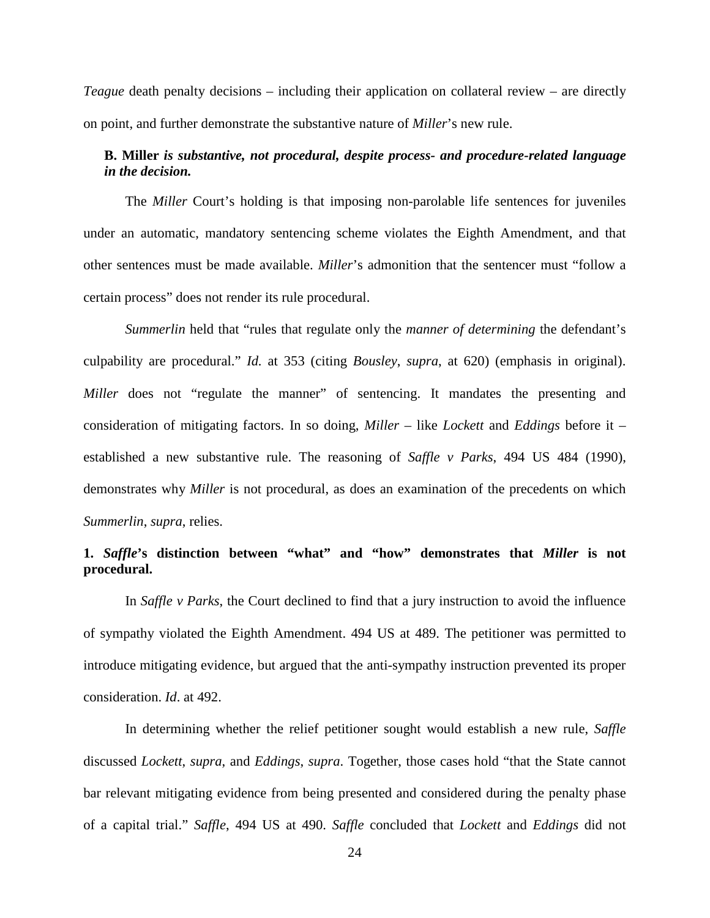*Teague* death penalty decisions – including their application on collateral review – are directly on point, and further demonstrate the substantive nature of *Miller*'s new rule.

**B. *Miller is substantive, not procedural, despite process- and procedure-related language in the decision.***

The *Miller* Court's holding is that imposing non-parolable life sentences for juveniles under an automatic, mandatory sentencing scheme violates the Eighth Amendment, and that other sentences must be made available. *Miller*'s admonition that the sentencer must "follow a certain process" does not render its rule procedural.

*Summerlin* held that "rules that regulate only the *manner of determining* the defendant's culpability are procedural." *Id.* at 353 (citing *Bousley*, *supra*, at 620) (emphasis in original). *Miller* does not "regulate the manner" of sentencing. It mandates the presenting and consideration of mitigating factors. In so doing, *Miller* – like *Lockett* and *Eddings* before it – established a new substantive rule. The reasoning of *Saffle v Parks*, 494 US 484 (1990), demonstrates why *Miller* is not procedural, as does an examination of the precedents on which *Summerlin*, *supra*, relies.

**1. *Saffle*'s distinction between "what" and "how" demonstrates that *Miller* is not procedural.**

In *Saffle v Parks*, the Court declined to find that a jury instruction to avoid the influence of sympathy violated the Eighth Amendment. 494 US at 489. The petitioner was permitted to introduce mitigating evidence, but argued that the anti-sympathy instruction prevented its proper consideration. *Id*. at 492.

In determining whether the relief petitioner sought would establish a new rule, *Saffle* discussed *Lockett*, *supra*, and *Eddings*, *supra*. Together, those cases hold "that the State cannot bar relevant mitigating evidence from being presented and considered during the penalty phase of a capital trial." *Saffle*, 494 US at 490. *Saffle* concluded that *Lockett* and *Eddings* did not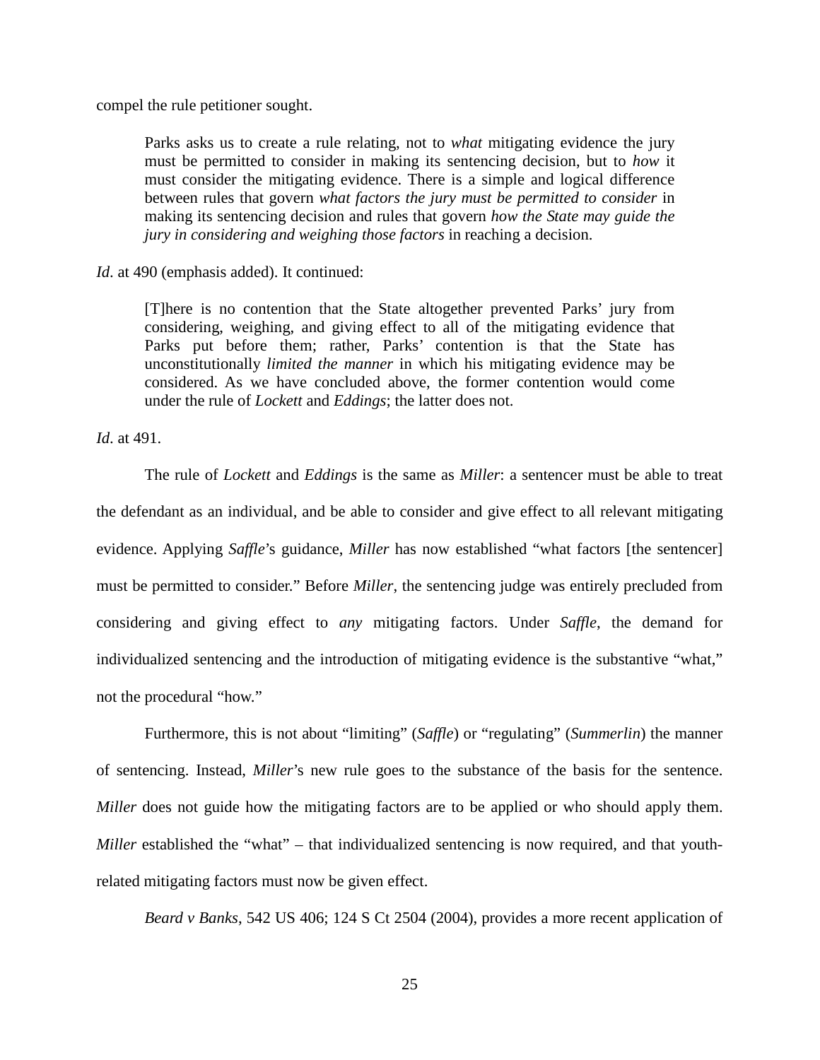compel the rule petitioner sought.

> Parks asks us to create a rule relating, not to *what* mitigating evidence the jury must be permitted to consider in making its sentencing decision, but to *how* it must consider the mitigating evidence. There is a simple and logical difference between rules that govern *what factors the jury must be permitted to consider* in making its sentencing decision and rules that govern *how the State may guide the jury in considering and weighing those factors* in reaching a decision.

*Id*. at 490 (emphasis added). It continued:

> [T]here is no contention that the State altogether prevented Parks' jury from considering, weighing, and giving effect to all of the mitigating evidence that Parks put before them; rather, Parks' contention is that the State has unconstitutionally *limited the manner* in which his mitigating evidence may be considered. As we have concluded above, the former contention would come under the rule of *Lockett* and *Eddings*; the latter does not.

*Id*. at 491.

The rule of *Lockett* and *Eddings* is the same as *Miller*: a sentencer must be able to treat the defendant as an individual, and be able to consider and give effect to all relevant mitigating evidence. Applying *Saffle*'s guidance, *Miller* has now established "what factors [the sentencer] must be permitted to consider." Before *Miller*, the sentencing judge was entirely precluded from considering and giving effect to *any* mitigating factors. Under *Saffle*, the demand for individualized sentencing and the introduction of mitigating evidence is the substantive "what," not the procedural "how."

Furthermore, this is not about "limiting" (*Saffle*) or "regulating" (*Summerlin*) the manner of sentencing. Instead, *Miller*'s new rule goes to the substance of the basis for the sentence. *Miller* does not guide how the mitigating factors are to be applied or who should apply them. *Miller* established the "what" – that individualized sentencing is now required, and that youth-related mitigating factors must now be given effect.

*Beard v Banks*, 542 US 406; 124 S Ct 2504 (2004), provides a more recent application of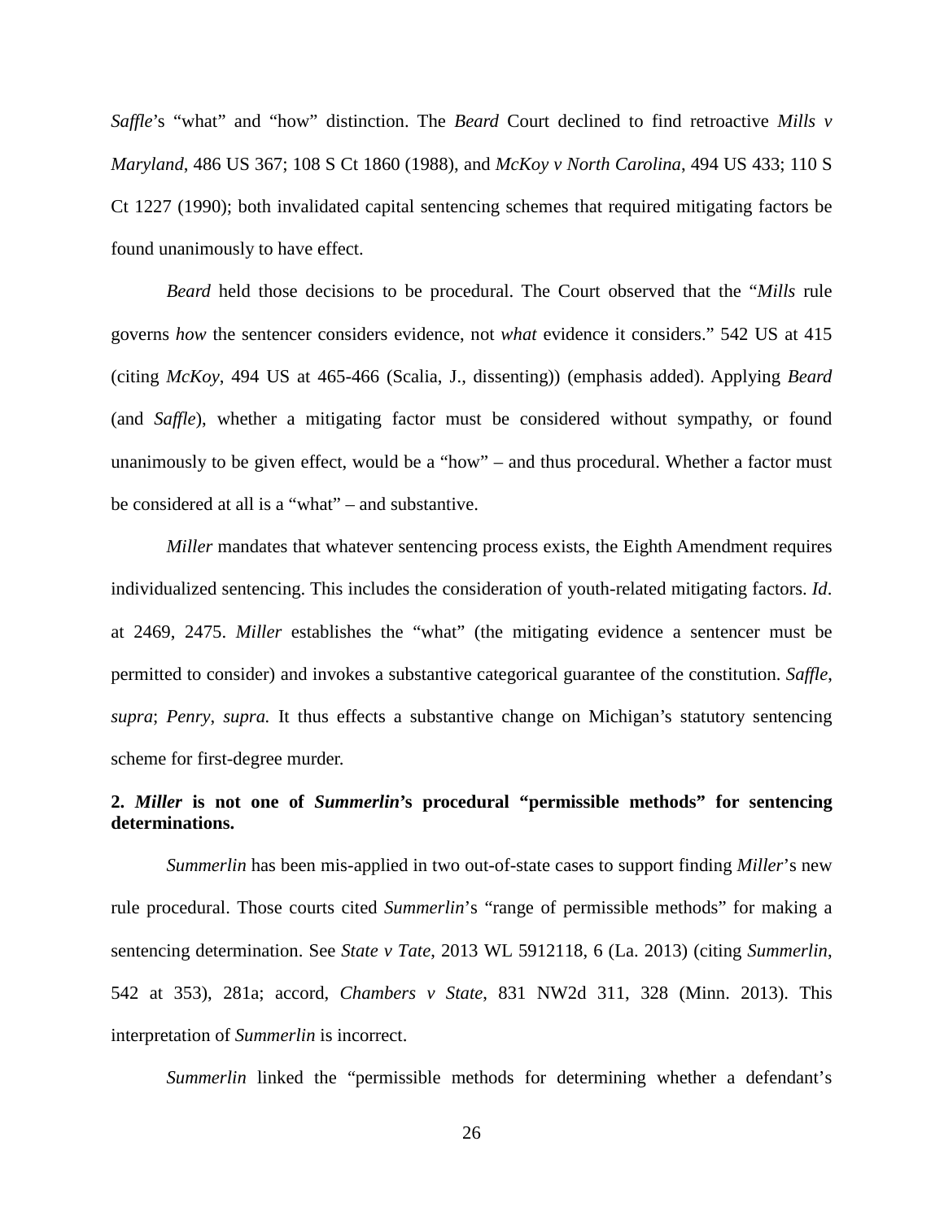*Saffle*'s "what" and "how" distinction. The *Beard* Court declined to find retroactive *Mills v Maryland*, 486 US 367; 108 S Ct 1860 (1988), and *McKoy v North Carolina*, 494 US 433; 110 S Ct 1227 (1990); both invalidated capital sentencing schemes that required mitigating factors be found unanimously to have effect.

*Beard* held those decisions to be procedural. The Court observed that the "*Mills* rule governs *how* the sentencer considers evidence, not *what* evidence it considers." 542 US at 415 (citing *McKoy*, 494 US at 465-466 (Scalia, J., dissenting)) (emphasis added). Applying *Beard* (and *Saffle*), whether a mitigating factor must be considered without sympathy, or found unanimously to be given effect, would be a "how" – and thus procedural. Whether a factor must be considered at all is a "what" – and substantive.

*Miller* mandates that whatever sentencing process exists, the Eighth Amendment requires individualized sentencing. This includes the consideration of youth-related mitigating factors. *Id*. at 2469, 2475. *Miller* establishes the "what" (the mitigating evidence a sentencer must be permitted to consider) and invokes a substantive categorical guarantee of the constitution. *Saffle*, *supra*; *Penry*, *supra.* It thus effects a substantive change on Michigan's statutory sentencing scheme for first-degree murder.

**2. *Miller* is not one of *Summerlin*'s procedural "permissible methods" for sentencing determinations.**

*Summerlin* has been mis-applied in two out-of-state cases to support finding *Miller*'s new rule procedural. Those courts cited *Summerlin*'s "range of permissible methods" for making a sentencing determination. See *State v Tate*, 2013 WL 5912118, 6 (La. 2013) (citing *Summerlin*, 542 at 353), 281a; accord, *Chambers v State*, 831 NW2d 311, 328 (Minn. 2013). This interpretation of *Summerlin* is incorrect.

*Summerlin* linked the "permissible methods for determining whether a defendant's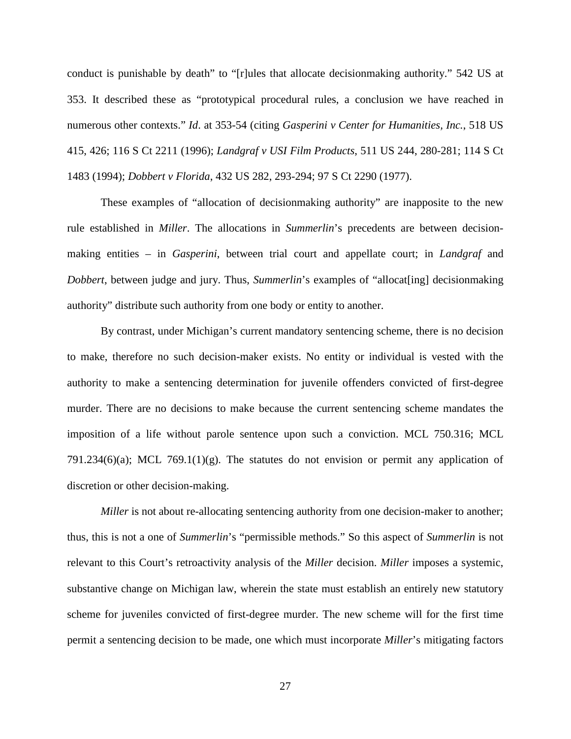conduct is punishable by death" to "[r]ules that allocate decisionmaking authority." 542 US at 353. It described these as "prototypical procedural rules, a conclusion we have reached in numerous other contexts." *Id*. at 353-54 (citing *Gasperini v Center for Humanities, Inc.*, 518 US 415, 426; 116 S Ct 2211 (1996); *Landgraf v USI Film Products*, 511 US 244, 280-281; 114 S Ct 1483 (1994); *Dobbert v Florida*, 432 US 282, 293-294; 97 S Ct 2290 (1977).

These examples of "allocation of decisionmaking authority" are inapposite to the new rule established in *Miller*. The allocations in *Summerlin*'s precedents are between decision-making entities – in *Gasperini*, between trial court and appellate court; in *Landgraf* and *Dobbert*, between judge and jury. Thus, *Summerlin*'s examples of "allocat[ing] decisionmaking authority" distribute such authority from one body or entity to another.

By contrast, under Michigan's current mandatory sentencing scheme, there is no decision to make, therefore no such decision-maker exists. No entity or individual is vested with the authority to make a sentencing determination for juvenile offenders convicted of first-degree murder. There are no decisions to make because the current sentencing scheme mandates the imposition of a life without parole sentence upon such a conviction. MCL 750.316; MCL 791.234(6)(a); MCL 769.1(1)(g). The statutes do not envision or permit any application of discretion or other decision-making.

*Miller* is not about re-allocating sentencing authority from one decision-maker to another; thus, this is not a one of *Summerlin*'s "permissible methods." So this aspect of *Summerlin* is not relevant to this Court's retroactivity analysis of the *Miller* decision. *Miller* imposes a systemic, substantive change on Michigan law, wherein the state must establish an entirely new statutory scheme for juveniles convicted of first-degree murder. The new scheme will for the first time permit a sentencing decision to be made, one which must incorporate *Miller*'s mitigating factors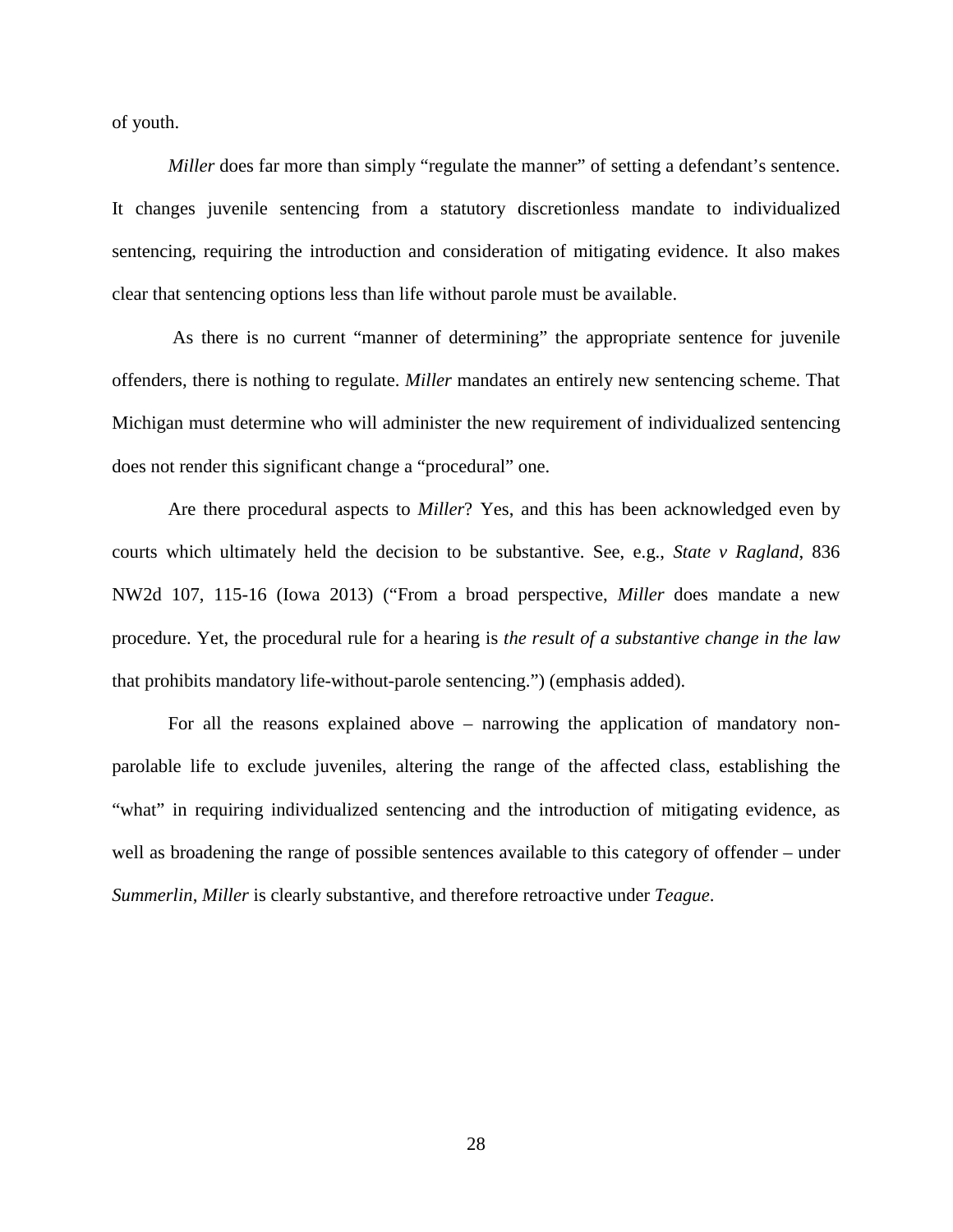of youth.

*Miller* does far more than simply "regulate the manner" of setting a defendant's sentence. It changes juvenile sentencing from a statutory discretionless mandate to individualized sentencing, requiring the introduction and consideration of mitigating evidence. It also makes clear that sentencing options less than life without parole must be available.

As there is no current "manner of determining" the appropriate sentence for juvenile offenders, there is nothing to regulate. *Miller* mandates an entirely new sentencing scheme. That Michigan must determine who will administer the new requirement of individualized sentencing does not render this significant change a "procedural" one.

Are there procedural aspects to *Miller*? Yes, and this has been acknowledged even by courts which ultimately held the decision to be substantive. See, e.g., *State v Ragland*, 836 NW2d 107, 115-16 (Iowa 2013) ("From a broad perspective, *Miller* does mandate a new procedure. Yet, the procedural rule for a hearing is *the result of a substantive change in the law* that prohibits mandatory life-without-parole sentencing.") (emphasis added).

For all the reasons explained above – narrowing the application of mandatory non-parolable life to exclude juveniles, altering the range of the affected class, establishing the "what" in requiring individualized sentencing and the introduction of mitigating evidence, as well as broadening the range of possible sentences available to this category of offender – under *Summerlin*, *Miller* is clearly substantive, and therefore retroactive under *Teague*.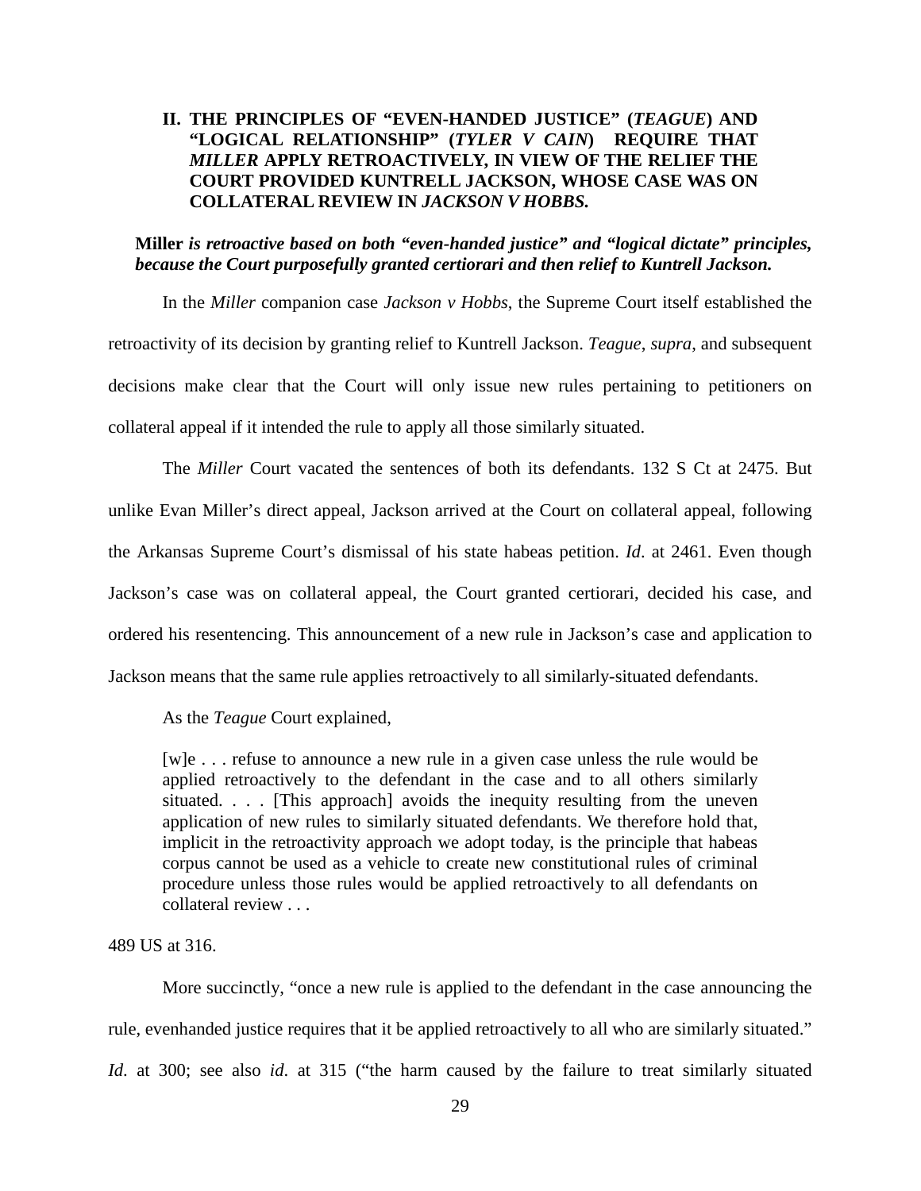## II. THE PRINCIPLES OF "EVEN-HANDED JUSTICE" (*TEAGUE*) AND "LOGICAL RELATIONSHIP" (*TYLER V CAIN*) REQUIRE THAT *MILLER* APPLY RETROACTIVELY, IN VIEW OF THE RELIEF THE COURT PROVIDED KUNTRELL JACKSON, WHOSE CASE WAS ON COLLATERAL REVIEW IN *JACKSON V HOBBS.*

**Miller** ***is retroactive based on both "even-handed justice" and "logical dictate" principles, because the Court purposefully granted certiorari and then relief to Kuntrell Jackson.***

In the *Miller* companion case *Jackson v Hobbs*, the Supreme Court itself established the retroactivity of its decision by granting relief to Kuntrell Jackson. *Teague*, *supra*, and subsequent decisions make clear that the Court will only issue new rules pertaining to petitioners on collateral appeal if it intended the rule to apply all those similarly situated.

The *Miller* Court vacated the sentences of both its defendants. 132 S Ct at 2475. But unlike Evan Miller's direct appeal, Jackson arrived at the Court on collateral appeal, following the Arkansas Supreme Court's dismissal of his state habeas petition. *Id*. at 2461. Even though Jackson's case was on collateral appeal, the Court granted certiorari, decided his case, and ordered his resentencing. This announcement of a new rule in Jackson's case and application to Jackson means that the same rule applies retroactively to all similarly-situated defendants.

As the *Teague* Court explained,

> [w]e . . . refuse to announce a new rule in a given case unless the rule would be applied retroactively to the defendant in the case and to all others similarly situated. . . . [This approach] avoids the inequity resulting from the uneven application of new rules to similarly situated defendants. We therefore hold that, implicit in the retroactivity approach we adopt today, is the principle that habeas corpus cannot be used as a vehicle to create new constitutional rules of criminal procedure unless those rules would be applied retroactively to all defendants on collateral review . . .

489 US at 316.

More succinctly, "once a new rule is applied to the defendant in the case announcing the rule, evenhanded justice requires that it be applied retroactively to all who are similarly situated." *Id.* at 300; see also *id*. at 315 ("the harm caused by the failure to treat similarly situated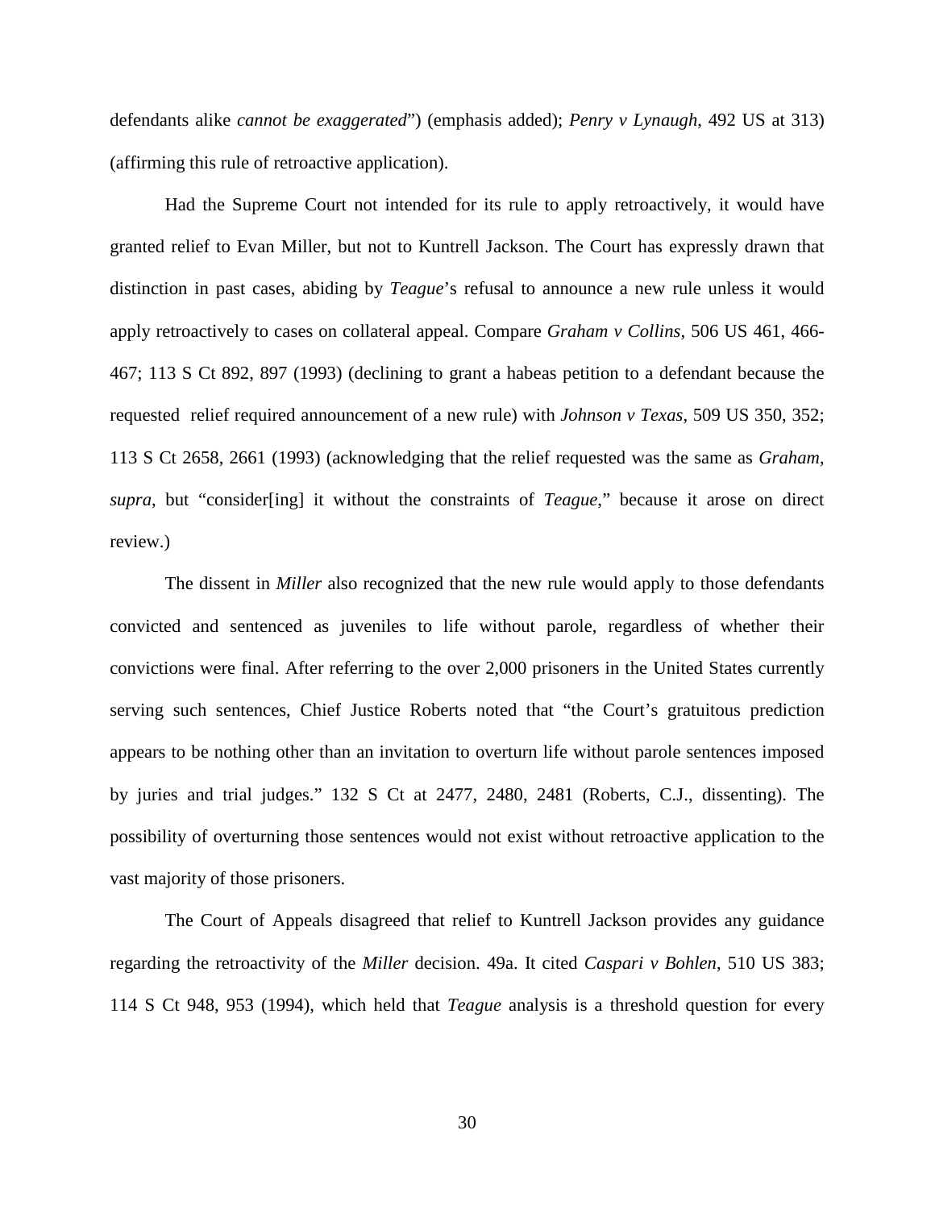defendants alike *cannot be exaggerated*") (emphasis added); *Penry v Lynaugh*, 492 US at 313) (affirming this rule of retroactive application).

Had the Supreme Court not intended for its rule to apply retroactively, it would have granted relief to Evan Miller, but not to Kuntrell Jackson. The Court has expressly drawn that distinction in past cases, abiding by *Teague*'s refusal to announce a new rule unless it would apply retroactively to cases on collateral appeal. Compare *Graham v Collins*, 506 US 461, 466-467; 113 S Ct 892, 897 (1993) (declining to grant a habeas petition to a defendant because the requested relief required announcement of a new rule) with *Johnson v Texas*, 509 US 350, 352; 113 S Ct 2658, 2661 (1993) (acknowledging that the relief requested was the same as *Graham*, *supra*, but "consider[ing] it without the constraints of *Teague*," because it arose on direct review.)

The dissent in *Miller* also recognized that the new rule would apply to those defendants convicted and sentenced as juveniles to life without parole, regardless of whether their convictions were final. After referring to the over 2,000 prisoners in the United States currently serving such sentences, Chief Justice Roberts noted that "the Court's gratuitous prediction appears to be nothing other than an invitation to overturn life without parole sentences imposed by juries and trial judges." 132 S Ct at 2477, 2480, 2481 (Roberts, C.J., dissenting). The possibility of overturning those sentences would not exist without retroactive application to the vast majority of those prisoners.

The Court of Appeals disagreed that relief to Kuntrell Jackson provides any guidance regarding the retroactivity of the *Miller* decision. 49a. It cited *Caspari v Bohlen*, 510 US 383; 114 S Ct 948, 953 (1994), which held that *Teague* analysis is a threshold question for every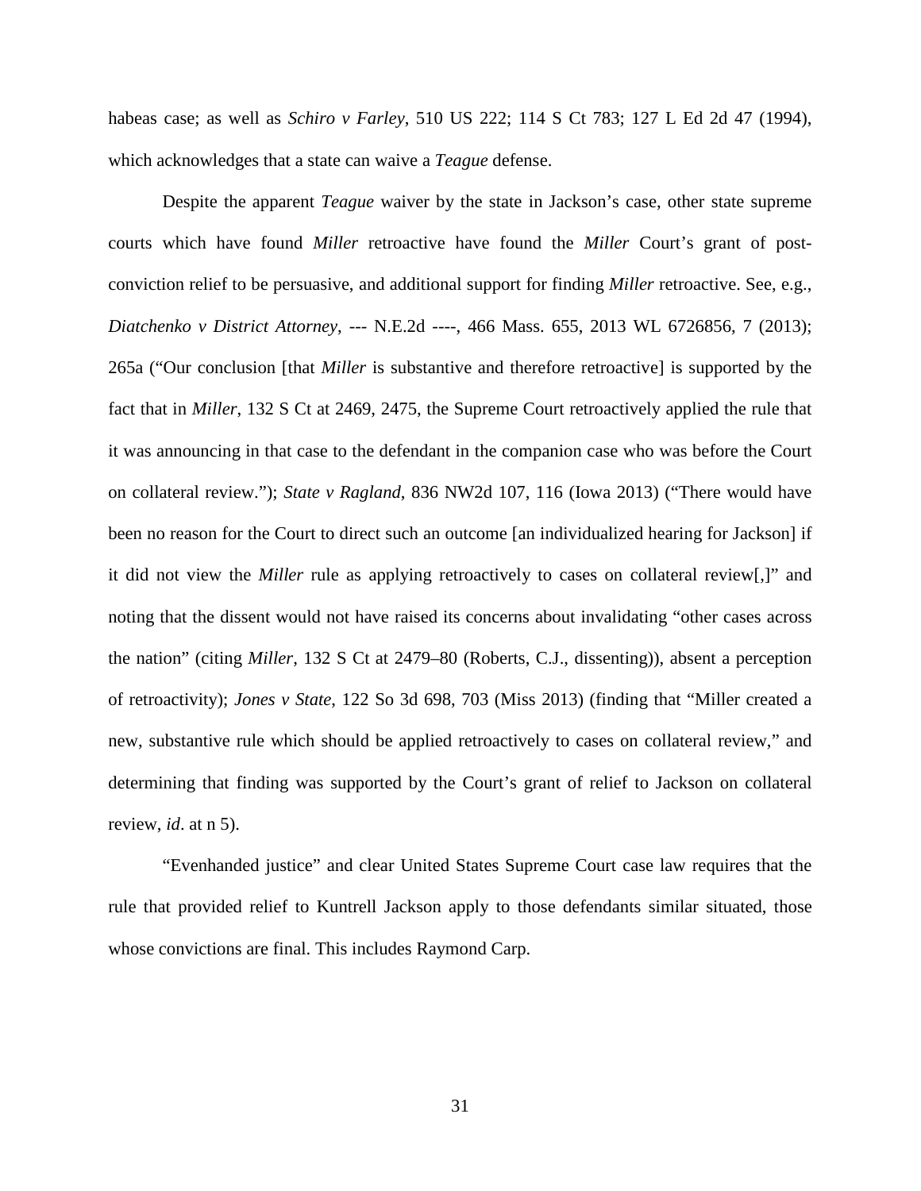habeas case; as well as *Schiro v Farley*, 510 US 222; 114 S Ct 783; 127 L Ed 2d 47 (1994), which acknowledges that a state can waive a *Teague* defense.

Despite the apparent *Teague* waiver by the state in Jackson's case, other state supreme courts which have found *Miller* retroactive have found the *Miller* Court's grant of post-conviction relief to be persuasive, and additional support for finding *Miller* retroactive. See, e.g., *Diatchenko v District Attorney*, --- N.E.2d ----, 466 Mass. 655, 2013 WL 6726856, 7 (2013); 265a ("Our conclusion [that *Miller* is substantive and therefore retroactive] is supported by the fact that in *Miller*, 132 S Ct at 2469, 2475, the Supreme Court retroactively applied the rule that it was announcing in that case to the defendant in the companion case who was before the Court on collateral review."); *State v Ragland*, 836 NW2d 107, 116 (Iowa 2013) ("There would have been no reason for the Court to direct such an outcome [an individualized hearing for Jackson] if it did not view the *Miller* rule as applying retroactively to cases on collateral review[,]" and noting that the dissent would not have raised its concerns about invalidating "other cases across the nation" (citing *Miller*, 132 S Ct at 2479–80 (Roberts, C.J., dissenting)), absent a perception of retroactivity); *Jones v State*, 122 So 3d 698, 703 (Miss 2013) (finding that "Miller created a new, substantive rule which should be applied retroactively to cases on collateral review," and determining that finding was supported by the Court's grant of relief to Jackson on collateral review, *id*. at n 5).

"Evenhanded justice" and clear United States Supreme Court case law requires that the rule that provided relief to Kuntrell Jackson apply to those defendants similar situated, those whose convictions are final. This includes Raymond Carp.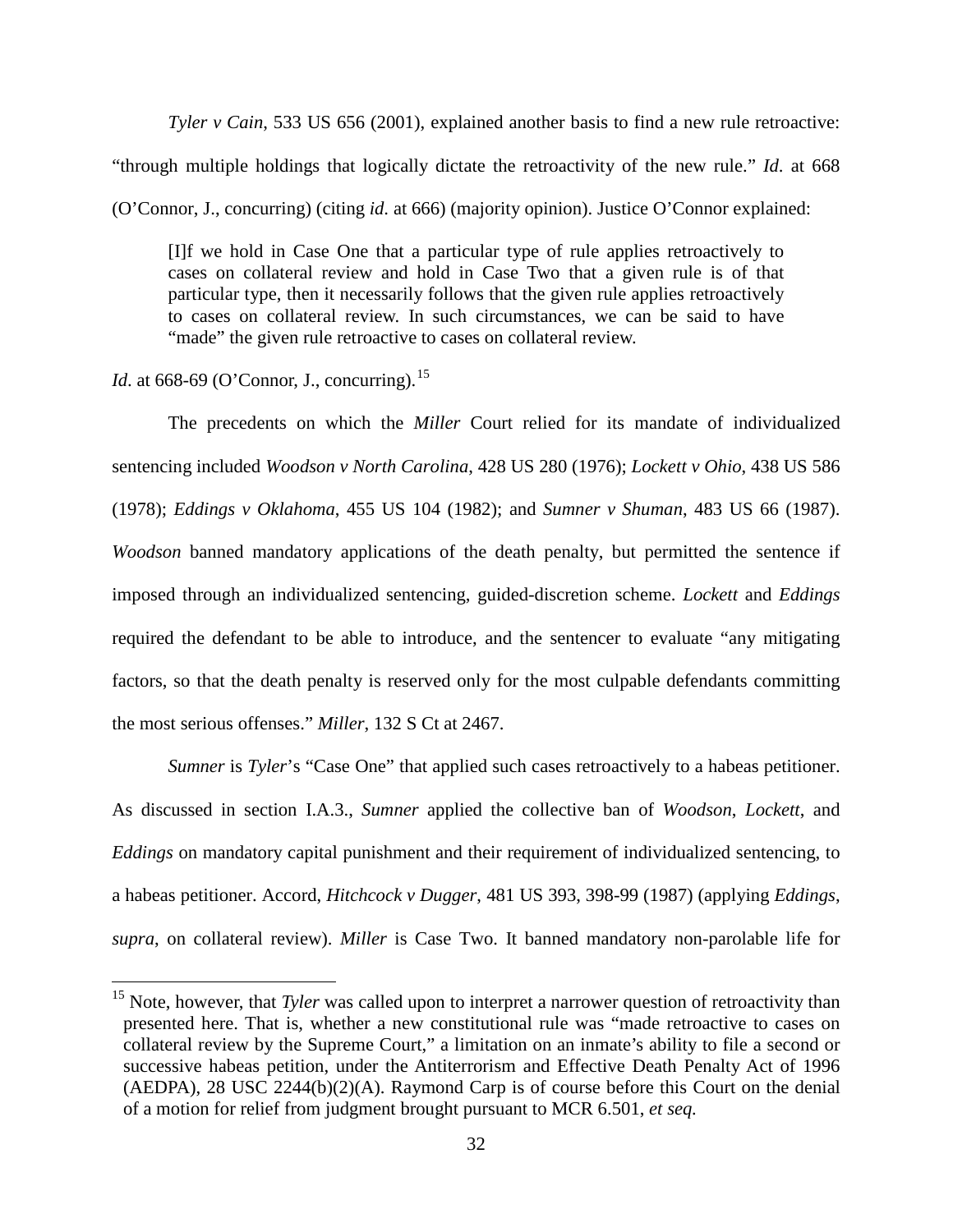*Tyler v Cain*, 533 US 656 (2001), explained another basis to find a new rule retroactive: "through multiple holdings that logically dictate the retroactivity of the new rule." *Id*. at 668 (O'Connor, J., concurring) (citing *id*. at 666) (majority opinion). Justice O'Connor explained:

> [I]f we hold in Case One that a particular type of rule applies retroactively to cases on collateral review and hold in Case Two that a given rule is of that particular type, then it necessarily follows that the given rule applies retroactively to cases on collateral review. In such circumstances, we can be said to have "made" the given rule retroactive to cases on collateral review.

*Id*. at 668-69 (O'Connor, J., concurring).[15]

The precedents on which the *Miller* Court relied for its mandate of individualized sentencing included *Woodson v North Carolina*, 428 US 280 (1976); *Lockett v Ohio*, 438 US 586 (1978); *Eddings v Oklahoma*, 455 US 104 (1982); and *Sumner v Shuman*, 483 US 66 (1987). *Woodson* banned mandatory applications of the death penalty, but permitted the sentence if imposed through an individualized sentencing, guided-discretion scheme. *Lockett* and *Eddings* required the defendant to be able to introduce, and the sentencer to evaluate "any mitigating factors, so that the death penalty is reserved only for the most culpable defendants committing the most serious offenses." *Miller*, 132 S Ct at 2467.

*Sumner* is *Tyler*'s "Case One" that applied such cases retroactively to a habeas petitioner. As discussed in section I.A.3., *Sumner* applied the collective ban of *Woodson*, *Lockett*, and *Eddings* on mandatory capital punishment and their requirement of individualized sentencing, to a habeas petitioner. Accord, *Hitchcock v Dugger*, 481 US 393, 398-99 (1987) (applying *Eddings*, *supra*, on collateral review). *Miller* is Case Two. It banned mandatory non-parolable life for

---

[15] Note, however, that *Tyler* was called upon to interpret a narrower question of retroactivity than presented here. That is, whether a new constitutional rule was "made retroactive to cases on collateral review by the Supreme Court," a limitation on an inmate's ability to file a second or successive habeas petition, under the Antiterrorism and Effective Death Penalty Act of 1996 (AEDPA), 28 USC 2244(b)(2)(A). Raymond Carp is of course before this Court on the denial of a motion for relief from judgment brought pursuant to MCR 6.501, *et seq.*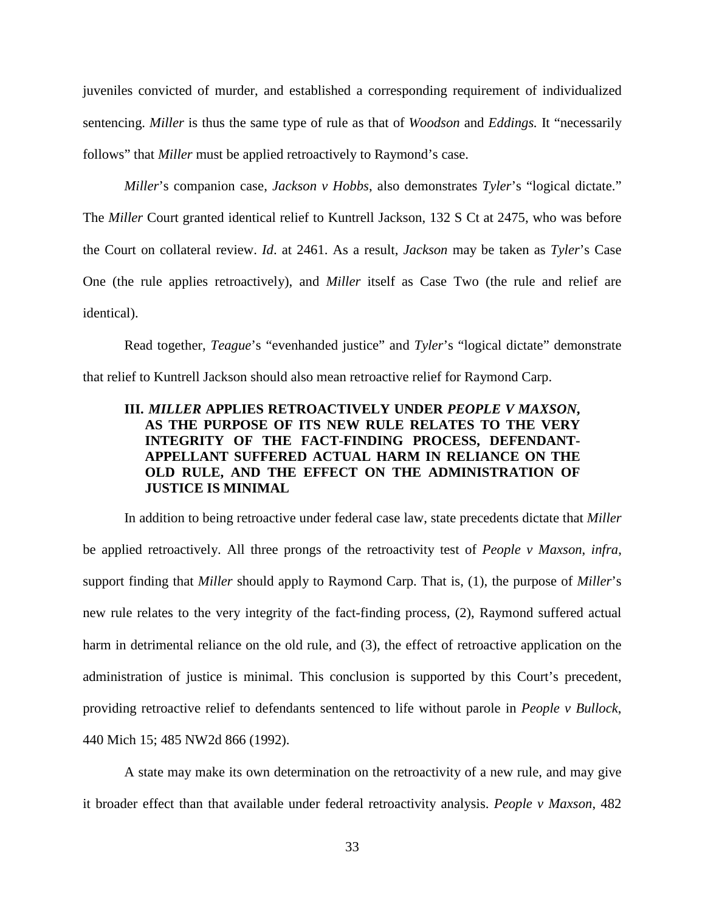juveniles convicted of murder, and established a corresponding requirement of individualized sentencing. *Miller* is thus the same type of rule as that of *Woodson* and *Eddings.* It "necessarily follows" that *Miller* must be applied retroactively to Raymond's case.

*Miller*'s companion case, *Jackson v Hobbs*, also demonstrates *Tyler*'s "logical dictate." The *Miller* Court granted identical relief to Kuntrell Jackson, 132 S Ct at 2475, who was before the Court on collateral review. *Id*. at 2461. As a result, *Jackson* may be taken as *Tyler*'s Case One (the rule applies retroactively), and *Miller* itself as Case Two (the rule and relief are identical).

Read together, *Teague*'s "evenhanded justice" and *Tyler*'s "logical dictate" demonstrate that relief to Kuntrell Jackson should also mean retroactive relief for Raymond Carp.

### III. *MILLER* APPLIES RETROACTIVELY UNDER *PEOPLE V MAXSON*, AS THE PURPOSE OF ITS NEW RULE RELATES TO THE VERY INTEGRITY OF THE FACT-FINDING PROCESS, DEFENDANT-APPELLANT SUFFERED ACTUAL HARM IN RELIANCE ON THE OLD RULE, AND THE EFFECT ON THE ADMINISTRATION OF JUSTICE IS MINIMAL

In addition to being retroactive under federal case law, state precedents dictate that *Miller* be applied retroactively. All three prongs of the retroactivity test of *People v Maxson*, *infra*, support finding that *Miller* should apply to Raymond Carp. That is, (1), the purpose of *Miller*'s new rule relates to the very integrity of the fact-finding process, (2), Raymond suffered actual harm in detrimental reliance on the old rule, and (3), the effect of retroactive application on the administration of justice is minimal. This conclusion is supported by this Court's precedent, providing retroactive relief to defendants sentenced to life without parole in *People v Bullock*, 440 Mich 15; 485 NW2d 866 (1992).

A state may make its own determination on the retroactivity of a new rule, and may give it broader effect than that available under federal retroactivity analysis. *People v Maxson*, 482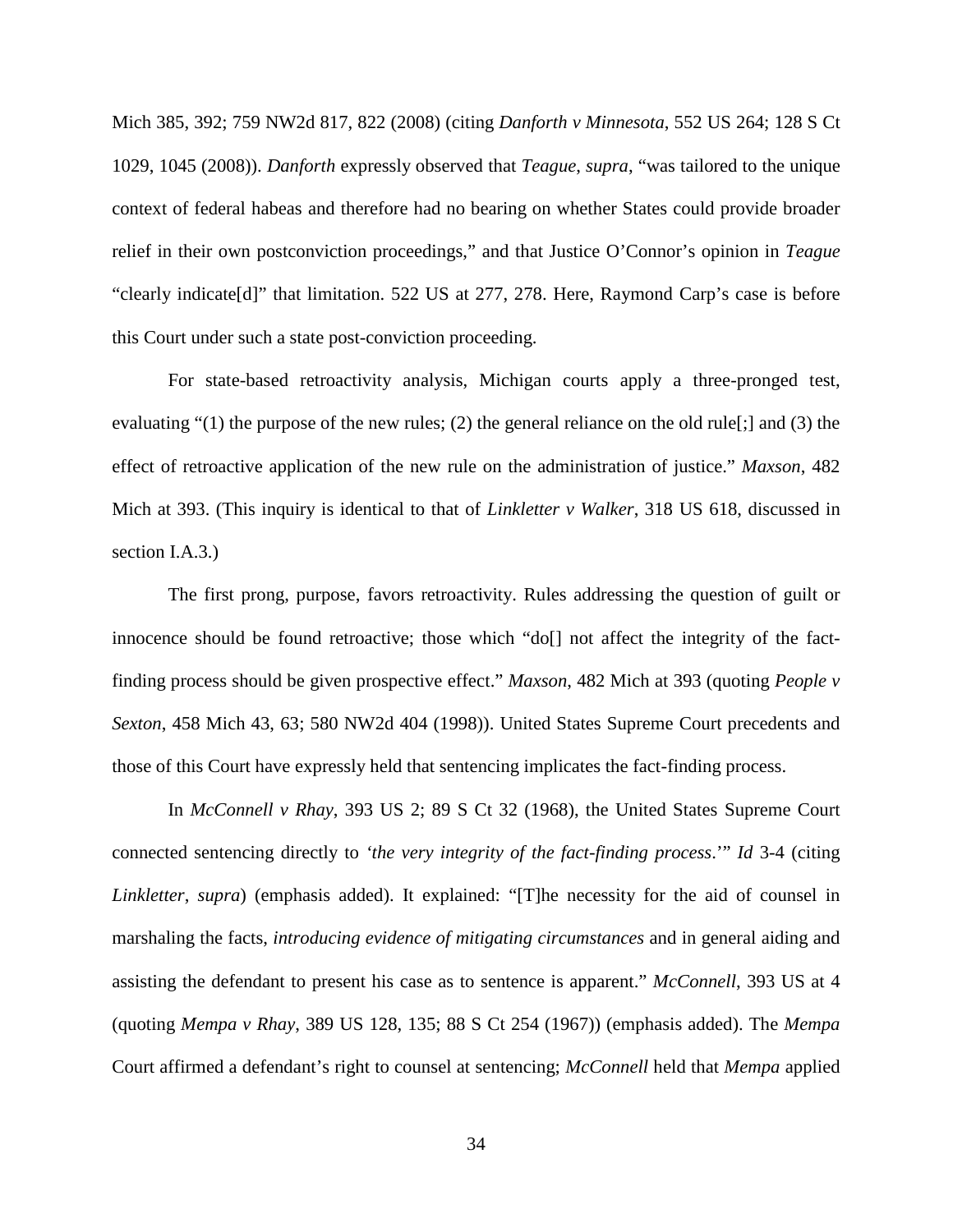Mich 385, 392; 759 NW2d 817, 822 (2008) (citing *Danforth v Minnesota*, 552 US 264; 128 S Ct 1029, 1045 (2008)). *Danforth* expressly observed that *Teague*, *supra*, "was tailored to the unique context of federal habeas and therefore had no bearing on whether States could provide broader relief in their own postconviction proceedings," and that Justice O'Connor's opinion in *Teague* "clearly indicate[d]" that limitation. 522 US at 277, 278. Here, Raymond Carp's case is before this Court under such a state post-conviction proceeding.

For state-based retroactivity analysis, Michigan courts apply a three-pronged test, evaluating "(1) the purpose of the new rules; (2) the general reliance on the old rule[;] and (3) the effect of retroactive application of the new rule on the administration of justice." *Maxson*, 482 Mich at 393. (This inquiry is identical to that of *Linkletter v Walker*, 318 US 618, discussed in section I.A.3.)

The first prong, purpose, favors retroactivity. Rules addressing the question of guilt or innocence should be found retroactive; those which "do[] not affect the integrity of the fact-finding process should be given prospective effect." *Maxson*, 482 Mich at 393 (quoting *People v Sexton*, 458 Mich 43, 63; 580 NW2d 404 (1998)). United States Supreme Court precedents and those of this Court have expressly held that sentencing implicates the fact-finding process.

In *McConnell v Rhay*, 393 US 2; 89 S Ct 32 (1968), the United States Supreme Court connected sentencing directly to *'the very integrity of the fact-finding process*.'" *Id* 3-4 (citing *Linkletter*, *supra*) (emphasis added). It explained: "[T]he necessity for the aid of counsel in marshaling the facts, *introducing evidence of mitigating circumstances* and in general aiding and assisting the defendant to present his case as to sentence is apparent." *McConnell*, 393 US at 4 (quoting *Mempa v Rhay*, 389 US 128, 135; 88 S Ct 254 (1967)) (emphasis added). The *Mempa* Court affirmed a defendant's right to counsel at sentencing; *McConnell* held that *Mempa* applied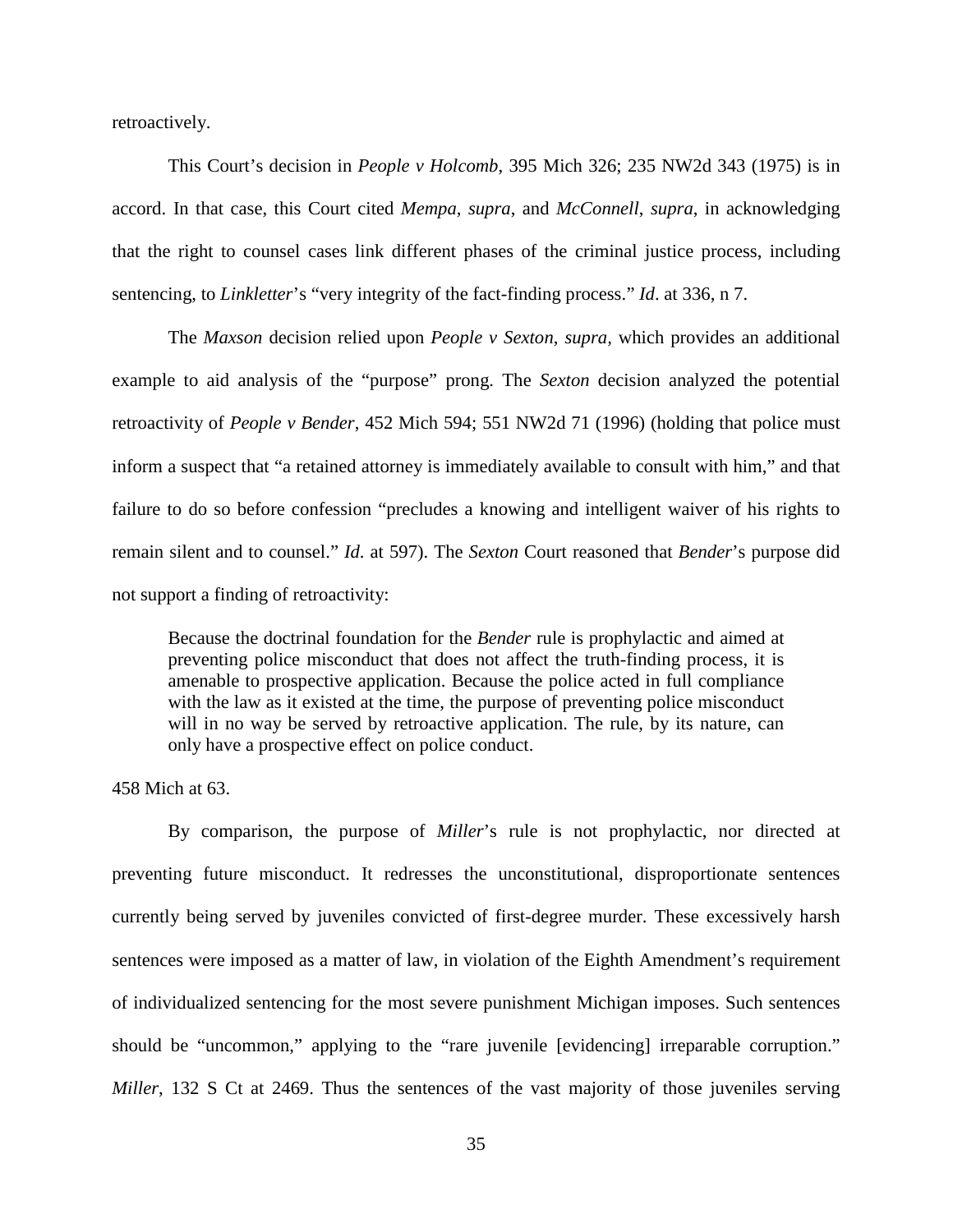retroactively.

This Court's decision in *People v Holcomb*, 395 Mich 326; 235 NW2d 343 (1975) is in accord. In that case, this Court cited *Mempa*, *supra*, and *McConnell*, *supra*, in acknowledging that the right to counsel cases link different phases of the criminal justice process, including sentencing, to *Linkletter*'s "very integrity of the fact-finding process." *Id*. at 336, n 7.

The *Maxson* decision relied upon *People v Sexton*, *supra*, which provides an additional example to aid analysis of the "purpose" prong. The *Sexton* decision analyzed the potential retroactivity of *People v Bender*, 452 Mich 594; 551 NW2d 71 (1996) (holding that police must inform a suspect that "a retained attorney is immediately available to consult with him," and that failure to do so before confession "precludes a knowing and intelligent waiver of his rights to remain silent and to counsel." *Id*. at 597). The *Sexton* Court reasoned that *Bender*'s purpose did not support a finding of retroactivity:

> Because the doctrinal foundation for the *Bender* rule is prophylactic and aimed at preventing police misconduct that does not affect the truth-finding process, it is amenable to prospective application. Because the police acted in full compliance with the law as it existed at the time, the purpose of preventing police misconduct will in no way be served by retroactive application. The rule, by its nature, can only have a prospective effect on police conduct.

458 Mich at 63.

By comparison, the purpose of *Miller*'s rule is not prophylactic, nor directed at preventing future misconduct. It redresses the unconstitutional, disproportionate sentences currently being served by juveniles convicted of first-degree murder. These excessively harsh sentences were imposed as a matter of law, in violation of the Eighth Amendment's requirement of individualized sentencing for the most severe punishment Michigan imposes. Such sentences should be "uncommon," applying to the "rare juvenile [evidencing] irreparable corruption." *Miller*, 132 S Ct at 2469. Thus the sentences of the vast majority of those juveniles serving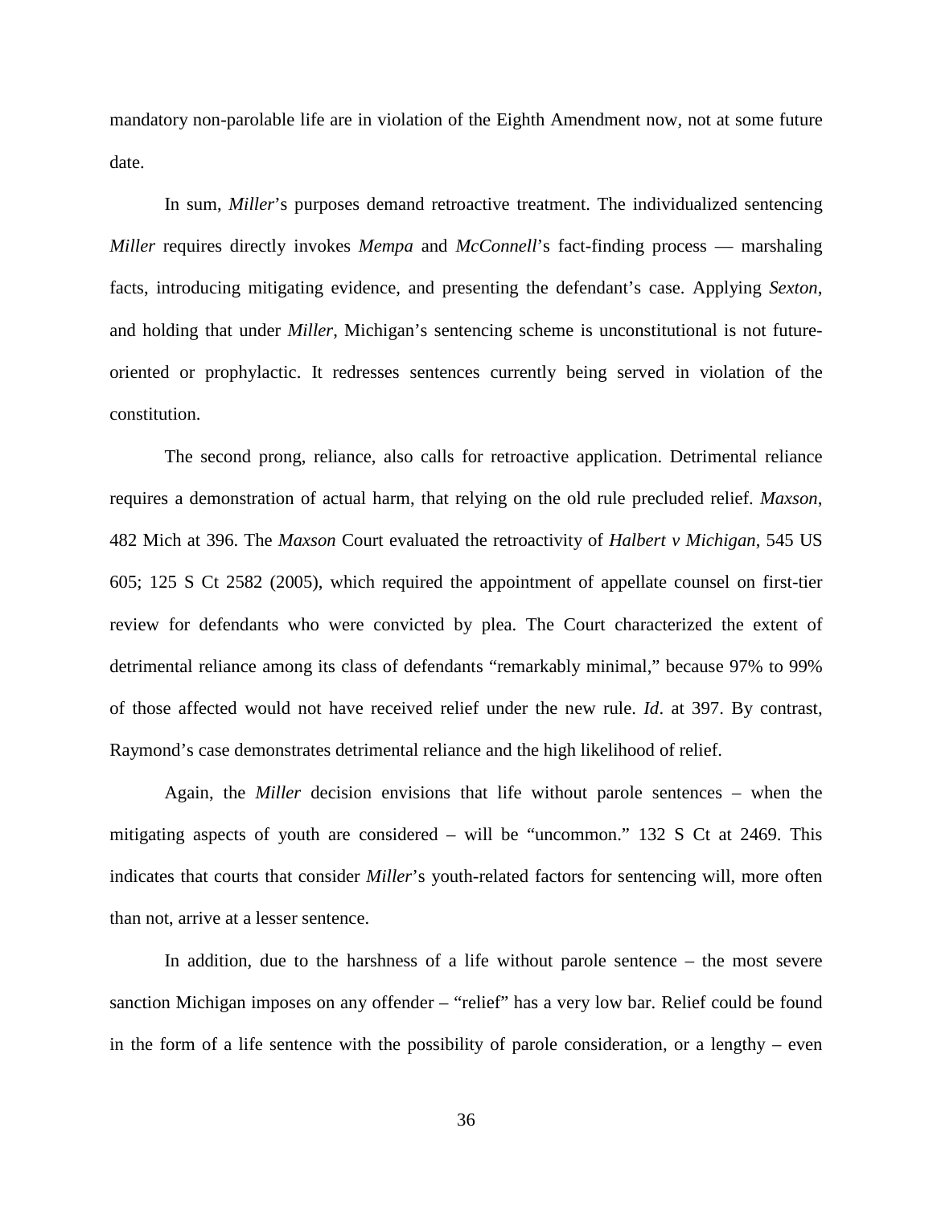mandatory non-parolable life are in violation of the Eighth Amendment now, not at some future date.

In sum, *Miller*'s purposes demand retroactive treatment. The individualized sentencing *Miller* requires directly invokes *Mempa* and *McConnell*'s fact-finding process — marshaling facts, introducing mitigating evidence, and presenting the defendant's case. Applying *Sexton*, and holding that under *Miller*, Michigan's sentencing scheme is unconstitutional is not future-oriented or prophylactic. It redresses sentences currently being served in violation of the constitution.

The second prong, reliance, also calls for retroactive application. Detrimental reliance requires a demonstration of actual harm, that relying on the old rule precluded relief. *Maxson*, 482 Mich at 396. The *Maxson* Court evaluated the retroactivity of *Halbert v Michigan*, 545 US 605; 125 S Ct 2582 (2005), which required the appointment of appellate counsel on first-tier review for defendants who were convicted by plea. The Court characterized the extent of detrimental reliance among its class of defendants "remarkably minimal," because 97% to 99% of those affected would not have received relief under the new rule. *Id*. at 397. By contrast, Raymond's case demonstrates detrimental reliance and the high likelihood of relief.

Again, the *Miller* decision envisions that life without parole sentences – when the mitigating aspects of youth are considered – will be "uncommon." 132 S Ct at 2469. This indicates that courts that consider *Miller*'s youth-related factors for sentencing will, more often than not, arrive at a lesser sentence.

In addition, due to the harshness of a life without parole sentence – the most severe sanction Michigan imposes on any offender – "relief" has a very low bar. Relief could be found in the form of a life sentence with the possibility of parole consideration, or a lengthy – even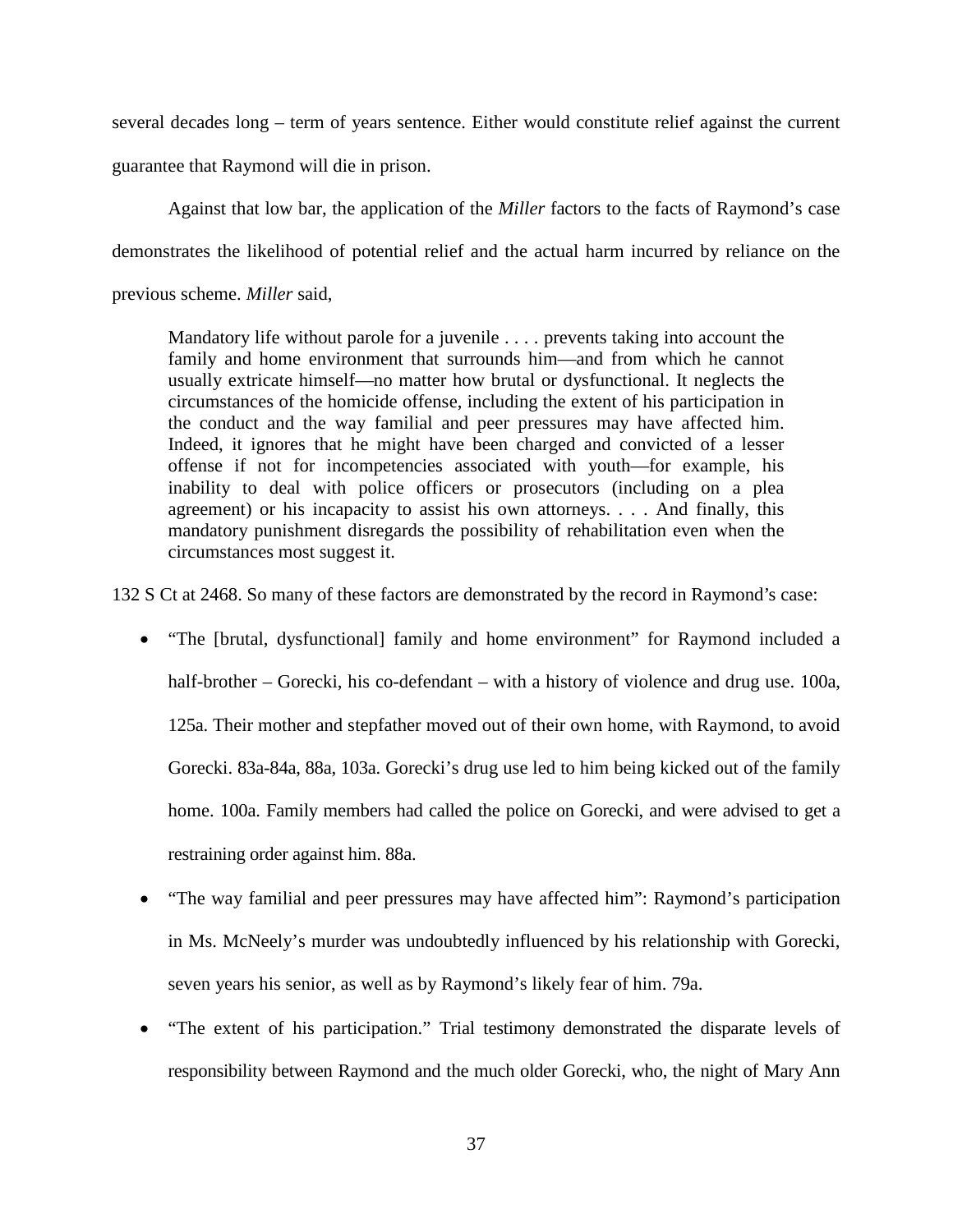several decades long – term of years sentence. Either would constitute relief against the current guarantee that Raymond will die in prison.

Against that low bar, the application of the *Miller* factors to the facts of Raymond's case demonstrates the likelihood of potential relief and the actual harm incurred by reliance on the previous scheme. *Miller* said,

> Mandatory life without parole for a juvenile . . . . prevents taking into account the family and home environment that surrounds him—and from which he cannot usually extricate himself—no matter how brutal or dysfunctional. It neglects the circumstances of the homicide offense, including the extent of his participation in the conduct and the way familial and peer pressures may have affected him. Indeed, it ignores that he might have been charged and convicted of a lesser offense if not for incompetencies associated with youth—for example, his inability to deal with police officers or prosecutors (including on a plea agreement) or his incapacity to assist his own attorneys. . . . And finally, this mandatory punishment disregards the possibility of rehabilitation even when the circumstances most suggest it.

132 S Ct at 2468. So many of these factors are demonstrated by the record in Raymond's case:

- "The [brutal, dysfunctional] family and home environment" for Raymond included a half-brother – Gorecki, his co-defendant – with a history of violence and drug use. 100a, 125a. Their mother and stepfather moved out of their own home, with Raymond, to avoid Gorecki. 83a-84a, 88a, 103a. Gorecki's drug use led to him being kicked out of the family home. 100a. Family members had called the police on Gorecki, and were advised to get a restraining order against him. 88a.
- "The way familial and peer pressures may have affected him": Raymond's participation in Ms. McNeely's murder was undoubtedly influenced by his relationship with Gorecki, seven years his senior, as well as by Raymond's likely fear of him. 79a.
- "The extent of his participation." Trial testimony demonstrated the disparate levels of responsibility between Raymond and the much older Gorecki, who, the night of Mary Ann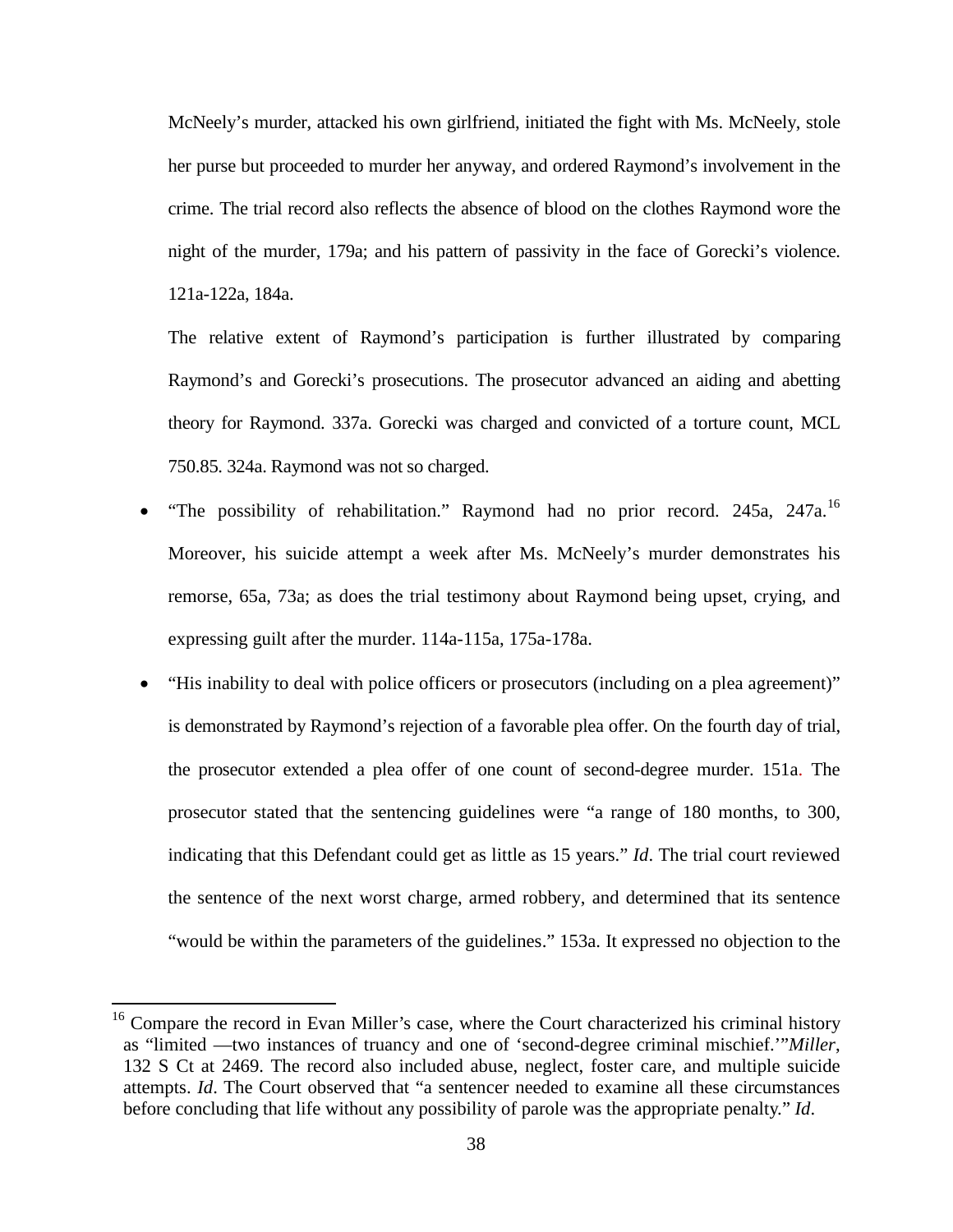McNeely's murder, attacked his own girlfriend, initiated the fight with Ms. McNeely, stole her purse but proceeded to murder her anyway, and ordered Raymond's involvement in the crime. The trial record also reflects the absence of blood on the clothes Raymond wore the night of the murder, 179a; and his pattern of passivity in the face of Gorecki's violence. 121a-122a, 184a.

The relative extent of Raymond's participation is further illustrated by comparing Raymond's and Gorecki's prosecutions. The prosecutor advanced an aiding and abetting theory for Raymond. 337a. Gorecki was charged and convicted of a torture count, MCL 750.85. 324a. Raymond was not so charged.

- "The possibility of rehabilitation." Raymond had no prior record. 245a, 247a.[16] Moreover, his suicide attempt a week after Ms. McNeely's murder demonstrates his remorse, 65a, 73a; as does the trial testimony about Raymond being upset, crying, and expressing guilt after the murder. 114a-115a, 175a-178a.
- "His inability to deal with police officers or prosecutors (including on a plea agreement)" is demonstrated by Raymond's rejection of a favorable plea offer. On the fourth day of trial, the prosecutor extended a plea offer of one count of second-degree murder. 151a. The prosecutor stated that the sentencing guidelines were "a range of 180 months, to 300, indicating that this Defendant could get as little as 15 years." *Id*. The trial court reviewed the sentence of the next worst charge, armed robbery, and determined that its sentence "would be within the parameters of the guidelines." 153a. It expressed no objection to the

[16] Compare the record in Evan Miller's case, where the Court characterized his criminal history as "limited —two instances of truancy and one of 'second-degree criminal mischief.'"*Miller*, 132 S Ct at 2469. The record also included abuse, neglect, foster care, and multiple suicide attempts. *Id*. The Court observed that "a sentencer needed to examine all these circumstances before concluding that life without any possibility of parole was the appropriate penalty." *Id*.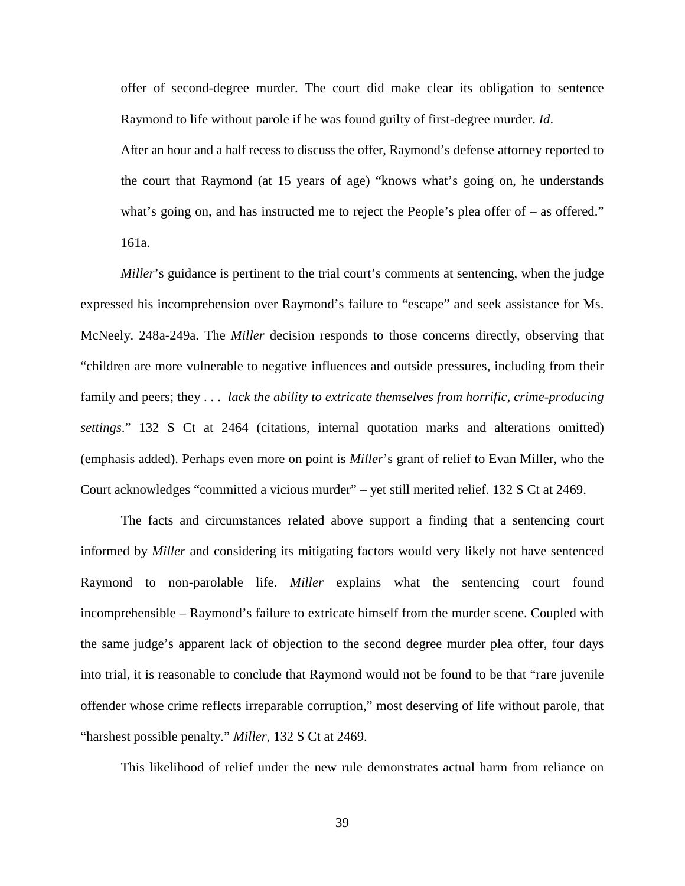offer of second-degree murder. The court did make clear its obligation to sentence Raymond to life without parole if he was found guilty of first-degree murder. *Id*.

After an hour and a half recess to discuss the offer, Raymond's defense attorney reported to the court that Raymond (at 15 years of age) "knows what's going on, he understands what's going on, and has instructed me to reject the People's plea offer of – as offered." 161a.

*Miller*'s guidance is pertinent to the trial court's comments at sentencing, when the judge expressed his incomprehension over Raymond's failure to "escape" and seek assistance for Ms. McNeely. 248a-249a. The *Miller* decision responds to those concerns directly, observing that "children are more vulnerable to negative influences and outside pressures, including from their family and peers; they . . . *lack the ability to extricate themselves from horrific, crime-producing settings*." 132 S Ct at 2464 (citations, internal quotation marks and alterations omitted) (emphasis added). Perhaps even more on point is *Miller*'s grant of relief to Evan Miller, who the Court acknowledges "committed a vicious murder" – yet still merited relief. 132 S Ct at 2469.

The facts and circumstances related above support a finding that a sentencing court informed by *Miller* and considering its mitigating factors would very likely not have sentenced Raymond to non-parolable life. *Miller* explains what the sentencing court found incomprehensible – Raymond's failure to extricate himself from the murder scene. Coupled with the same judge's apparent lack of objection to the second degree murder plea offer, four days into trial, it is reasonable to conclude that Raymond would not be found to be that "rare juvenile offender whose crime reflects irreparable corruption," most deserving of life without parole, that "harshest possible penalty." *Miller*, 132 S Ct at 2469.

This likelihood of relief under the new rule demonstrates actual harm from reliance on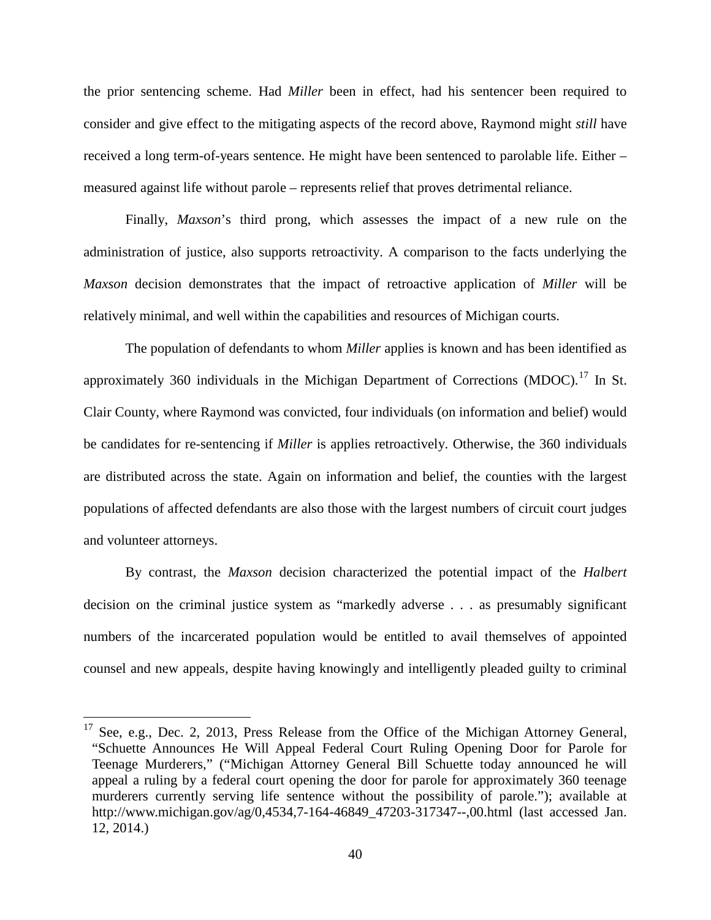the prior sentencing scheme. Had *Miller* been in effect, had his sentencer been required to consider and give effect to the mitigating aspects of the record above, Raymond might *still* have received a long term-of-years sentence. He might have been sentenced to parolable life. Either – measured against life without parole – represents relief that proves detrimental reliance.

Finally, *Maxson*'s third prong, which assesses the impact of a new rule on the administration of justice, also supports retroactivity. A comparison to the facts underlying the *Maxson* decision demonstrates that the impact of retroactive application of *Miller* will be relatively minimal, and well within the capabilities and resources of Michigan courts.

The population of defendants to whom *Miller* applies is known and has been identified as approximately 360 individuals in the Michigan Department of Corrections (MDOC).[17] In St. Clair County, where Raymond was convicted, four individuals (on information and belief) would be candidates for re-sentencing if *Miller* is applies retroactively. Otherwise, the 360 individuals are distributed across the state. Again on information and belief, the counties with the largest populations of affected defendants are also those with the largest numbers of circuit court judges and volunteer attorneys.

By contrast, the *Maxson* decision characterized the potential impact of the *Halbert* decision on the criminal justice system as "markedly adverse . . . as presumably significant numbers of the incarcerated population would be entitled to avail themselves of appointed counsel and new appeals, despite having knowingly and intelligently pleaded guilty to criminal

---

[17] See, e.g., Dec. 2, 2013, Press Release from the Office of the Michigan Attorney General, "Schuette Announces He Will Appeal Federal Court Ruling Opening Door for Parole for Teenage Murderers," ("Michigan Attorney General Bill Schuette today announced he will appeal a ruling by a federal court opening the door for parole for approximately 360 teenage murderers currently serving life sentence without the possibility of parole."); available at http://www.michigan.gov/ag/0,4534,7-164-46849_47203-317347--,00.html (last accessed Jan. 12, 2014.)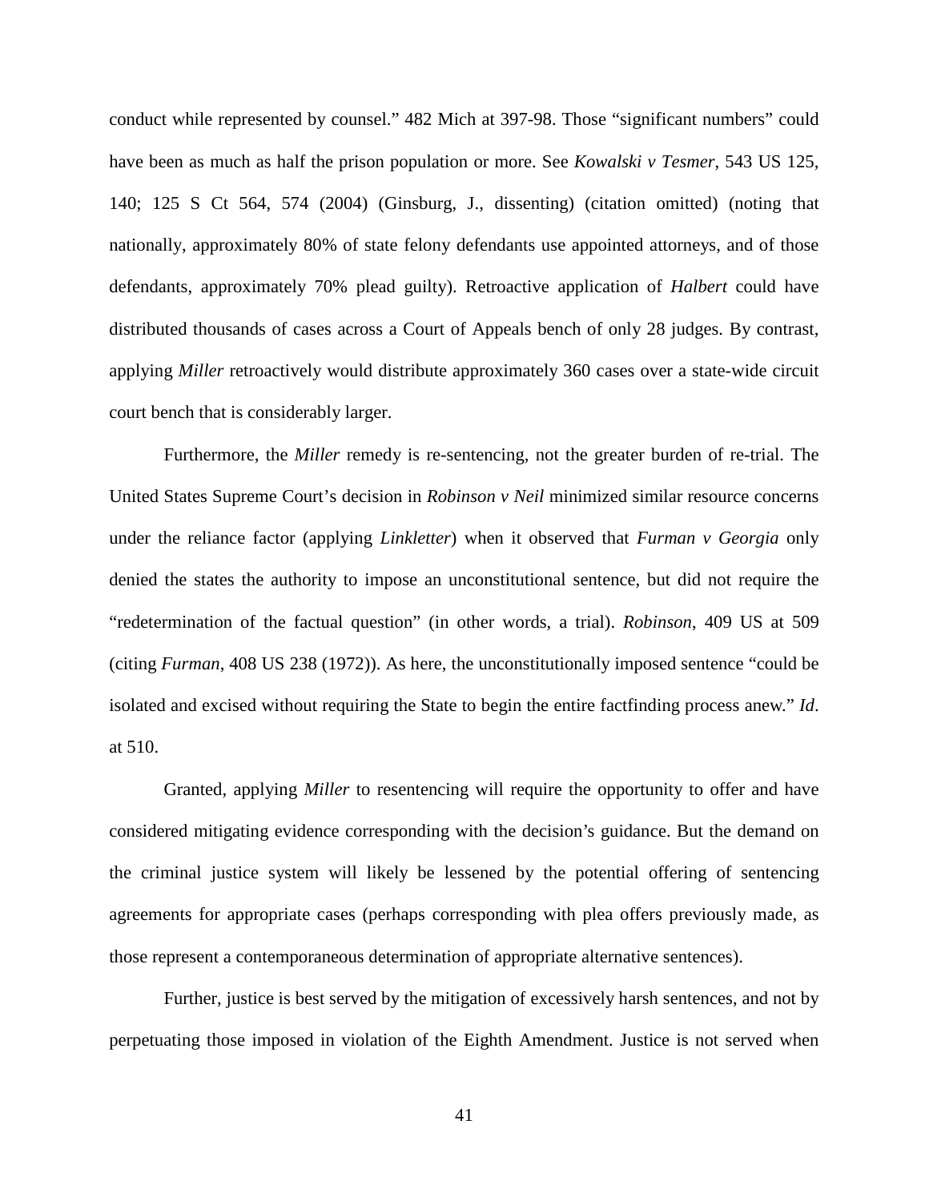conduct while represented by counsel." 482 Mich at 397-98. Those "significant numbers" could have been as much as half the prison population or more. See *Kowalski v Tesmer*, 543 US 125, 140; 125 S Ct 564, 574 (2004) (Ginsburg, J., dissenting) (citation omitted) (noting that nationally, approximately 80% of state felony defendants use appointed attorneys, and of those defendants, approximately 70% plead guilty). Retroactive application of *Halbert* could have distributed thousands of cases across a Court of Appeals bench of only 28 judges. By contrast, applying *Miller* retroactively would distribute approximately 360 cases over a state-wide circuit court bench that is considerably larger.

Furthermore, the *Miller* remedy is re-sentencing, not the greater burden of re-trial. The United States Supreme Court's decision in *Robinson v Neil* minimized similar resource concerns under the reliance factor (applying *Linkletter*) when it observed that *Furman v Georgia* only denied the states the authority to impose an unconstitutional sentence, but did not require the "redetermination of the factual question" (in other words, a trial). *Robinson*, 409 US at 509 (citing *Furman*, 408 US 238 (1972)). As here, the unconstitutionally imposed sentence "could be isolated and excised without requiring the State to begin the entire factfinding process anew." *Id*. at 510.

Granted, applying *Miller* to resentencing will require the opportunity to offer and have considered mitigating evidence corresponding with the decision's guidance. But the demand on the criminal justice system will likely be lessened by the potential offering of sentencing agreements for appropriate cases (perhaps corresponding with plea offers previously made, as those represent a contemporaneous determination of appropriate alternative sentences).

Further, justice is best served by the mitigation of excessively harsh sentences, and not by perpetuating those imposed in violation of the Eighth Amendment. Justice is not served when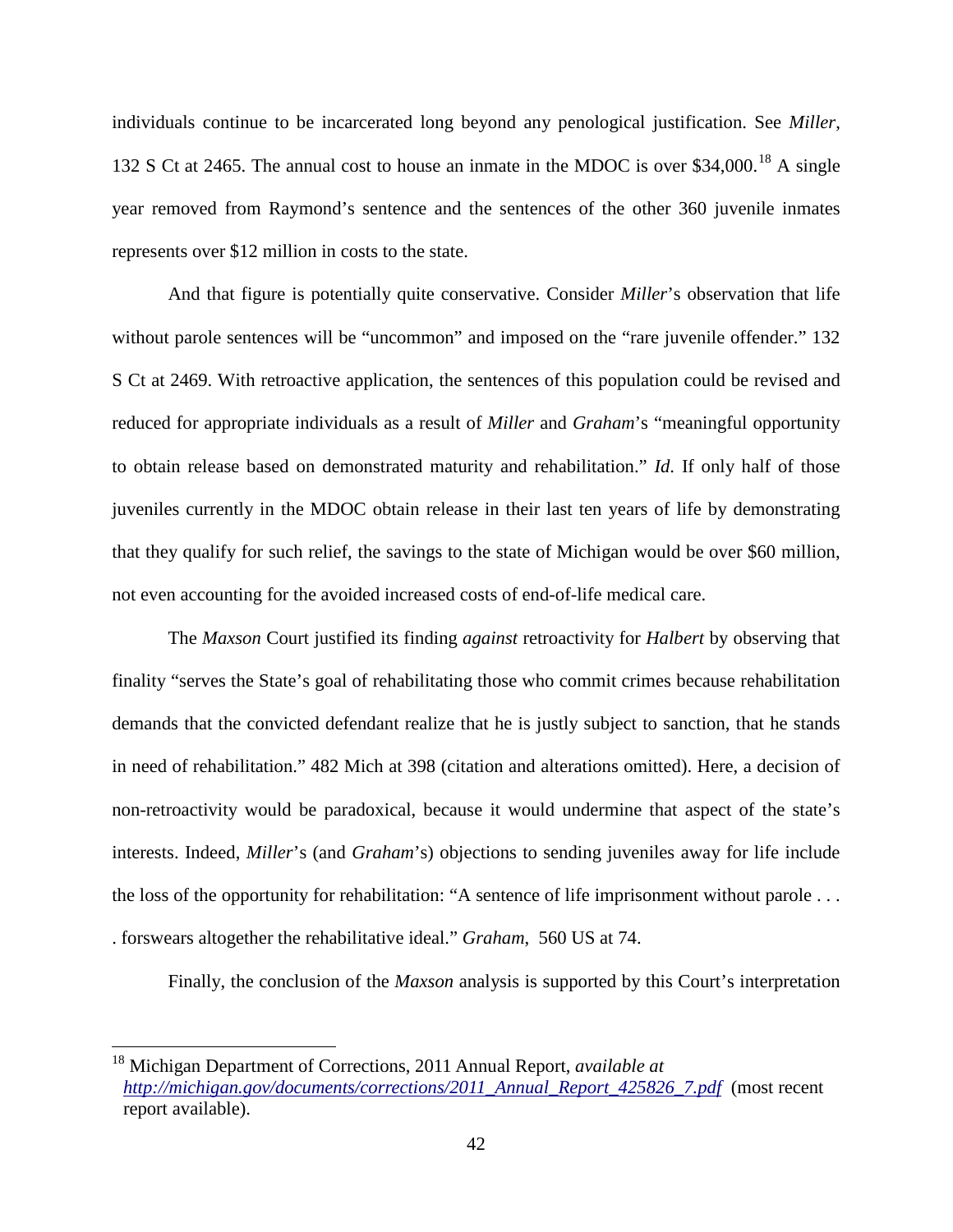individuals continue to be incarcerated long beyond any penological justification. See *Miller*, 132 S Ct at 2465. The annual cost to house an inmate in the MDOC is over $34,000.[18] A single year removed from Raymond's sentence and the sentences of the other 360 juvenile inmates represents over $12 million in costs to the state.

And that figure is potentially quite conservative. Consider *Miller*'s observation that life without parole sentences will be "uncommon" and imposed on the "rare juvenile offender." 132 S Ct at 2469. With retroactive application, the sentences of this population could be revised and reduced for appropriate individuals as a result of *Miller* and *Graham*'s "meaningful opportunity to obtain release based on demonstrated maturity and rehabilitation." *Id.* If only half of those juveniles currently in the MDOC obtain release in their last ten years of life by demonstrating that they qualify for such relief, the savings to the state of Michigan would be over $60 million, not even accounting for the avoided increased costs of end-of-life medical care.

The *Maxson* Court justified its finding *against* retroactivity for *Halbert* by observing that finality "serves the State's goal of rehabilitating those who commit crimes because rehabilitation demands that the convicted defendant realize that he is justly subject to sanction, that he stands in need of rehabilitation." 482 Mich at 398 (citation and alterations omitted). Here, a decision of non-retroactivity would be paradoxical, because it would undermine that aspect of the state's interests. Indeed, *Miller*'s (and *Graham*'s) objections to sending juveniles away for life include the loss of the opportunity for rehabilitation: "A sentence of life imprisonment without parole . . . . forswears altogether the rehabilitative ideal." *Graham*, 560 US at 74.

Finally, the conclusion of the *Maxson* analysis is supported by this Court's interpretation

---

[18] Michigan Department of Corrections, 2011 Annual Report, *available at* *http://michigan.gov/documents/corrections/2011_Annual_Report_425826_7.pdf* (most recent report available).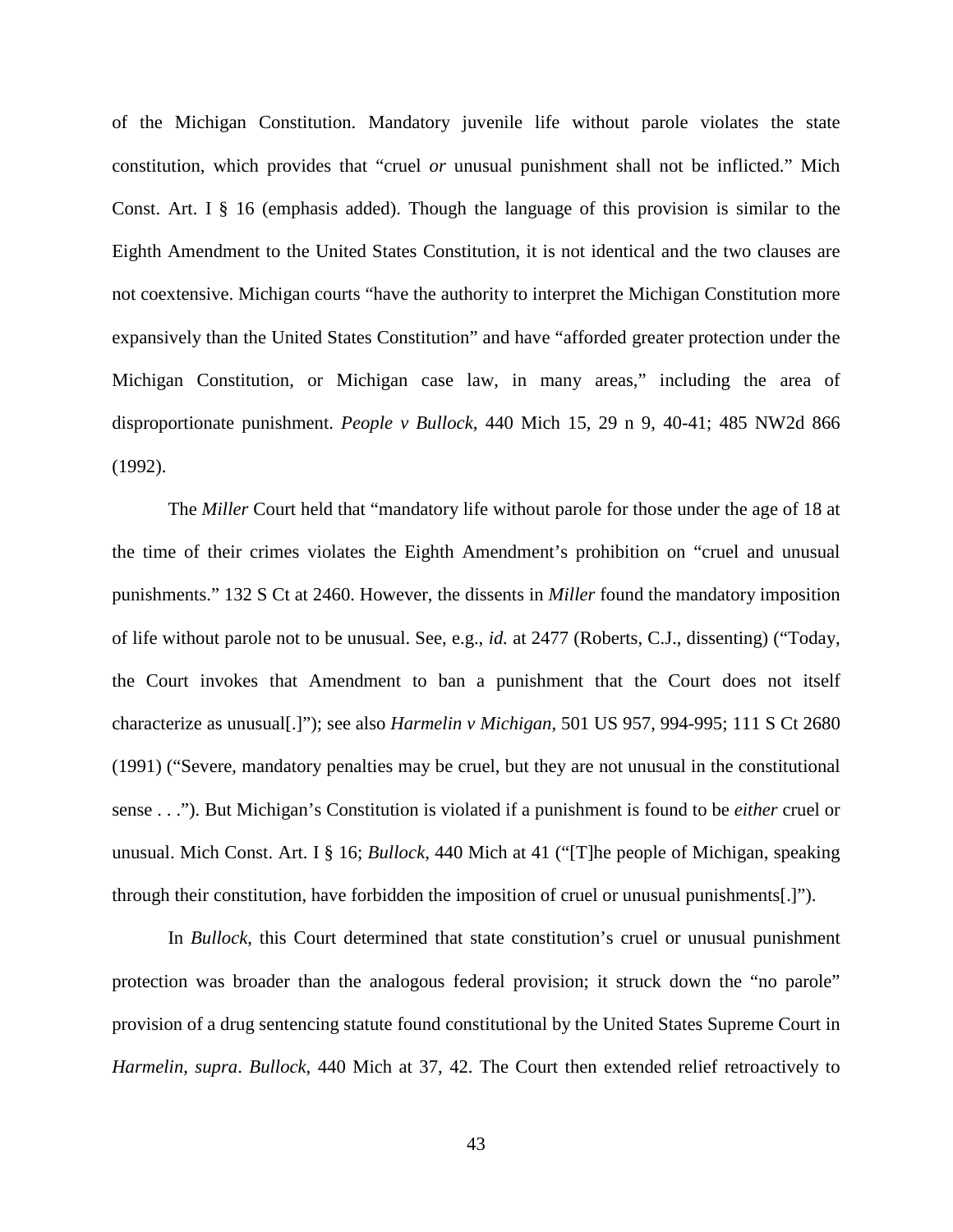of the Michigan Constitution. Mandatory juvenile life without parole violates the state constitution, which provides that "cruel *or* unusual punishment shall not be inflicted." Mich Const. Art. I § 16 (emphasis added). Though the language of this provision is similar to the Eighth Amendment to the United States Constitution, it is not identical and the two clauses are not coextensive. Michigan courts "have the authority to interpret the Michigan Constitution more expansively than the United States Constitution" and have "afforded greater protection under the Michigan Constitution, or Michigan case law, in many areas," including the area of disproportionate punishment. *People v Bullock*, 440 Mich 15, 29 n 9, 40-41; 485 NW2d 866 (1992).

The *Miller* Court held that "mandatory life without parole for those under the age of 18 at the time of their crimes violates the Eighth Amendment's prohibition on "cruel and unusual punishments." 132 S Ct at 2460. However, the dissents in *Miller* found the mandatory imposition of life without parole not to be unusual. See, e.g., *id.* at 2477 (Roberts, C.J., dissenting) ("Today, the Court invokes that Amendment to ban a punishment that the Court does not itself characterize as unusual[.]"); see also *Harmelin v Michigan*, 501 US 957, 994-995; 111 S Ct 2680 (1991) ("Severe, mandatory penalties may be cruel, but they are not unusual in the constitutional sense . . ."). But Michigan's Constitution is violated if a punishment is found to be *either* cruel or unusual. Mich Const. Art. I § 16; *Bullock*, 440 Mich at 41 ("[T]he people of Michigan, speaking through their constitution, have forbidden the imposition of cruel or unusual punishments[.]").

In *Bullock*, this Court determined that state constitution's cruel or unusual punishment protection was broader than the analogous federal provision; it struck down the "no parole" provision of a drug sentencing statute found constitutional by the United States Supreme Court in *Harmelin*, *supra*. *Bullock*, 440 Mich at 37, 42. The Court then extended relief retroactively to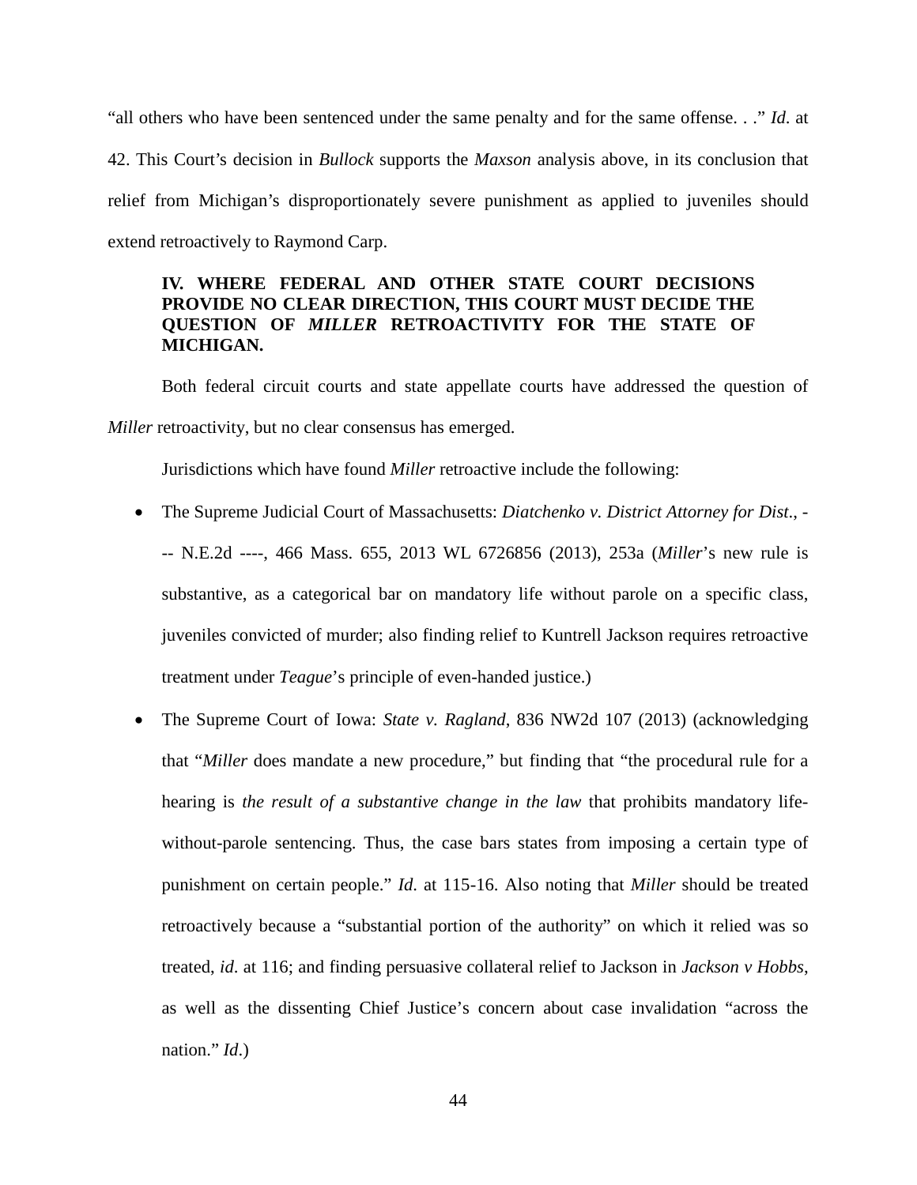"all others who have been sentenced under the same penalty and for the same offense. . ." *Id*. at 42. This Court's decision in *Bullock* supports the *Maxson* analysis above, in its conclusion that relief from Michigan's disproportionately severe punishment as applied to juveniles should extend retroactively to Raymond Carp.

### IV. WHERE FEDERAL AND OTHER STATE COURT DECISIONS PROVIDE NO CLEAR DIRECTION, THIS COURT MUST DECIDE THE QUESTION OF *MILLER* RETROACTIVITY FOR THE STATE OF MICHIGAN.

Both federal circuit courts and state appellate courts have addressed the question of *Miller* retroactivity, but no clear consensus has emerged.

Jurisdictions which have found *Miller* retroactive include the following:

- The Supreme Judicial Court of Massachusetts: *Diatchenko v. District Attorney for Dist*., --- N.E.2d ----, 466 Mass. 655, 2013 WL 6726856 (2013), 253a (*Miller*'s new rule is substantive, as a categorical bar on mandatory life without parole on a specific class, juveniles convicted of murder; also finding relief to Kuntrell Jackson requires retroactive treatment under *Teague*'s principle of even-handed justice.)
- The Supreme Court of Iowa: *State v. Ragland*, 836 NW2d 107 (2013) (acknowledging that "*Miller* does mandate a new procedure," but finding that "the procedural rule for a hearing is *the result of a substantive change in the law* that prohibits mandatory life-without-parole sentencing. Thus, the case bars states from imposing a certain type of punishment on certain people." *Id*. at 115-16. Also noting that *Miller* should be treated retroactively because a "substantial portion of the authority" on which it relied was so treated, *id*. at 116; and finding persuasive collateral relief to Jackson in *Jackson v Hobbs*, as well as the dissenting Chief Justice's concern about case invalidation "across the nation." *Id*.)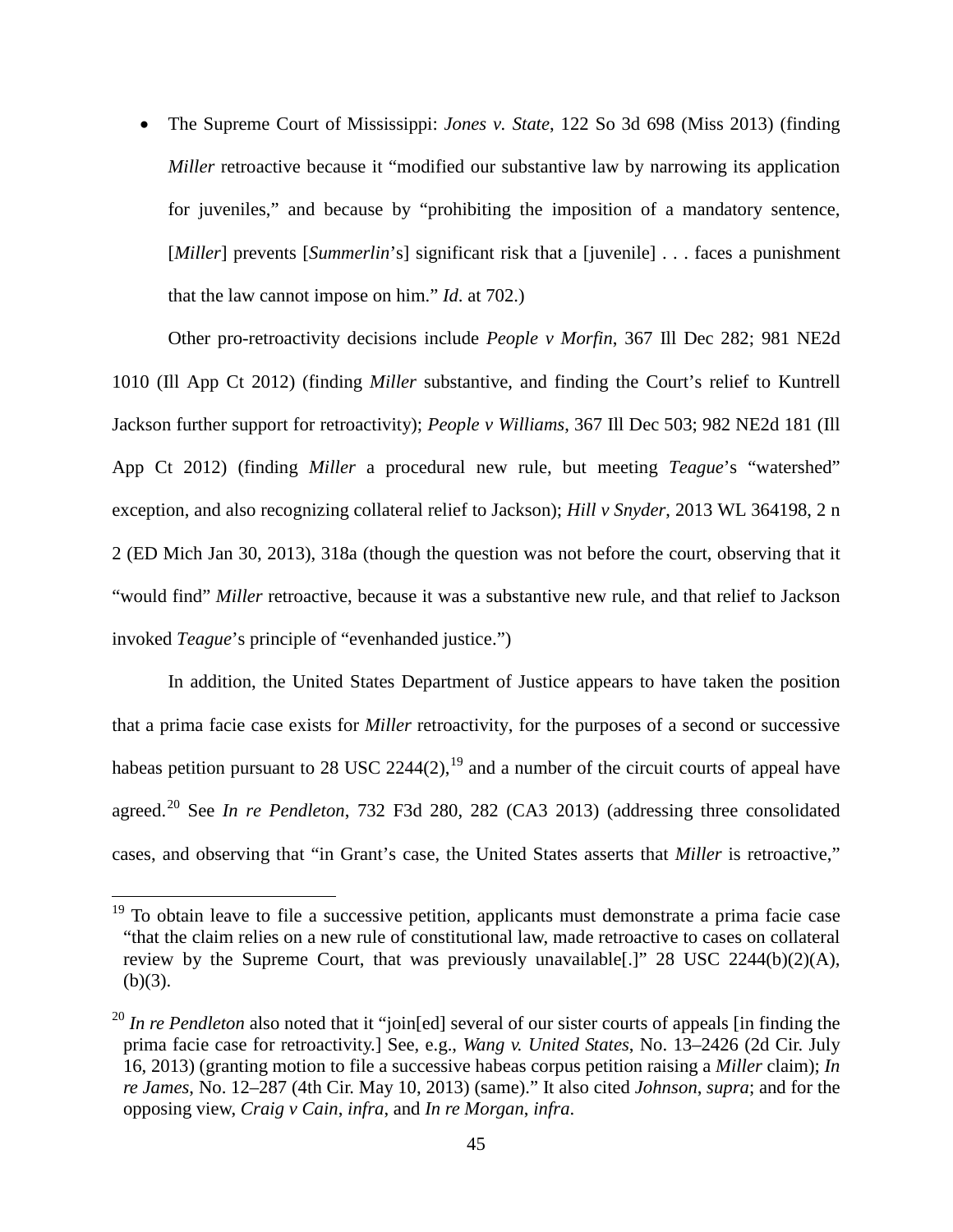- The Supreme Court of Mississippi: *Jones v. State*, 122 So 3d 698 (Miss 2013) (finding *Miller* retroactive because it "modified our substantive law by narrowing its application for juveniles," and because by "prohibiting the imposition of a mandatory sentence, [*Miller*] prevents [*Summerlin*'s] significant risk that a [juvenile] . . . faces a punishment that the law cannot impose on him." *Id*. at 702.)

Other pro-retroactivity decisions include *People v Morfin*, 367 Ill Dec 282; 981 NE2d 1010 (Ill App Ct 2012) (finding *Miller* substantive, and finding the Court's relief to Kuntrell Jackson further support for retroactivity); *People v Williams*, 367 Ill Dec 503; 982 NE2d 181 (Ill App Ct 2012) (finding *Miller* a procedural new rule, but meeting *Teague*'s "watershed" exception, and also recognizing collateral relief to Jackson); *Hill v Snyder*, 2013 WL 364198, 2 n 2 (ED Mich Jan 30, 2013), 318a (though the question was not before the court, observing that it "would find" *Miller* retroactive, because it was a substantive new rule, and that relief to Jackson invoked *Teague*'s principle of "evenhanded justice.")

In addition, the United States Department of Justice appears to have taken the position that a prima facie case exists for *Miller* retroactivity, for the purposes of a second or successive habeas petition pursuant to 28 USC 2244(2),[19] and a number of the circuit courts of appeal have agreed.[20] See *In re Pendleton*, 732 F3d 280, 282 (CA3 2013) (addressing three consolidated cases, and observing that "in Grant's case, the United States asserts that *Miller* is retroactive,"

---

[19] To obtain leave to file a successive petition, applicants must demonstrate a prima facie case "that the claim relies on a new rule of constitutional law, made retroactive to cases on collateral review by the Supreme Court, that was previously unavailable[.]" 28 USC 2244(b)(2)(A), (b)(3).

[20] *In re Pendleton* also noted that it "join[ed] several of our sister courts of appeals [in finding the prima facie case for retroactivity.] See, e.g., *Wang v. United States*, No. 13–2426 (2d Cir. July 16, 2013) (granting motion to file a successive habeas corpus petition raising a *Miller* claim); *In re James*, No. 12–287 (4th Cir. May 10, 2013) (same)." It also cited *Johnson*, *supra*; and for the opposing view, *Craig v Cain*, *infra*, and *In re Morgan*, *infra*.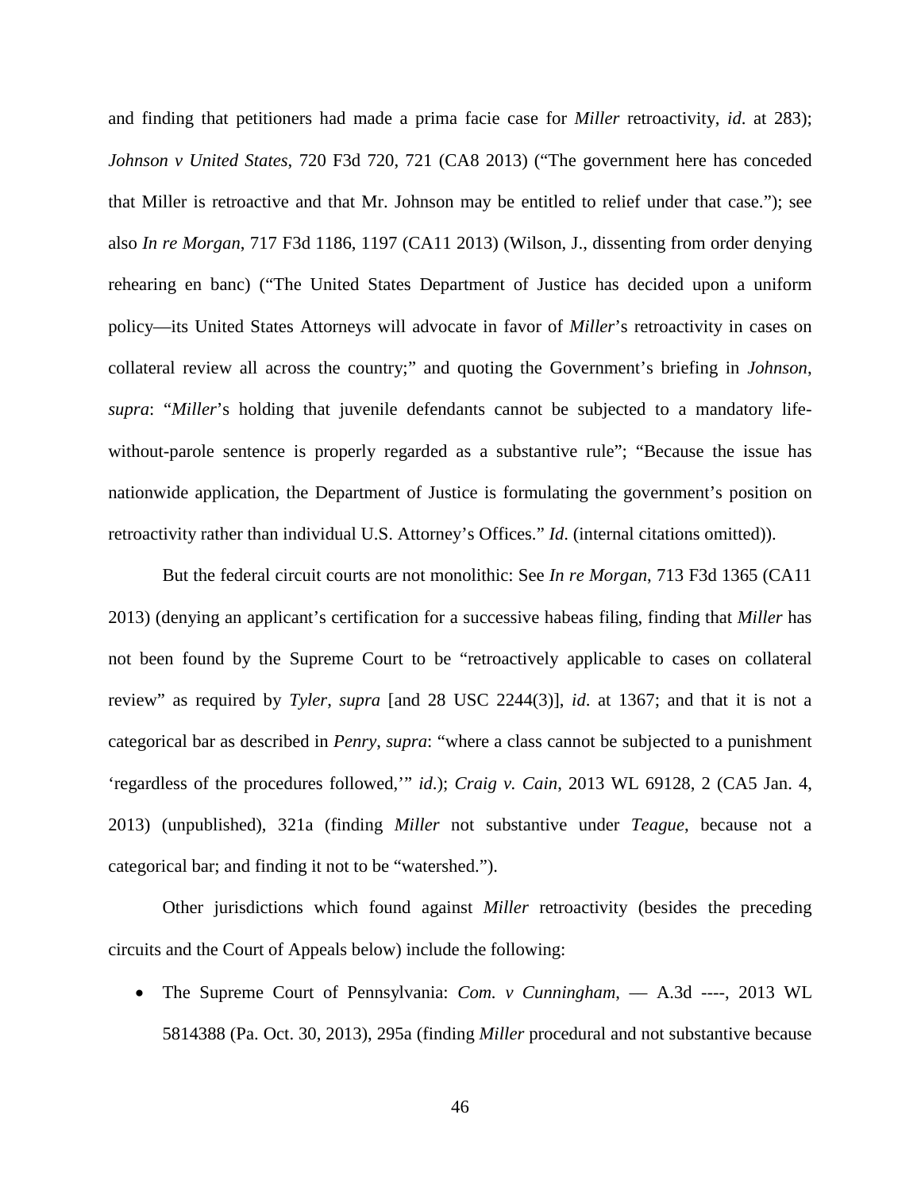and finding that petitioners had made a prima facie case for *Miller* retroactivity, *id*. at 283); *Johnson v United States*, 720 F3d 720, 721 (CA8 2013) ("The government here has conceded that Miller is retroactive and that Mr. Johnson may be entitled to relief under that case."); see also *In re Morgan*, 717 F3d 1186, 1197 (CA11 2013) (Wilson, J., dissenting from order denying rehearing en banc) ("The United States Department of Justice has decided upon a uniform policy—its United States Attorneys will advocate in favor of *Miller*'s retroactivity in cases on collateral review all across the country;" and quoting the Government's briefing in *Johnson*, *supra*: "*Miller*'s holding that juvenile defendants cannot be subjected to a mandatory life-without-parole sentence is properly regarded as a substantive rule"; "Because the issue has nationwide application, the Department of Justice is formulating the government's position on retroactivity rather than individual U.S. Attorney's Offices." *Id*. (internal citations omitted)).

But the federal circuit courts are not monolithic: See *In re Morgan*, 713 F3d 1365 (CA11 2013) (denying an applicant's certification for a successive habeas filing, finding that *Miller* has not been found by the Supreme Court to be "retroactively applicable to cases on collateral review" as required by *Tyler*, *supra* [and 28 USC 2244(3)], *id*. at 1367; and that it is not a categorical bar as described in *Penry*, *supra*: "where a class cannot be subjected to a punishment 'regardless of the procedures followed,'" *id*.); *Craig v. Cain*, 2013 WL 69128, 2 (CA5 Jan. 4, 2013) (unpublished), 321a (finding *Miller* not substantive under *Teague*, because not a categorical bar; and finding it not to be "watershed.").

Other jurisdictions which found against *Miller* retroactivity (besides the preceding circuits and the Court of Appeals below) include the following:

- The Supreme Court of Pennsylvania: *Com. v Cunningham*, — A.3d ----, 2013 WL 5814388 (Pa. Oct. 30, 2013), 295a (finding *Miller* procedural and not substantive because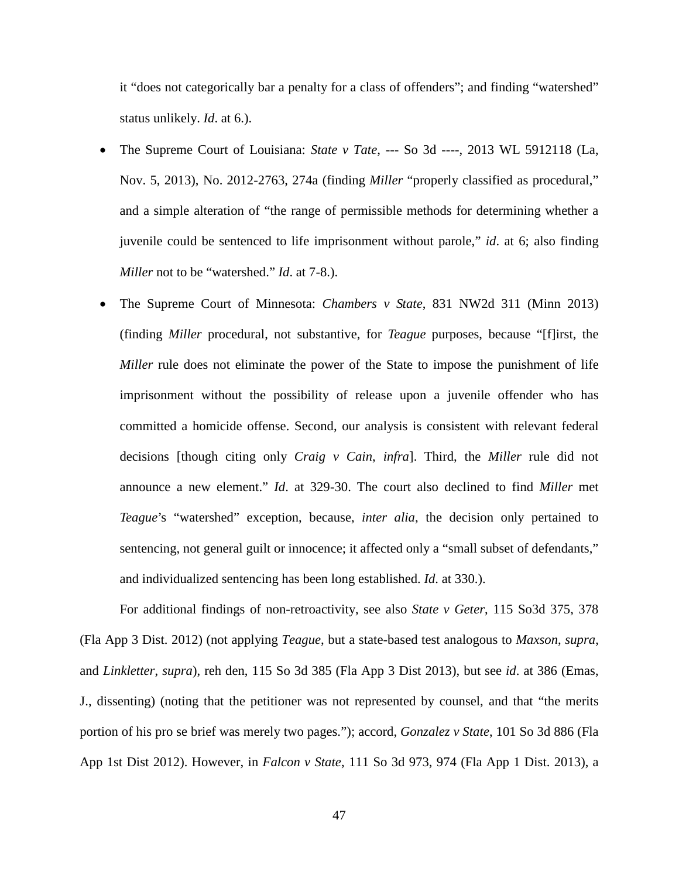it "does not categorically bar a penalty for a class of offenders"; and finding "watershed" status unlikely. *Id*. at 6.).

- The Supreme Court of Louisiana: *State v Tate*, --- So 3d ----, 2013 WL 5912118 (La, Nov. 5, 2013), No. 2012-2763, 274a (finding *Miller* "properly classified as procedural," and a simple alteration of "the range of permissible methods for determining whether a juvenile could be sentenced to life imprisonment without parole," *id*. at 6; also finding *Miller* not to be "watershed." *Id*. at 7-8.).
- The Supreme Court of Minnesota: *Chambers v State*, 831 NW2d 311 (Minn 2013) (finding *Miller* procedural, not substantive, for *Teague* purposes, because "[f]irst, the *Miller* rule does not eliminate the power of the State to impose the punishment of life imprisonment without the possibility of release upon a juvenile offender who has committed a homicide offense. Second, our analysis is consistent with relevant federal decisions [though citing only *Craig v Cain*, *infra*]. Third, the *Miller* rule did not announce a new element." *Id*. at 329-30. The court also declined to find *Miller* met *Teague*'s "watershed" exception, because, *inter alia*, the decision only pertained to sentencing, not general guilt or innocence; it affected only a "small subset of defendants," and individualized sentencing has been long established. *Id*. at 330.).

For additional findings of non-retroactivity, see also *State v Geter*, 115 So3d 375, 378 (Fla App 3 Dist. 2012) (not applying *Teague*, but a state-based test analogous to *Maxson*, *supra*, and *Linkletter*, *supra*), reh den, 115 So 3d 385 (Fla App 3 Dist 2013), but see *id*. at 386 (Emas, J., dissenting) (noting that the petitioner was not represented by counsel, and that "the merits portion of his pro se brief was merely two pages."); accord, *Gonzalez v State*, 101 So 3d 886 (Fla App 1st Dist 2012). However, in *Falcon v State*, 111 So 3d 973, 974 (Fla App 1 Dist. 2013), a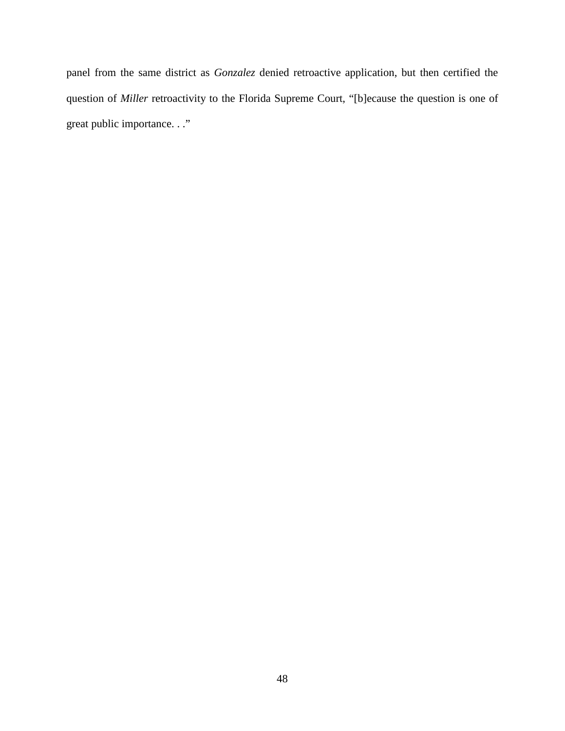panel from the same district as *Gonzalez* denied retroactive application, but then certified the question of *Miller* retroactivity to the Florida Supreme Court, "[b]ecause the question is one of great public importance. . ."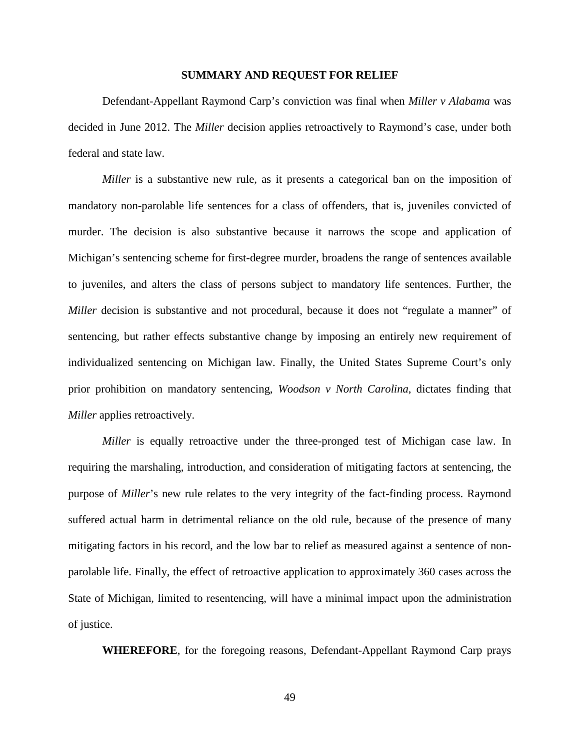## SUMMARY AND REQUEST FOR RELIEF

Defendant-Appellant Raymond Carp's conviction was final when *Miller v Alabama* was decided in June 2012. The *Miller* decision applies retroactively to Raymond's case, under both federal and state law.

*Miller* is a substantive new rule, as it presents a categorical ban on the imposition of mandatory non-parolable life sentences for a class of offenders, that is, juveniles convicted of murder. The decision is also substantive because it narrows the scope and application of Michigan's sentencing scheme for first-degree murder, broadens the range of sentences available to juveniles, and alters the class of persons subject to mandatory life sentences. Further, the *Miller* decision is substantive and not procedural, because it does not "regulate a manner" of sentencing, but rather effects substantive change by imposing an entirely new requirement of individualized sentencing on Michigan law. Finally, the United States Supreme Court's only prior prohibition on mandatory sentencing, *Woodson v North Carolina*, dictates finding that *Miller* applies retroactively.

*Miller* is equally retroactive under the three-pronged test of Michigan case law. In requiring the marshaling, introduction, and consideration of mitigating factors at sentencing, the purpose of *Miller*'s new rule relates to the very integrity of the fact-finding process. Raymond suffered actual harm in detrimental reliance on the old rule, because of the presence of many mitigating factors in his record, and the low bar to relief as measured against a sentence of non-parolable life. Finally, the effect of retroactive application to approximately 360 cases across the State of Michigan, limited to resentencing, will have a minimal impact upon the administration of justice.

**WHEREFORE**, for the foregoing reasons, Defendant-Appellant Raymond Carp prays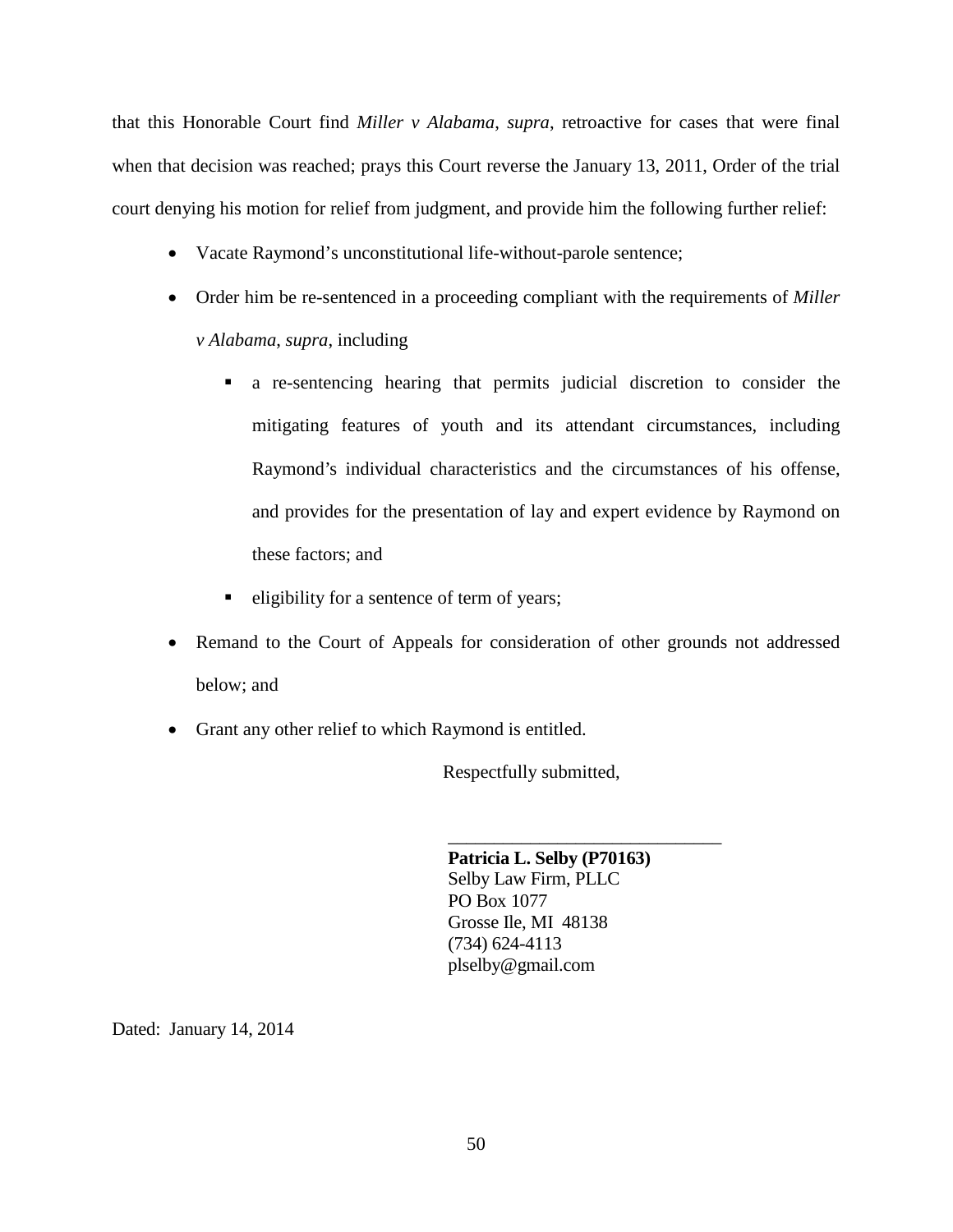that this Honorable Court find *Miller v Alabama*, *supra*, retroactive for cases that were final when that decision was reached; prays this Court reverse the January 13, 2011, Order of the trial court denying his motion for relief from judgment, and provide him the following further relief:

- Vacate Raymond's unconstitutional life-without-parole sentence;
- Order him be re-sentenced in a proceeding compliant with the requirements of *Miller v Alabama*, *supra*, including
  - a re-sentencing hearing that permits judicial discretion to consider the mitigating features of youth and its attendant circumstances, including Raymond's individual characteristics and the circumstances of his offense, and provides for the presentation of lay and expert evidence by Raymond on these factors; and
  - eligibility for a sentence of term of years;
- Remand to the Court of Appeals for consideration of other grounds not addressed below; and
- Grant any other relief to which Raymond is entitled.

Respectfully submitted,

\_\_\_\_\_\_\_\_\_\_\_\_\_\_\_\_\_\_\_\_\_\_\_\_\_\_\_\_\_\_

**Patricia L. Selby (P70163)**
Selby Law Firm, PLLC
PO Box 1077
Grosse Ile, MI 48138
(734) 624-4113
plselby@gmail.com

Dated: January 14, 2014